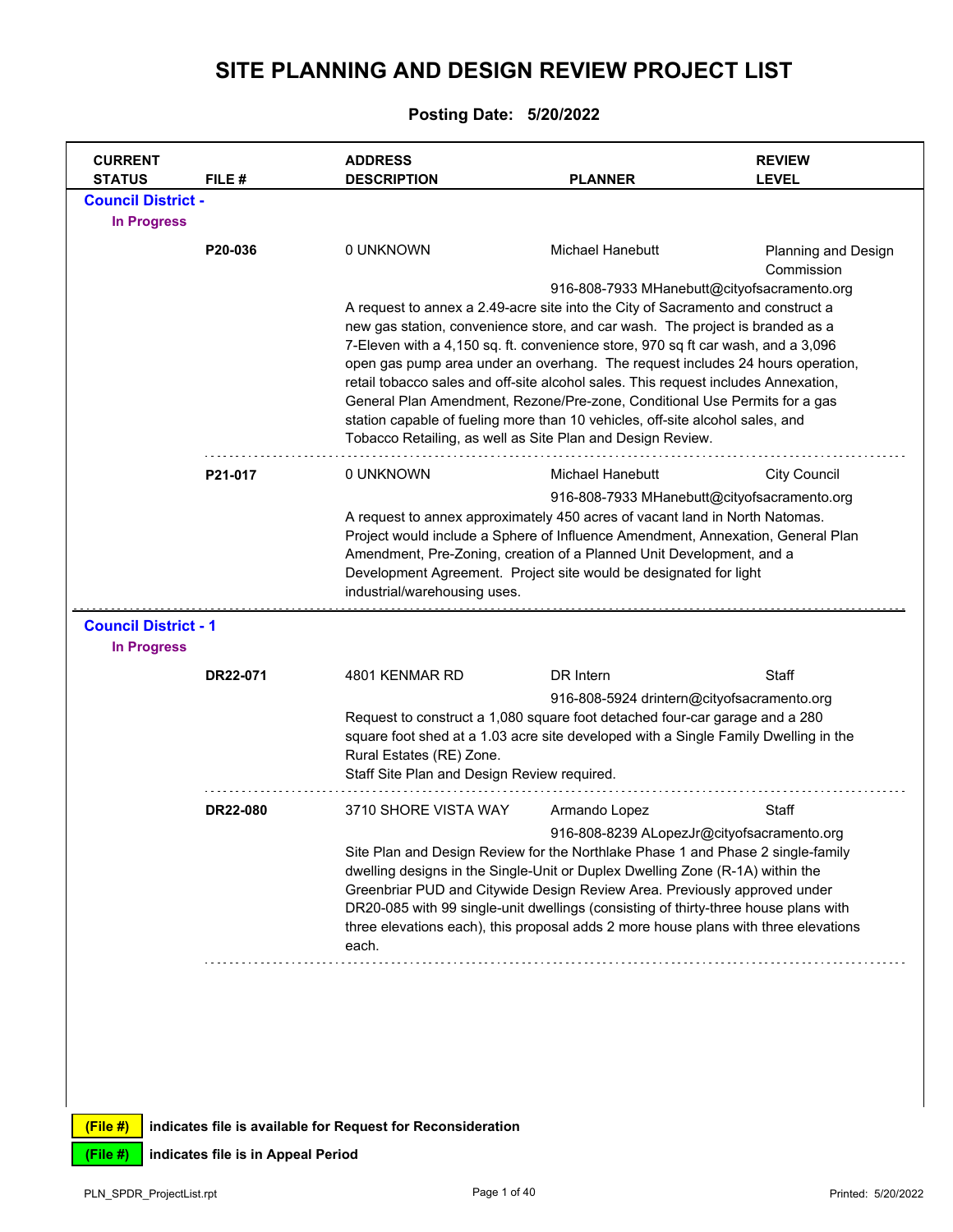# SITE PLANNING AND DESIGN REVIEW PROJECT LIST

**Posting Date: 5/20/2022**

| CURRENT STATUS | FILE # | ADDRESS DESCRIPTION | PLANNER | REVIEW LEVEL |
|---|---|---|---|---|

## Council District -

### In Progress

**P20-036** | 0 UNKNOWN | Michael Hanebutt | Planning and Design Commission

916-808-7933 MHanebutt@cityofsacramento.org

A request to annex a 2.49-acre site into the City of Sacramento and construct a new gas station, convenience store, and car wash. The project is branded as a 7-Eleven with a 4,150 sq. ft. convenience store, 970 sq ft car wash, and a 3,096 open gas pump area under an overhang. The request includes 24 hours operation, retail tobacco sales and off-site alcohol sales. This request includes Annexation, General Plan Amendment, Rezone/Pre-zone, Conditional Use Permits for a gas station capable of fueling more than 10 vehicles, off-site alcohol sales, and Tobacco Retailing, as well as Site Plan and Design Review.

**P21-017** | 0 UNKNOWN | Michael Hanebutt | City Council

916-808-7933 MHanebutt@cityofsacramento.org

A request to annex approximately 450 acres of vacant land in North Natomas. Project would include a Sphere of Influence Amendment, Annexation, General Plan Amendment, Pre-Zoning, creation of a Planned Unit Development, and a Development Agreement. Project site would be designated for light industrial/warehousing uses.

## Council District - 1

### In Progress

**DR22-071** | 4801 KENMAR RD | DR Intern | Staff

916-808-5924 drintern@cityofsacramento.org

Request to construct a 1,080 square foot detached four-car garage and a 280 square foot shed at a 1.03 acre site developed with a Single Family Dwelling in the Rural Estates (RE) Zone.
Staff Site Plan and Design Review required.

**DR22-080** | 3710 SHORE VISTA WAY | Armando Lopez | Staff

916-808-8239 ALopezJr@cityofsacramento.org

Site Plan and Design Review for the Northlake Phase 1 and Phase 2 single-family dwelling designs in the Single-Unit or Duplex Dwelling Zone (R-1A) within the Greenbriar PUD and Citywide Design Review Area. Previously approved under DR20-085 with 99 single-unit dwellings (consisting of thirty-three house plans with three elevations each), this proposal adds 2 more house plans with three elevations each.

(File #) indicates file is available for Request for Reconsideration

(File #) indicates file is in Appeal Period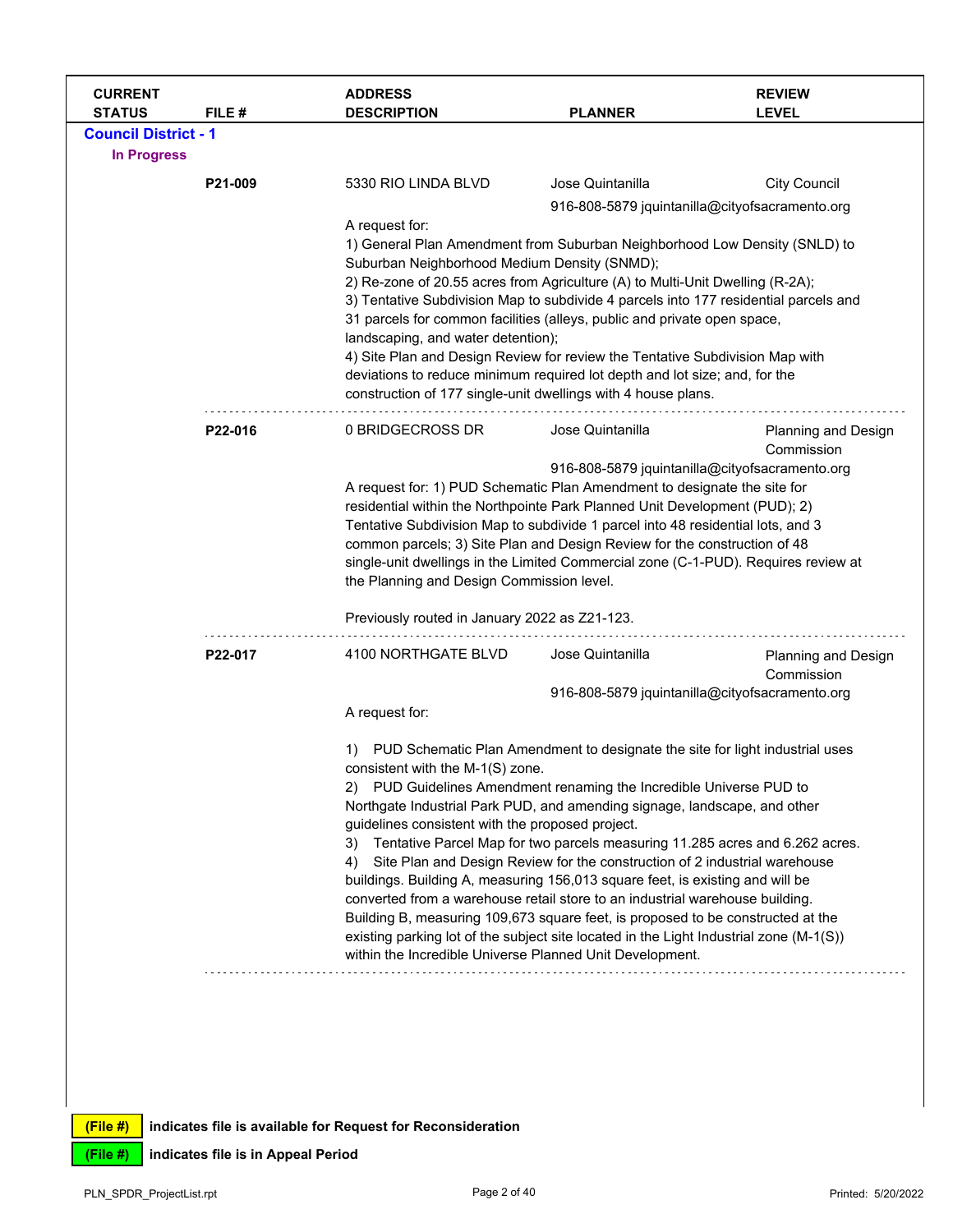| CURRENT STATUS | FILE # | ADDRESS DESCRIPTION | PLANNER | REVIEW LEVEL |
|---|---|---|---|---|

**Council District - 1**

**In Progress**

| | FILE # | ADDRESS | PLANNER | REVIEW LEVEL |
|---|---|---|---|---|
| | **P21-009** | 5330 RIO LINDA BLVD | Jose Quintanilla<br>916-808-5879 jquintanilla@cityofsacramento.org | City Council |

A request for:
1) General Plan Amendment from Suburban Neighborhood Low Density (SNLD) to Suburban Neighborhood Medium Density (SNMD);
2) Re-zone of 20.55 acres from Agriculture (A) to Multi-Unit Dwelling (R-2A);
3) Tentative Subdivision Map to subdivide 4 parcels into 177 residential parcels and 31 parcels for common facilities (alleys, public and private open space, landscaping, and water detention);
4) Site Plan and Design Review for review the Tentative Subdivision Map with deviations to reduce minimum required lot depth and lot size; and, for the construction of 177 single-unit dwellings with 4 house plans.

| | FILE # | ADDRESS | PLANNER | REVIEW LEVEL |
|---|---|---|---|---|
| | **P22-016** | 0 BRIDGECROSS DR | Jose Quintanilla<br>916-808-5879 jquintanilla@cityofsacramento.org | Planning and Design Commission |

A request for: 1) PUD Schematic Plan Amendment to designate the site for residential within the Northpointe Park Planned Unit Development (PUD); 2) Tentative Subdivision Map to subdivide 1 parcel into 48 residential lots, and 3 common parcels; 3) Site Plan and Design Review for the construction of 48 single-unit dwellings in the Limited Commercial zone (C-1-PUD). Requires review at the Planning and Design Commission level.

Previously routed in January 2022 as Z21-123.

| | FILE # | ADDRESS | PLANNER | REVIEW LEVEL |
|---|---|---|---|---|
| | **P22-017** | 4100 NORTHGATE BLVD | Jose Quintanilla<br>916-808-5879 jquintanilla@cityofsacramento.org | Planning and Design Commission |

A request for:

1) PUD Schematic Plan Amendment to designate the site for light industrial uses consistent with the M-1(S) zone.
2) PUD Guidelines Amendment renaming the Incredible Universe PUD to Northgate Industrial Park PUD, and amending signage, landscape, and other guidelines consistent with the proposed project.
3) Tentative Parcel Map for two parcels measuring 11.285 acres and 6.262 acres.
4) Site Plan and Design Review for the construction of 2 industrial warehouse buildings. Building A, measuring 156,013 square feet, is existing and will be converted from a warehouse retail store to an industrial warehouse building. Building B, measuring 109,673 square feet, is proposed to be constructed at the existing parking lot of the subject site located in the Light Industrial zone (M-1(S)) within the Incredible Universe Planned Unit Development.

(File #) indicates file is available for Request for Reconsideration

(File #) indicates file is in Appeal Period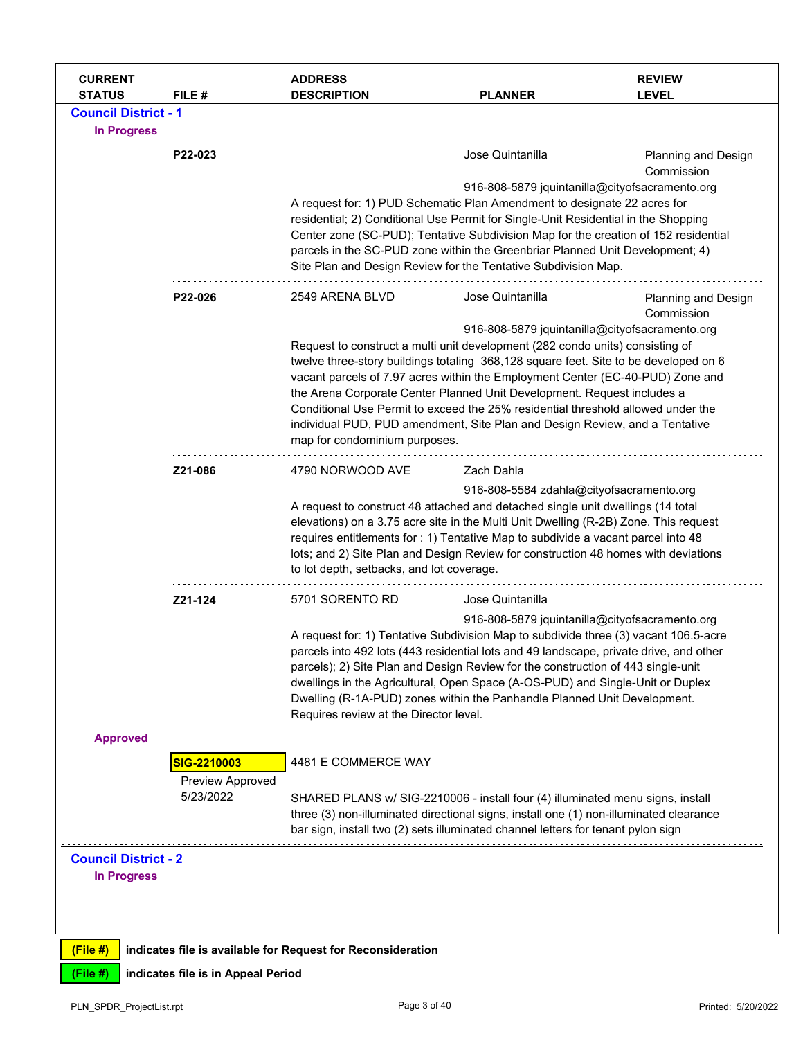| CURRENT STATUS | FILE # | ADDRESS DESCRIPTION | PLANNER | REVIEW LEVEL |
|---|---|---|---|---|

## Council District - 1

### In Progress

| CURRENT STATUS | FILE # | ADDRESS DESCRIPTION | PLANNER | REVIEW LEVEL |
|---|---|---|---|---|
| | **P22-023** | | Jose Quintanilla<br>916-808-5879 jquintanilla@cityofsacramento.org | Planning and Design Commission |
| | | A request for: 1) PUD Schematic Plan Amendment to designate 22 acres for residential; 2) Conditional Use Permit for Single-Unit Residential in the Shopping Center zone (SC-PUD); Tentative Subdivision Map for the creation of 152 residential parcels in the SC-PUD zone within the Greenbriar Planned Unit Development; 4) Site Plan and Design Review for the Tentative Subdivision Map. | | |
| | **P22-026** | 2549 ARENA BLVD | Jose Quintanilla<br>916-808-5879 jquintanilla@cityofsacramento.org | Planning and Design Commission |
| | | Request to construct a multi unit development (282 condo units) consisting of twelve three-story buildings totaling 368,128 square feet. Site to be developed on 6 vacant parcels of 7.97 acres within the Employment Center (EC-40-PUD) Zone and the Arena Corporate Center Planned Unit Development. Request includes a Conditional Use Permit to exceed the 25% residential threshold allowed under the individual PUD, PUD amendment, Site Plan and Design Review, and a Tentative map for condominium purposes. | | |
| | **Z21-086** | 4790 NORWOOD AVE | Zach Dahla<br>916-808-5584 zdahla@cityofsacramento.org | |
| | | A request to construct 48 attached and detached single unit dwellings (14 total elevations) on a 3.75 acre site in the Multi Unit Dwelling (R-2B) Zone. This request requires entitlements for : 1) Tentative Map to subdivide a vacant parcel into 48 lots; and 2) Site Plan and Design Review for construction 48 homes with deviations to lot depth, setbacks, and lot coverage. | | |
| | **Z21-124** | 5701 SORENTO RD | Jose Quintanilla<br>916-808-5879 jquintanilla@cityofsacramento.org | |
| | | A request for: 1) Tentative Subdivision Map to subdivide three (3) vacant 106.5-acre parcels into 492 lots (443 residential lots and 49 landscape, private drive, and other parcels); 2) Site Plan and Design Review for the construction of 443 single-unit dwellings in the Agricultural, Open Space (A-OS-PUD) and Single-Unit or Duplex Dwelling (R-1A-PUD) zones within the Panhandle Planned Unit Development. Requires review at the Director level. | | |

### Approved

| CURRENT STATUS | FILE # | ADDRESS DESCRIPTION | PLANNER | REVIEW LEVEL |
|---|---|---|---|---|
| | **SIG-2210003**<br>Preview Approved<br>5/23/2022 | 4481 E COMMERCE WAY | | |
| | | SHARED PLANS w/ SIG-2210006 - install four (4) illuminated menu signs, install three (3) non-illuminated directional signs, install one (1) non-illuminated clearance bar sign, install two (2) sets illuminated channel letters for tenant pylon sign | | |

## Council District - 2

### In Progress

(File #) indicates file is available for Request for Reconsideration

(File #) indicates file is in Appeal Period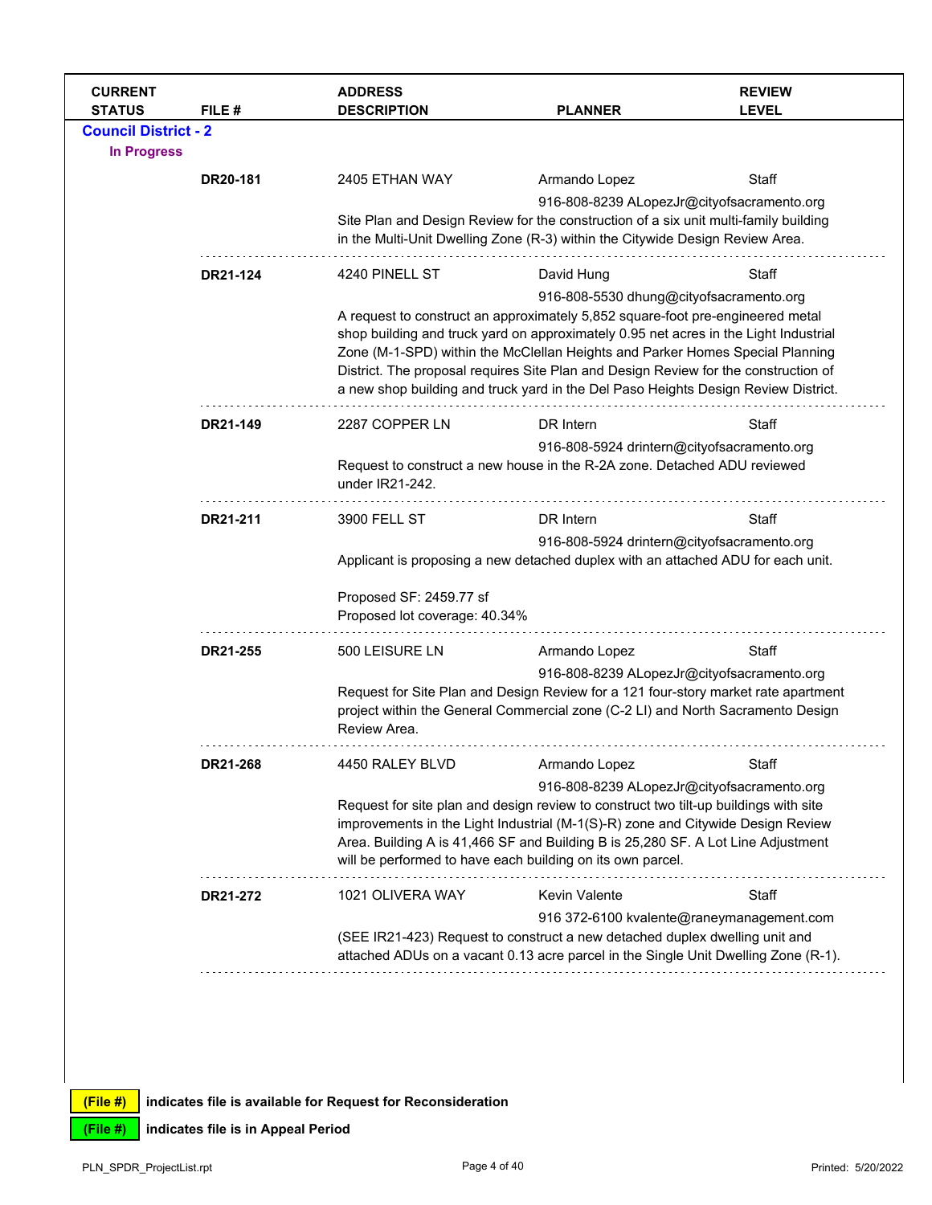| CURRENT STATUS | FILE # | ADDRESS DESCRIPTION | PLANNER | REVIEW LEVEL |
|---|---|---|---|---|

## Council District - 2

### In Progress

| FILE # | ADDRESS | PLANNER | REVIEW LEVEL |
|---|---|---|---|
| **DR20-181** | 2405 ETHAN WAY | Armando Lopez<br>916-808-8239 ALopezJr@cityofsacramento.org | Staff |

Site Plan and Design Review for the construction of a six unit multi-family building in the Multi-Unit Dwelling Zone (R-3) within the Citywide Design Review Area.

| FILE # | ADDRESS | PLANNER | REVIEW LEVEL |
|---|---|---|---|
| **DR21-124** | 4240 PINELL ST | David Hung<br>916-808-5530 dhung@cityofsacramento.org | Staff |

A request to construct an approximately 5,852 square-foot pre-engineered metal shop building and truck yard on approximately 0.95 net acres in the Light Industrial Zone (M-1-SPD) within the McClellan Heights and Parker Homes Special Planning District. The proposal requires Site Plan and Design Review for the construction of a new shop building and truck yard in the Del Paso Heights Design Review District.

| FILE # | ADDRESS | PLANNER | REVIEW LEVEL |
|---|---|---|---|
| **DR21-149** | 2287 COPPER LN | DR Intern<br>916-808-5924 drintern@cityofsacramento.org | Staff |

Request to construct a new house in the R-2A zone. Detached ADU reviewed under IR21-242.

| FILE # | ADDRESS | PLANNER | REVIEW LEVEL |
|---|---|---|---|
| **DR21-211** | 3900 FELL ST | DR Intern<br>916-808-5924 drintern@cityofsacramento.org | Staff |

Applicant is proposing a new detached duplex with an attached ADU for each unit.

Proposed SF: 2459.77 sf
Proposed lot coverage: 40.34%

| FILE # | ADDRESS | PLANNER | REVIEW LEVEL |
|---|---|---|---|
| **DR21-255** | 500 LEISURE LN | Armando Lopez<br>916-808-8239 ALopezJr@cityofsacramento.org | Staff |

Request for Site Plan and Design Review for a 121 four-story market rate apartment project within the General Commercial zone (C-2 LI) and North Sacramento Design Review Area.

| FILE # | ADDRESS | PLANNER | REVIEW LEVEL |
|---|---|---|---|
| **DR21-268** | 4450 RALEY BLVD | Armando Lopez<br>916-808-8239 ALopezJr@cityofsacramento.org | Staff |

Request for site plan and design review to construct two tilt-up buildings with site improvements in the Light Industrial (M-1(S)-R) zone and Citywide Design Review Area. Building A is 41,466 SF and Building B is 25,280 SF. A Lot Line Adjustment will be performed to have each building on its own parcel.

| FILE # | ADDRESS | PLANNER | REVIEW LEVEL |
|---|---|---|---|
| **DR21-272** | 1021 OLIVERA WAY | Kevin Valente<br>916 372-6100 kvalente@raneymanagement.com | Staff |

(SEE IR21-423) Request to construct a new detached duplex dwelling unit and attached ADUs on a vacant 0.13 acre parcel in the Single Unit Dwelling Zone (R-1).

**(File #)** indicates file is available for Request for Reconsideration

**(File #)** indicates file is in Appeal Period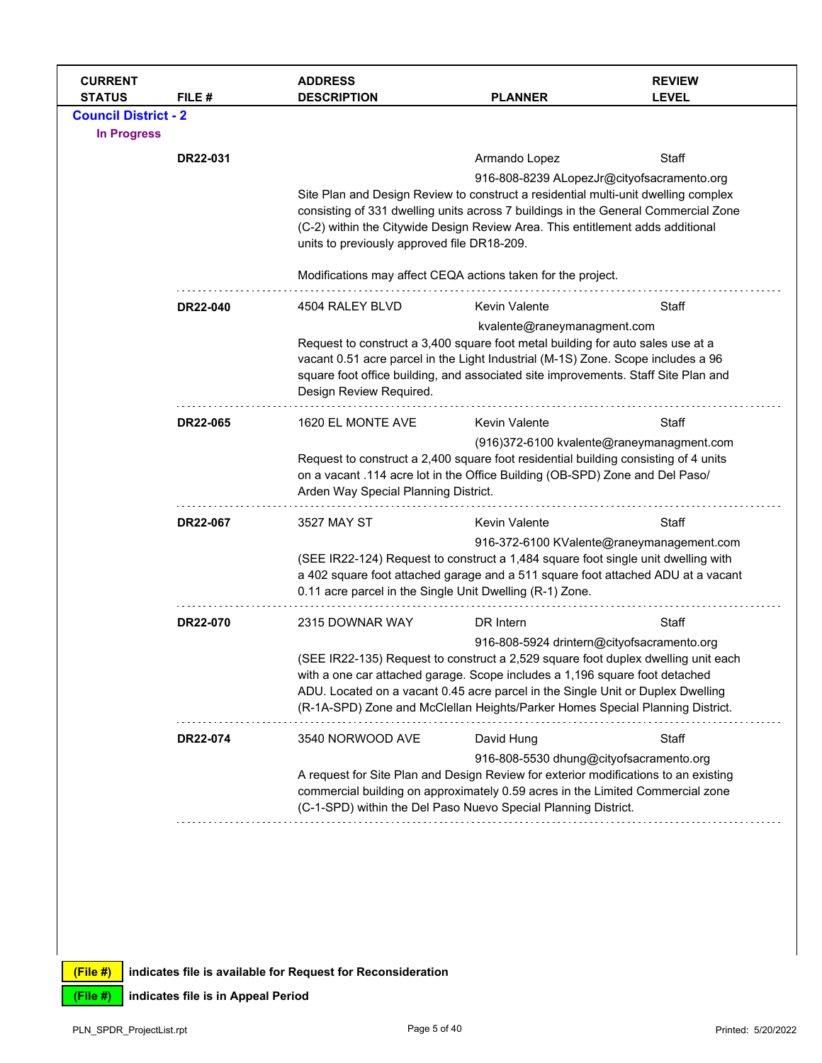| CURRENT STATUS | FILE # | ADDRESS DESCRIPTION | PLANNER | REVIEW LEVEL |
|---|---|---|---|---|

## Council District - 2

### In Progress

| CURRENT STATUS | FILE # | ADDRESS DESCRIPTION | PLANNER | REVIEW LEVEL |
|---|---|---|---|---|
| | DR22-031 | | Armando Lopez<br>916-808-8239 ALopezJr@cityofsacramento.org | Staff |
| | | Site Plan and Design Review to construct a residential multi-unit dwelling complex consisting of 331 dwelling units across 7 buildings in the General Commercial Zone (C-2) within the Citywide Design Review Area. This entitlement adds additional units to previously approved file DR18-209.<br><br>Modifications may affect CEQA actions taken for the project. | | |
| | DR22-040 | 4504 RALEY BLVD | Kevin Valente<br>kvalente@raneymanagment.com | Staff |
| | | Request to construct a 3,400 square foot metal building for auto sales use at a vacant 0.51 acre parcel in the Light Industrial (M-1S) Zone. Scope includes a 96 square foot office building, and associated site improvements. Staff Site Plan and Design Review Required. | | |
| | DR22-065 | 1620 EL MONTE AVE | Kevin Valente<br>(916)372-6100 kvalente@raneymanagment.com | Staff |
| | | Request to construct a 2,400 square foot residential building consisting of 4 units on a vacant .114 acre lot in the Office Building (OB-SPD) Zone and Del Paso/ Arden Way Special Planning District. | | |
| | DR22-067 | 3527 MAY ST | Kevin Valente<br>916-372-6100 KValente@raneymanagement.com | Staff |
| | | (SEE IR22-124) Request to construct a 1,484 square foot single unit dwelling with a 402 square foot attached garage and a 511 square foot attached ADU at a vacant 0.11 acre parcel in the Single Unit Dwelling (R-1) Zone. | | |
| | DR22-070 | 2315 DOWNAR WAY | DR Intern<br>916-808-5924 drintern@cityofsacramento.org | Staff |
| | | (SEE IR22-135) Request to construct a 2,529 square foot duplex dwelling unit each with a one car attached garage. Scope includes a 1,196 square foot detached ADU. Located on a vacant 0.45 acre parcel in the Single Unit or Duplex Dwelling (R-1A-SPD) Zone and McClellan Heights/Parker Homes Special Planning District. | | |
| | DR22-074 | 3540 NORWOOD AVE | David Hung<br>916-808-5530 dhung@cityofsacramento.org | Staff |
| | | A request for Site Plan and Design Review for exterior modifications to an existing commercial building on approximately 0.59 acres in the Limited Commercial zone (C-1-SPD) within the Del Paso Nuevo Special Planning District. | | |

**(File #)** indicates file is available for Request for Reconsideration

**(File #)** indicates file is in Appeal Period

PLN_SPDR_ProjectList.rpt — Printed: 5/20/2022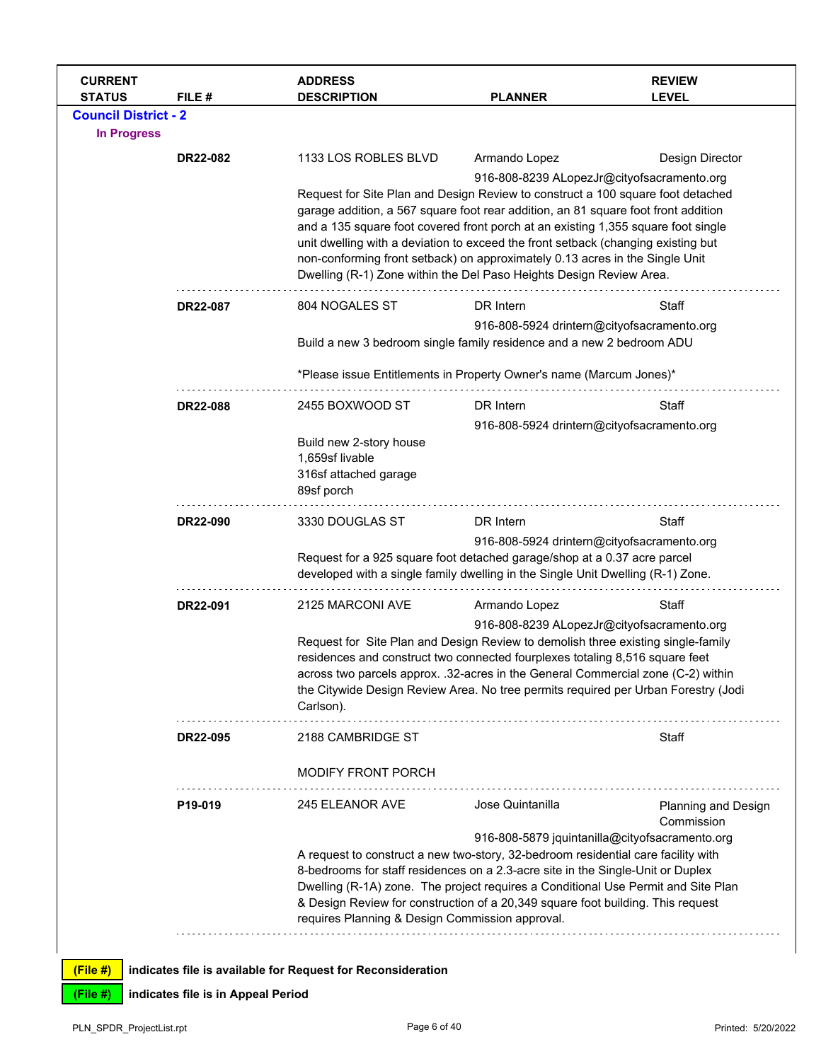| CURRENT STATUS | FILE # | ADDRESS DESCRIPTION | PLANNER | REVIEW LEVEL |
|---|---|---|---|---|

**Council District - 2**

**In Progress**

| CURRENT STATUS | FILE # | ADDRESS DESCRIPTION | PLANNER | REVIEW LEVEL |
|---|---|---|---|---|
| | **DR22-082** | 1133 LOS ROBLES BLVD | Armando Lopez<br>916-808-8239 ALopezJr@cityofsacramento.org | Design Director |
| | | Request for Site Plan and Design Review to construct a 100 square foot detached garage addition, a 567 square foot rear addition, an 81 square foot front addition and a 135 square foot covered front porch at an existing 1,355 square foot single unit dwelling with a deviation to exceed the front setback (changing existing but non-conforming front setback) on approximately 0.13 acres in the Single Unit Dwelling (R-1) Zone within the Del Paso Heights Design Review Area. | | |
| | **DR22-087** | 804 NOGALES ST | DR Intern<br>916-808-5924 drintern@cityofsacramento.org | Staff |
| | | Build a new 3 bedroom single family residence and a new 2 bedroom ADU<br><br>*Please issue Entitlements in Property Owner's name (Marcum Jones)* | | |
| | **DR22-088** | 2455 BOXWOOD ST | DR Intern<br>916-808-5924 drintern@cityofsacramento.org | Staff |
| | | Build new 2-story house<br>1,659sf livable<br>316sf attached garage<br>89sf porch | | |
| | **DR22-090** | 3330 DOUGLAS ST | DR Intern<br>916-808-5924 drintern@cityofsacramento.org | Staff |
| | | Request for a 925 square foot detached garage/shop at a 0.37 acre parcel developed with a single family dwelling in the Single Unit Dwelling (R-1) Zone. | | |
| | **DR22-091** | 2125 MARCONI AVE | Armando Lopez<br>916-808-8239 ALopezJr@cityofsacramento.org | Staff |
| | | Request for Site Plan and Design Review to demolish three existing single-family residences and construct two connected fourplexes totaling 8,516 square feet across two parcels approx. .32-acres in the General Commercial zone (C-2) within the Citywide Design Review Area. No tree permits required per Urban Forestry (Jodi Carlson). | | |
| | **DR22-095** | 2188 CAMBRIDGE ST | | Staff |
| | | MODIFY FRONT PORCH | | |
| | **P19-019** | 245 ELEANOR AVE | Jose Quintanilla<br>916-808-5879 jquintanilla@cityofsacramento.org | Planning and Design Commission |
| | | A request to construct a new two-story, 32-bedroom residential care facility with 8-bedrooms for staff residences on a 2.3-acre site in the Single-Unit or Duplex Dwelling (R-1A) zone. The project requires a Conditional Use Permit and Site Plan & Design Review for construction of a 20,349 square foot building. This request requires Planning & Design Commission approval. | | |

**(File #)** indicates file is available for Request for Reconsideration

**(File #)** indicates file is in Appeal Period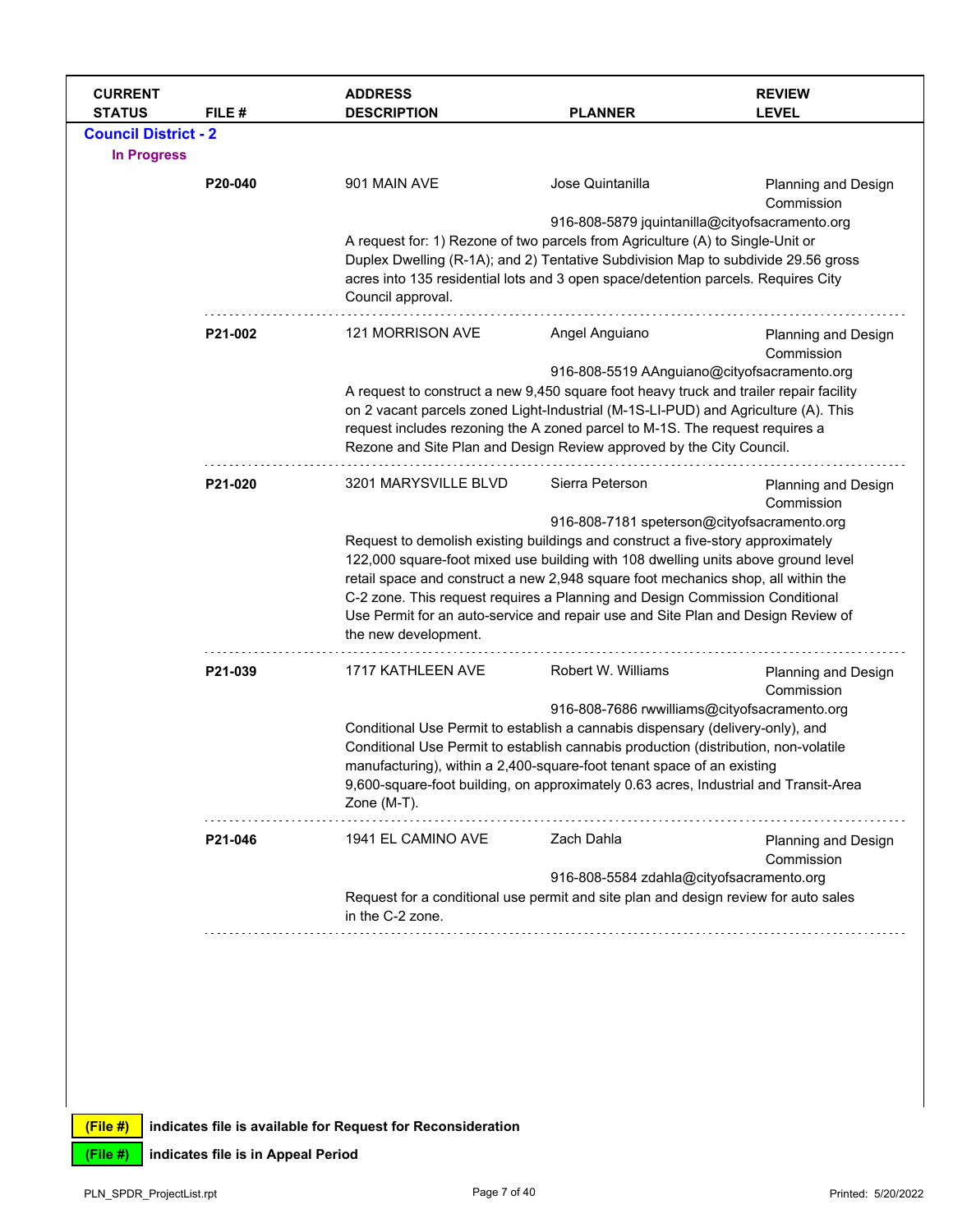| CURRENT STATUS | FILE # | ADDRESS DESCRIPTION | PLANNER | REVIEW LEVEL |
|---|---|---|---|---|

## Council District - 2

### In Progress

| CURRENT STATUS | FILE # | ADDRESS DESCRIPTION | PLANNER | REVIEW LEVEL |
|---|---|---|---|---|
| | **P20-040** | 901 MAIN AVE | Jose Quintanilla<br>916-808-5879 jquintanilla@cityofsacramento.org | Planning and Design Commission |
| | | A request for: 1) Rezone of two parcels from Agriculture (A) to Single-Unit or Duplex Dwelling (R-1A); and 2) Tentative Subdivision Map to subdivide 29.56 gross acres into 135 residential lots and 3 open space/detention parcels. Requires City Council approval. | | |
| | **P21-002** | 121 MORRISON AVE | Angel Anguiano<br>916-808-5519 AAnguiano@cityofsacramento.org | Planning and Design Commission |
| | | A request to construct a new 9,450 square foot heavy truck and trailer repair facility on 2 vacant parcels zoned Light-Industrial (M-1S-LI-PUD) and Agriculture (A). This request includes rezoning the A zoned parcel to M-1S. The request requires a Rezone and Site Plan and Design Review approved by the City Council. | | |
| | **P21-020** | 3201 MARYSVILLE BLVD | Sierra Peterson<br>916-808-7181 speterson@cityofsacramento.org | Planning and Design Commission |
| | | Request to demolish existing buildings and construct a five-story approximately 122,000 square-foot mixed use building with 108 dwelling units above ground level retail space and construct a new 2,948 square foot mechanics shop, all within the C-2 zone. This request requires a Planning and Design Commission Conditional Use Permit for an auto-service and repair use and Site Plan and Design Review of the new development. | | |
| | **P21-039** | 1717 KATHLEEN AVE | Robert W. Williams<br>916-808-7686 rwwilliams@cityofsacramento.org | Planning and Design Commission |
| | | Conditional Use Permit to establish a cannabis dispensary (delivery-only), and Conditional Use Permit to establish cannabis production (distribution, non-volatile manufacturing), within a 2,400-square-foot tenant space of an existing 9,600-square-foot building, on approximately 0.63 acres, Industrial and Transit-Area Zone (M-T). | | |
| | **P21-046** | 1941 EL CAMINO AVE | Zach Dahla<br>916-808-5584 zdahla@cityofsacramento.org | Planning and Design Commission |
| | | Request for a conditional use permit and site plan and design review for auto sales in the C-2 zone. | | |

**(File #)** indicates file is available for Request for Reconsideration

**(File #)** indicates file is in Appeal Period

PLN_SPDR_ProjectList.rpt — Printed: 5/20/2022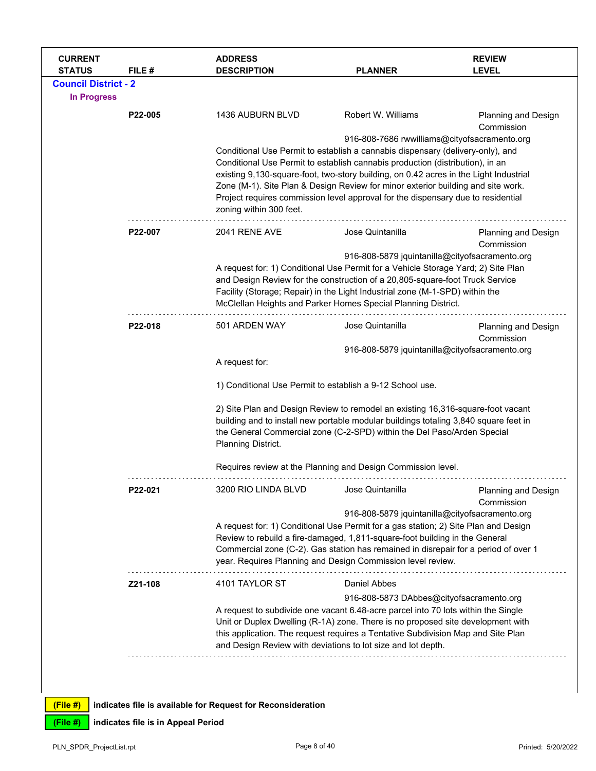| CURRENT STATUS | FILE # | ADDRESS DESCRIPTION | PLANNER | REVIEW LEVEL |
|---|---|---|---|---|

## Council District - 2

### In Progress

| CURRENT STATUS | FILE # | ADDRESS DESCRIPTION | PLANNER | REVIEW LEVEL |
|---|---|---|---|---|
| | **P22-005** | 1436 AUBURN BLVD | Robert W. Williams<br>916-808-7686 rwwilliams@cityofsacramento.org | Planning and Design Commission |
| | | Conditional Use Permit to establish a cannabis dispensary (delivery-only), and Conditional Use Permit to establish cannabis production (distribution), in an existing 9,130-square-foot, two-story building, on 0.42 acres in the Light Industrial Zone (M-1). Site Plan & Design Review for minor exterior building and site work. Project requires commission level approval for the dispensary due to residential zoning within 300 feet. | | |
| | **P22-007** | 2041 RENE AVE | Jose Quintanilla<br>916-808-5879 jquintanilla@cityofsacramento.org | Planning and Design Commission |
| | | A request for: 1) Conditional Use Permit for a Vehicle Storage Yard; 2) Site Plan and Design Review for the construction of a 20,805-square-foot Truck Service Facility (Storage; Repair) in the Light Industrial zone (M-1-SPD) within the McClellan Heights and Parker Homes Special Planning District. | | |
| | **P22-018** | 501 ARDEN WAY | Jose Quintanilla<br>916-808-5879 jquintanilla@cityofsacramento.org | Planning and Design Commission |
| | | A request for:<br><br>1) Conditional Use Permit to establish a 9-12 School use.<br><br>2) Site Plan and Design Review to remodel an existing 16,316-square-foot vacant building and to install new portable modular buildings totaling 3,840 square feet in the General Commercial zone (C-2-SPD) within the Del Paso/Arden Special Planning District.<br><br>Requires review at the Planning and Design Commission level. | | |
| | **P22-021** | 3200 RIO LINDA BLVD | Jose Quintanilla<br>916-808-5879 jquintanilla@cityofsacramento.org | Planning and Design Commission |
| | | A request for: 1) Conditional Use Permit for a gas station; 2) Site Plan and Design Review to rebuild a fire-damaged, 1,811-square-foot building in the General Commercial zone (C-2). Gas station has remained in disrepair for a period of over 1 year. Requires Planning and Design Commission level review. | | |
| | **Z21-108** | 4101 TAYLOR ST | Daniel Abbes<br>916-808-5873 DAbbes@cityofsacramento.org | |
| | | A request to subdivide one vacant 6.48-acre parcel into 70 lots within the Single Unit or Duplex Dwelling (R-1A) zone. There is no proposed site development with this application. The request requires a Tentative Subdivision Map and Site Plan and Design Review with deviations to lot size and lot depth. | | |

**(File #)** indicates file is available for Request for Reconsideration

**(File #)** indicates file is in Appeal Period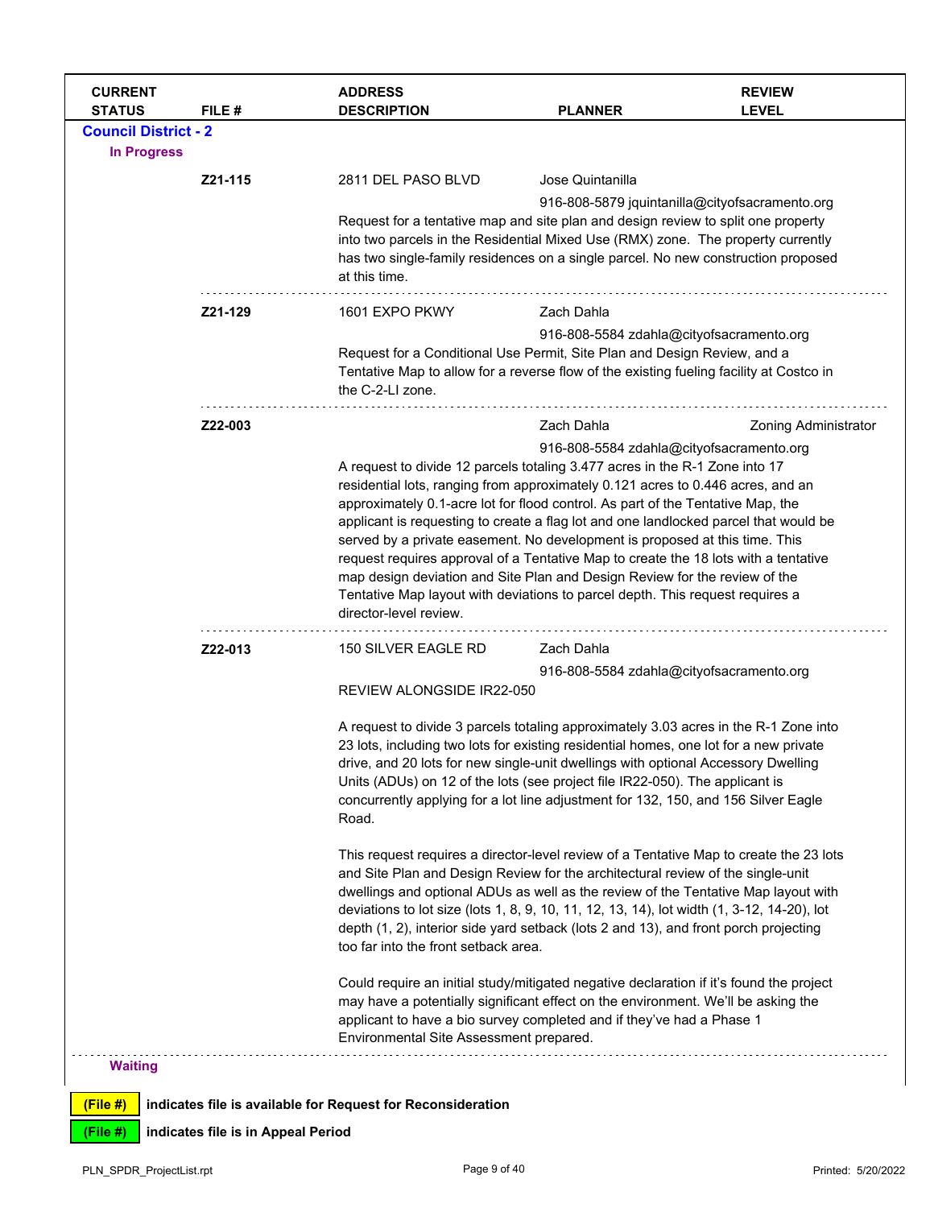| CURRENT STATUS | FILE # | ADDRESS DESCRIPTION | PLANNER | REVIEW LEVEL |
|---|---|---|---|---|

## Council District - 2

### In Progress

**Z21-115** — 2811 DEL PASO BLVD — Jose Quintanilla

916-808-5879 jquintanilla@cityofsacramento.org

Request for a tentative map and site plan and design review to split one property into two parcels in the Residential Mixed Use (RMX) zone. The property currently has two single-family residences on a single parcel. No new construction proposed at this time.

---

**Z21-129** — 1601 EXPO PKWY — Zach Dahla

916-808-5584 zdahla@cityofsacramento.org

Request for a Conditional Use Permit, Site Plan and Design Review, and a Tentative Map to allow for a reverse flow of the existing fueling facility at Costco in the C-2-LI zone.

---

**Z22-003** — Zach Dahla — Zoning Administrator

916-808-5584 zdahla@cityofsacramento.org

A request to divide 12 parcels totaling 3.477 acres in the R-1 Zone into 17 residential lots, ranging from approximately 0.121 acres to 0.446 acres, and an approximately 0.1-acre lot for flood control. As part of the Tentative Map, the applicant is requesting to create a flag lot and one landlocked parcel that would be served by a private easement. No development is proposed at this time. This request requires approval of a Tentative Map to create the 18 lots with a tentative map design deviation and Site Plan and Design Review for the review of the Tentative Map layout with deviations to parcel depth. This request requires a director-level review.

---

**Z22-013** — 150 SILVER EAGLE RD — Zach Dahla

916-808-5584 zdahla@cityofsacramento.org

REVIEW ALONGSIDE IR22-050

A request to divide 3 parcels totaling approximately 3.03 acres in the R-1 Zone into 23 lots, including two lots for existing residential homes, one lot for a new private drive, and 20 lots for new single-unit dwellings with optional Accessory Dwelling Units (ADUs) on 12 of the lots (see project file IR22-050). The applicant is concurrently applying for a lot line adjustment for 132, 150, and 156 Silver Eagle Road.

This request requires a director-level review of a Tentative Map to create the 23 lots and Site Plan and Design Review for the architectural review of the single-unit dwellings and optional ADUs as well as the review of the Tentative Map layout with deviations to lot size (lots 1, 8, 9, 10, 11, 12, 13, 14), lot width (1, 3-12, 14-20), lot depth (1, 2), interior side yard setback (lots 2 and 13), and front porch projecting too far into the front setback area.

Could require an initial study/mitigated negative declaration if it's found the project may have a potentially significant effect on the environment. We'll be asking the applicant to have a bio survey completed and if they've had a Phase 1 Environmental Site Assessment prepared.

---

### Waiting

(File #) indicates file is available for Request for Reconsideration

(File #) indicates file is in Appeal Period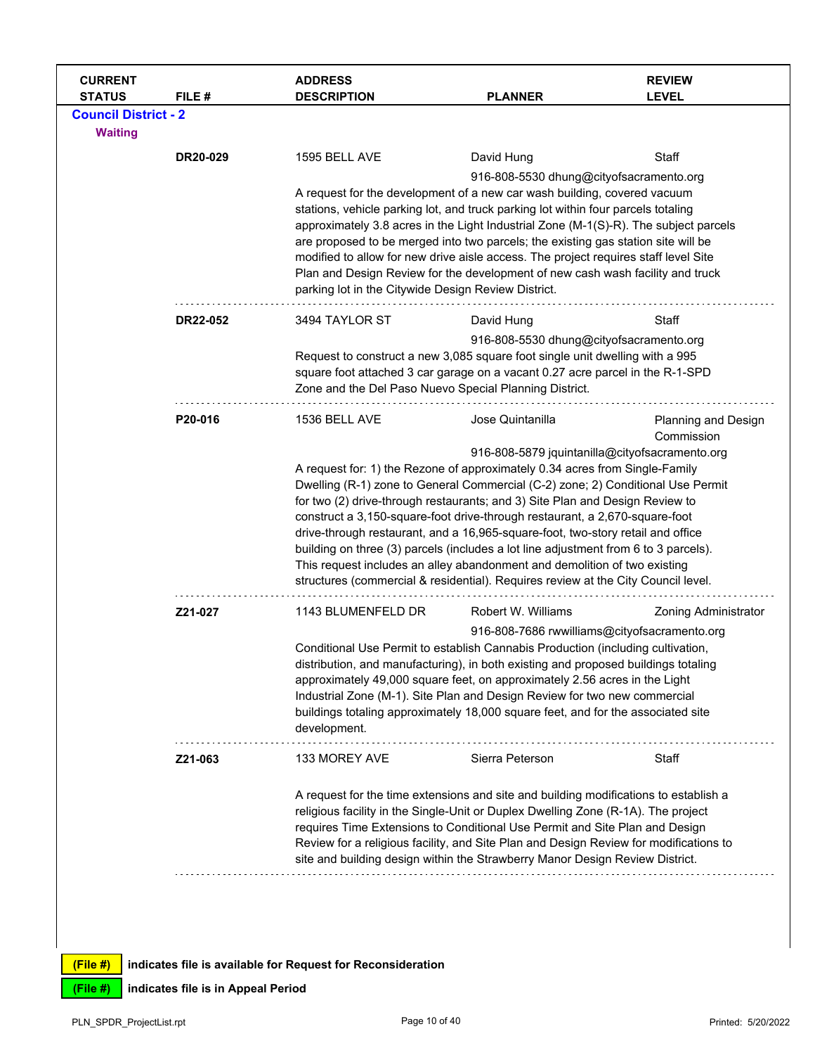| CURRENT STATUS | FILE # | ADDRESS DESCRIPTION | PLANNER | REVIEW LEVEL |
|---|---|---|---|---|

**Council District - 2**

**Waiting**

| CURRENT STATUS | FILE # | ADDRESS DESCRIPTION | PLANNER | REVIEW LEVEL |
|---|---|---|---|---|
| | **DR20-029** | 1595 BELL AVE | David Hung<br>916-808-5530 dhung@cityofsacramento.org | Staff |
| | | A request for the development of a new car wash building, covered vacuum stations, vehicle parking lot, and truck parking lot within four parcels totaling approximately 3.8 acres in the Light Industrial Zone (M-1(S)-R). The subject parcels are proposed to be merged into two parcels; the existing gas station site will be modified to allow for new drive aisle access. The project requires staff level Site Plan and Design Review for the development of new cash wash facility and truck parking lot in the Citywide Design Review District. | | |
| | **DR22-052** | 3494 TAYLOR ST | David Hung<br>916-808-5530 dhung@cityofsacramento.org | Staff |
| | | Request to construct a new 3,085 square foot single unit dwelling with a 995 square foot attached 3 car garage on a vacant 0.27 acre parcel in the R-1-SPD Zone and the Del Paso Nuevo Special Planning District. | | |
| | **P20-016** | 1536 BELL AVE | Jose Quintanilla<br>916-808-5879 jquintanilla@cityofsacramento.org | Planning and Design Commission |
| | | A request for: 1) the Rezone of approximately 0.34 acres from Single-Family Dwelling (R-1) zone to General Commercial (C-2) zone; 2) Conditional Use Permit for two (2) drive-through restaurants; and 3) Site Plan and Design Review to construct a 3,150-square-foot drive-through restaurant, a 2,670-square-foot drive-through restaurant, and a 16,965-square-foot, two-story retail and office building on three (3) parcels (includes a lot line adjustment from 6 to 3 parcels). This request includes an alley abandonment and demolition of two existing structures (commercial & residential). Requires review at the City Council level. | | |
| | **Z21-027** | 1143 BLUMENFELD DR | Robert W. Williams<br>916-808-7686 rwwilliams@cityofsacramento.org | Zoning Administrator |
| | | Conditional Use Permit to establish Cannabis Production (including cultivation, distribution, and manufacturing), in both existing and proposed buildings totaling approximately 49,000 square feet, on approximately 2.56 acres in the Light Industrial Zone (M-1). Site Plan and Design Review for two new commercial buildings totaling approximately 18,000 square feet, and for the associated site development. | | |
| | **Z21-063** | 133 MOREY AVE | Sierra Peterson | Staff |
| | | A request for the time extensions and site and building modifications to establish a religious facility in the Single-Unit or Duplex Dwelling Zone (R-1A). The project requires Time Extensions to Conditional Use Permit and Site Plan and Design Review for a religious facility, and Site Plan and Design Review for modifications to site and building design within the Strawberry Manor Design Review District. | | |

**(File #)** indicates file is available for Request for Reconsideration

**(File #)** indicates file is in Appeal Period

PLN_SPDR_ProjectList.rpt  Printed: 5/20/2022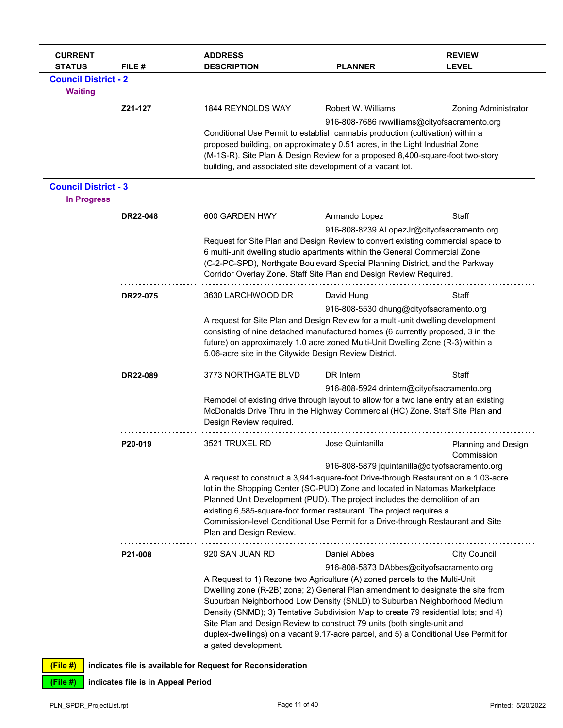| CURRENT STATUS | FILE # | ADDRESS DESCRIPTION | PLANNER | REVIEW LEVEL |
|---|---|---|---|---|

## Council District - 2

### Waiting

| CURRENT STATUS | FILE # | ADDRESS DESCRIPTION | PLANNER | REVIEW LEVEL |
|---|---|---|---|---|
| | **Z21-127** | 1844 REYNOLDS WAY | Robert W. Williams<br>916-808-7686 rwwilliams@cityofsacramento.org | Zoning Administrator |

Conditional Use Permit to establish cannabis production (cultivation) within a proposed building, on approximately 0.51 acres, in the Light Industrial Zone (M-1S-R). Site Plan & Design Review for a proposed 8,400-square-foot two-story building, and associated site development of a vacant lot.

## Council District - 3

### In Progress

| CURRENT STATUS | FILE # | ADDRESS DESCRIPTION | PLANNER | REVIEW LEVEL |
|---|---|---|---|---|
| | **DR22-048** | 600 GARDEN HWY | Armando Lopez<br>916-808-8239 ALopezJr@cityofsacramento.org | Staff |

Request for Site Plan and Design Review to convert existing commercial space to 6 multi-unit dwelling studio apartments within the General Commercial Zone (C-2-PC-SPD), Northgate Boulevard Special Planning District, and the Parkway Corridor Overlay Zone. Staff Site Plan and Design Review Required.

| CURRENT STATUS | FILE # | ADDRESS DESCRIPTION | PLANNER | REVIEW LEVEL |
|---|---|---|---|---|
| | **DR22-075** | 3630 LARCHWOOD DR | David Hung<br>916-808-5530 dhung@cityofsacramento.org | Staff |

A request for Site Plan and Design Review for a multi-unit dwelling development consisting of nine detached manufactured homes (6 currently proposed, 3 in the future) on approximately 1.0 acre zoned Multi-Unit Dwelling Zone (R-3) within a 5.06-acre site in the Citywide Design Review District.

| CURRENT STATUS | FILE # | ADDRESS DESCRIPTION | PLANNER | REVIEW LEVEL |
|---|---|---|---|---|
| | **DR22-089** | 3773 NORTHGATE BLVD | DR Intern<br>916-808-5924 drintern@cityofsacramento.org | Staff |

Remodel of existing drive through layout to allow for a two lane entry at an existing McDonalds Drive Thru in the Highway Commercial (HC) Zone. Staff Site Plan and Design Review required.

| CURRENT STATUS | FILE # | ADDRESS DESCRIPTION | PLANNER | REVIEW LEVEL |
|---|---|---|---|---|
| | **P20-019** | 3521 TRUXEL RD | Jose Quintanilla<br>916-808-5879 jquintanilla@cityofsacramento.org | Planning and Design Commission |

A request to construct a 3,941-square-foot Drive-through Restaurant on a 1.03-acre lot in the Shopping Center (SC-PUD) Zone and located in Natomas Marketplace Planned Unit Development (PUD). The project includes the demolition of an existing 6,585-square-foot former restaurant. The project requires a Commission-level Conditional Use Permit for a Drive-through Restaurant and Site Plan and Design Review.

| CURRENT STATUS | FILE # | ADDRESS DESCRIPTION | PLANNER | REVIEW LEVEL |
|---|---|---|---|---|
| | **P21-008** | 920 SAN JUAN RD | Daniel Abbes<br>916-808-5873 DAbbes@cityofsacramento.org | City Council |

A Request to 1) Rezone two Agriculture (A) zoned parcels to the Multi-Unit Dwelling zone (R-2B) zone; 2) General Plan amendment to designate the site from Suburban Neighborhood Low Density (SNLD) to Suburban Neighborhood Medium Density (SNMD); 3) Tentative Subdivision Map to create 79 residential lots; and 4) Site Plan and Design Review to construct 79 units (both single-unit and duplex-dwellings) on a vacant 9.17-acre parcel, and 5) a Conditional Use Permit for a gated development.

**(File #)** indicates file is available for Request for Reconsideration

**(File #)** indicates file is in Appeal Period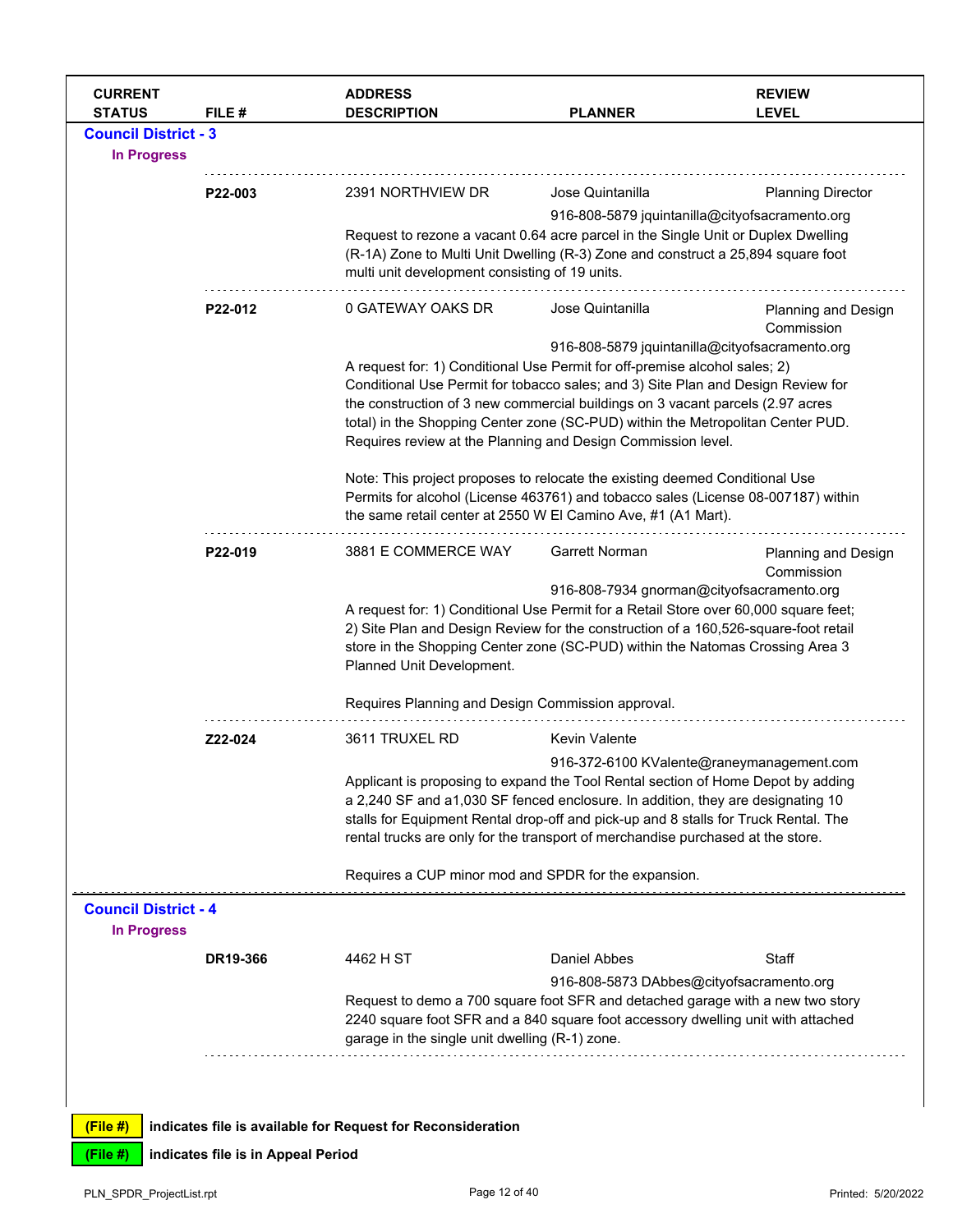| CURRENT STATUS | FILE # | ADDRESS DESCRIPTION | PLANNER | REVIEW LEVEL |
|---|---|---|---|---|

## Council District - 3

### In Progress

| CURRENT STATUS | FILE # | ADDRESS DESCRIPTION | PLANNER | REVIEW LEVEL |
|---|---|---|---|---|
| | P22-003 | 2391 NORTHVIEW DR | Jose Quintanilla<br>916-808-5879 jquintanilla@cityofsacramento.org | Planning Director |

Request to rezone a vacant 0.64 acre parcel in the Single Unit or Duplex Dwelling (R-1A) Zone to Multi Unit Dwelling (R-3) Zone and construct a 25,894 square foot multi unit development consisting of 19 units.

| CURRENT STATUS | FILE # | ADDRESS DESCRIPTION | PLANNER | REVIEW LEVEL |
|---|---|---|---|---|
| | P22-012 | 0 GATEWAY OAKS DR | Jose Quintanilla<br>916-808-5879 jquintanilla@cityofsacramento.org | Planning and Design Commission |

A request for: 1) Conditional Use Permit for off-premise alcohol sales; 2) Conditional Use Permit for tobacco sales; and 3) Site Plan and Design Review for the construction of 3 new commercial buildings on 3 vacant parcels (2.97 acres total) in the Shopping Center zone (SC-PUD) within the Metropolitan Center PUD. Requires review at the Planning and Design Commission level.

Note: This project proposes to relocate the existing deemed Conditional Use Permits for alcohol (License 463761) and tobacco sales (License 08-007187) within the same retail center at 2550 W El Camino Ave, #1 (A1 Mart).

| CURRENT STATUS | FILE # | ADDRESS DESCRIPTION | PLANNER | REVIEW LEVEL |
|---|---|---|---|---|
| | P22-019 | 3881 E COMMERCE WAY | Garrett Norman<br>916-808-7934 gnorman@cityofsacramento.org | Planning and Design Commission |

A request for: 1) Conditional Use Permit for a Retail Store over 60,000 square feet; 2) Site Plan and Design Review for the construction of a 160,526-square-foot retail store in the Shopping Center zone (SC-PUD) within the Natomas Crossing Area 3 Planned Unit Development.

Requires Planning and Design Commission approval.

| CURRENT STATUS | FILE # | ADDRESS DESCRIPTION | PLANNER | REVIEW LEVEL |
|---|---|---|---|---|
| | Z22-024 | 3611 TRUXEL RD | Kevin Valente<br>916-372-6100 KValente@raneymanagement.com | |

Applicant is proposing to expand the Tool Rental section of Home Depot by adding a 2,240 SF and a1,030 SF fenced enclosure. In addition, they are designating 10 stalls for Equipment Rental drop-off and pick-up and 8 stalls for Truck Rental. The rental trucks are only for the transport of merchandise purchased at the store.

Requires a CUP minor mod and SPDR for the expansion.

## Council District - 4

### In Progress

| CURRENT STATUS | FILE # | ADDRESS DESCRIPTION | PLANNER | REVIEW LEVEL |
|---|---|---|---|---|
| | DR19-366 | 4462 H ST | Daniel Abbes<br>916-808-5873 DAbbes@cityofsacramento.org | Staff |

Request to demo a 700 square foot SFR and detached garage with a new two story 2240 square foot SFR and a 840 square foot accessory dwelling unit with attached garage in the single unit dwelling (R-1) zone.

(File #) indicates file is available for Request for Reconsideration

(File #) indicates file is in Appeal Period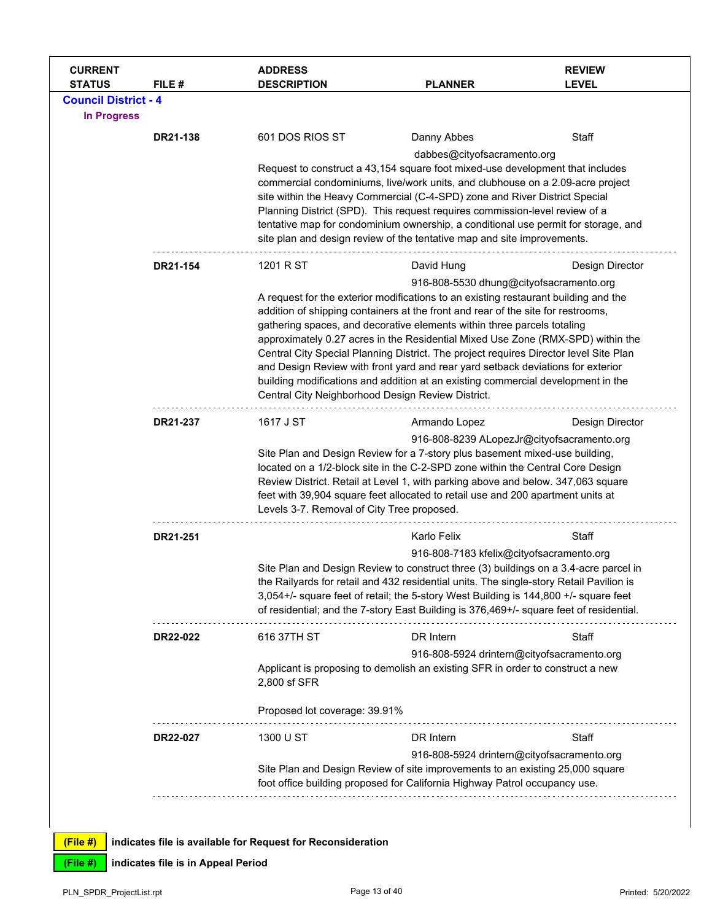| CURRENT STATUS | FILE # | ADDRESS DESCRIPTION | PLANNER | REVIEW LEVEL |
|---|---|---|---|---|

**Council District - 4**

**In Progress**

| | FILE # | ADDRESS / DESCRIPTION | PLANNER | REVIEW LEVEL |
|---|---|---|---|---|
| | **DR21-138** | 601 DOS RIOS ST | Danny Abbes<br>dabbes@cityofsacramento.org | Staff |
| | | Request to construct a 43,154 square foot mixed-use development that includes commercial condominiums, live/work units, and clubhouse on a 2.09-acre project site within the Heavy Commercial (C-4-SPD) zone and River District Special Planning District (SPD). This request requires commission-level review of a tentative map for condominium ownership, a conditional use permit for storage, and site plan and design review of the tentative map and site improvements. | | |
| | **DR21-154** | 1201 R ST | David Hung<br>916-808-5530 dhung@cityofsacramento.org | Design Director |
| | | A request for the exterior modifications to an existing restaurant building and the addition of shipping containers at the front and rear of the site for restrooms, gathering spaces, and decorative elements within three parcels totaling approximately 0.27 acres in the Residential Mixed Use Zone (RMX-SPD) within the Central City Special Planning District. The project requires Director level Site Plan and Design Review with front yard and rear yard setback deviations for exterior building modifications and addition at an existing commercial development in the Central City Neighborhood Design Review District. | | |
| | **DR21-237** | 1617 J ST | Armando Lopez<br>916-808-8239 ALopezJr@cityofsacramento.org | Design Director |
| | | Site Plan and Design Review for a 7-story plus basement mixed-use building, located on a 1/2-block site in the C-2-SPD zone within the Central Core Design Review District. Retail at Level 1, with parking above and below. 347,063 square feet with 39,904 square feet allocated to retail use and 200 apartment units at Levels 3-7. Removal of City Tree proposed. | | |
| | **DR21-251** | | Karlo Felix<br>916-808-7183 kfelix@cityofsacramento.org | Staff |
| | | Site Plan and Design Review to construct three (3) buildings on a 3.4-acre parcel in the Railyards for retail and 432 residential units. The single-story Retail Pavilion is 3,054+/- square feet of retail; the 5-story West Building is 144,800 +/- square feet of residential; and the 7-story East Building is 376,469+/- square feet of residential. | | |
| | **DR22-022** | 616 37TH ST | DR Intern<br>916-808-5924 drintern@cityofsacramento.org | Staff |
| | | Applicant is proposing to demolish an existing SFR in order to construct a new 2,800 sf SFR<br><br>Proposed lot coverage: 39.91% | | |
| | **DR22-027** | 1300 U ST | DR Intern<br>916-808-5924 drintern@cityofsacramento.org | Staff |
| | | Site Plan and Design Review of site improvements to an existing 25,000 square foot office building proposed for California Highway Patrol occupancy use. | | |

**(File #)** indicates file is available for Request for Reconsideration

**(File #)** indicates file is in Appeal Period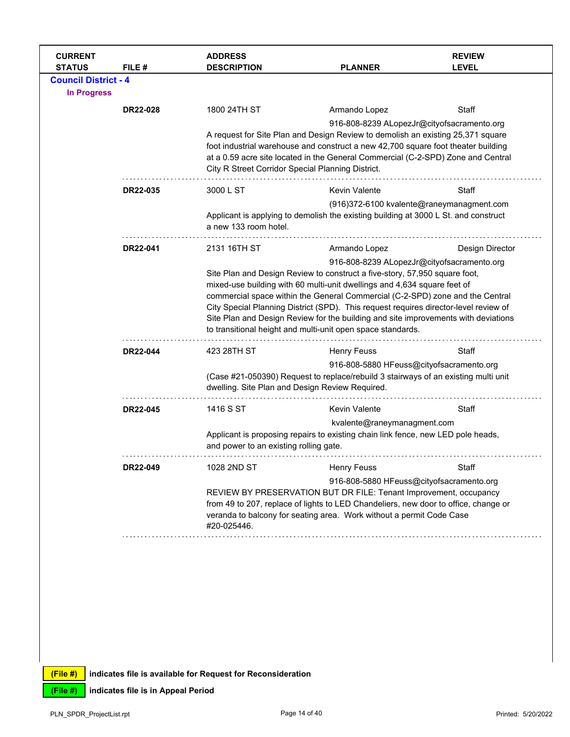| CURRENT STATUS | FILE # | ADDRESS DESCRIPTION | PLANNER | REVIEW LEVEL |
|---|---|---|---|---|

**Council District - 4**

**In Progress**

| FILE # | ADDRESS | PLANNER | REVIEW LEVEL |
|---|---|---|---|
| **DR22-028** | 1800 24TH ST | Armando Lopez<br>916-808-8239 ALopezJr@cityofsacramento.org | Staff |

A request for Site Plan and Design Review to demolish an existing 25,371 square foot industrial warehouse and construct a new 42,700 square foot theater building at a 0.59 acre site located in the General Commercial (C-2-SPD) Zone and Central City R Street Corridor Special Planning District.

| FILE # | ADDRESS | PLANNER | REVIEW LEVEL |
|---|---|---|---|
| **DR22-035** | 3000 L ST | Kevin Valente<br>(916)372-6100 kvalente@raneymanagment.com | Staff |

Applicant is applying to demolish the existing building at 3000 L St. and construct a new 133 room hotel.

| FILE # | ADDRESS | PLANNER | REVIEW LEVEL |
|---|---|---|---|
| **DR22-041** | 2131 16TH ST | Armando Lopez<br>916-808-8239 ALopezJr@cityofsacramento.org | Design Director |

Site Plan and Design Review to construct a five-story, 57,950 square foot, mixed-use building with 60 multi-unit dwellings and 4,634 square feet of commercial space within the General Commercial (C-2-SPD) zone and the Central City Special Planning District (SPD). This request requires director-level review of Site Plan and Design Review for the building and site improvements with deviations to transitional height and multi-unit open space standards.

| FILE # | ADDRESS | PLANNER | REVIEW LEVEL |
|---|---|---|---|
| **DR22-044** | 423 28TH ST | Henry Feuss<br>916-808-5880 HFeuss@cityofsacramento.org | Staff |

(Case #21-050390) Request to replace/rebuild 3 stairways of an existing multi unit dwelling. Site Plan and Design Review Required.

| FILE # | ADDRESS | PLANNER | REVIEW LEVEL |
|---|---|---|---|
| **DR22-045** | 1416 S ST | Kevin Valente<br>kvalente@raneymanagment.com | Staff |

Applicant is proposing repairs to existing chain link fence, new LED pole heads, and power to an existing rolling gate.

| FILE # | ADDRESS | PLANNER | REVIEW LEVEL |
|---|---|---|---|
| **DR22-049** | 1028 2ND ST | Henry Feuss<br>916-808-5880 HFeuss@cityofsacramento.org | Staff |

REVIEW BY PRESERVATION BUT DR FILE: Tenant Improvement, occupancy from 49 to 207, replace of lights to LED Chandeliers, new door to office, change or veranda to balcony for seating area. Work without a permit Code Case #20-025446.

**(File #)** indicates file is available for Request for Reconsideration

**(File #)** indicates file is in Appeal Period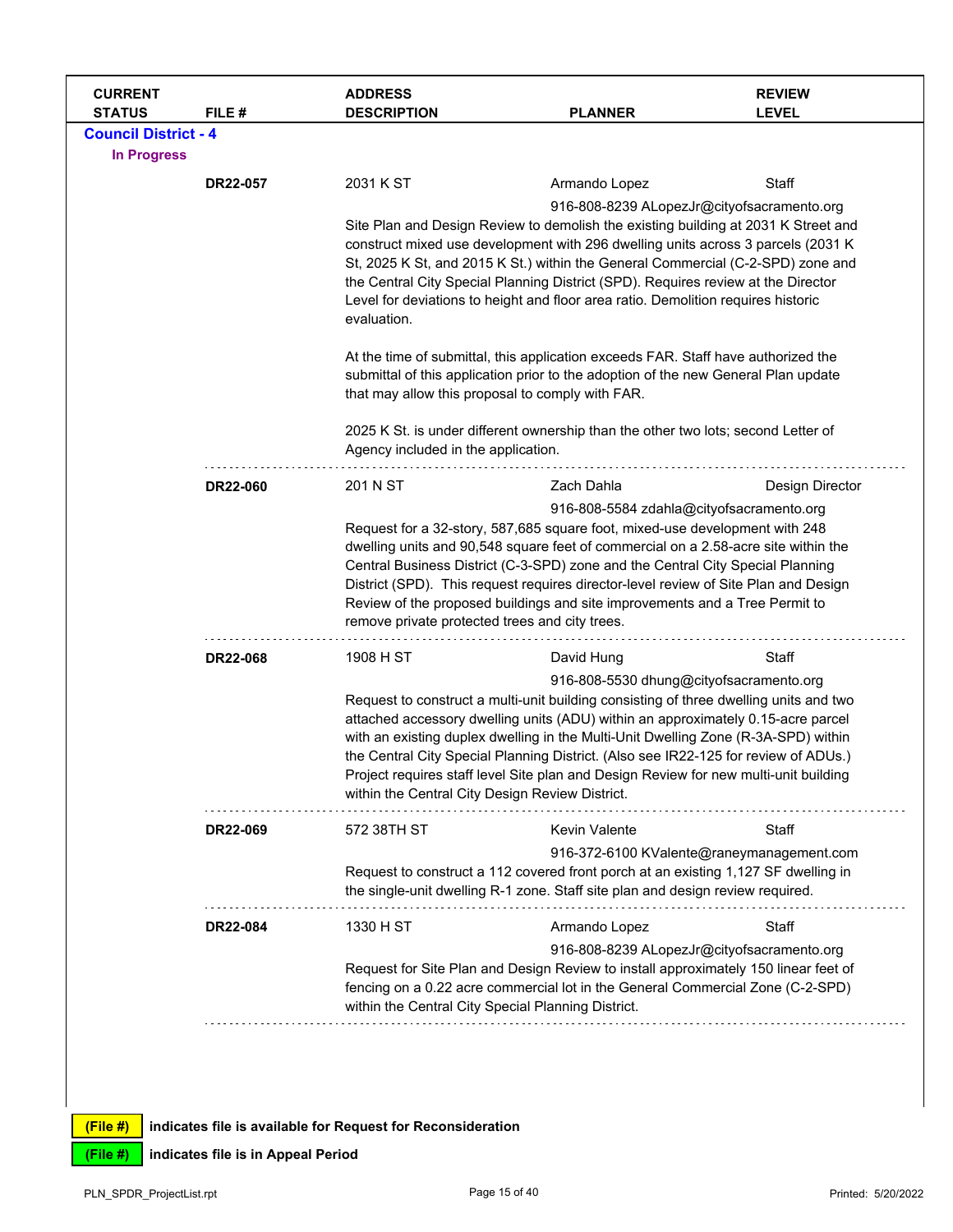| CURRENT STATUS | FILE # | ADDRESS DESCRIPTION | PLANNER | REVIEW LEVEL |
|---|---|---|---|---|

**Council District - 4**

**In Progress**

| | FILE # | ADDRESS | PLANNER | REVIEW LEVEL |
|---|---|---|---|---|
| | **DR22-057** | 2031 K ST | Armando Lopez<br>916-808-8239 ALopezJr@cityofsacramento.org | Staff |

Site Plan and Design Review to demolish the existing building at 2031 K Street and construct mixed use development with 296 dwelling units across 3 parcels (2031 K St, 2025 K St, and 2015 K St.) within the General Commercial (C-2-SPD) zone and the Central City Special Planning District (SPD). Requires review at the Director Level for deviations to height and floor area ratio. Demolition requires historic evaluation.

At the time of submittal, this application exceeds FAR. Staff have authorized the submittal of this application prior to the adoption of the new General Plan update that may allow this proposal to comply with FAR.

2025 K St. is under different ownership than the other two lots; second Letter of Agency included in the application.

| | FILE # | ADDRESS | PLANNER | REVIEW LEVEL |
|---|---|---|---|---|
| | **DR22-060** | 201 N ST | Zach Dahla<br>916-808-5584 zdahla@cityofsacramento.org | Design Director |

Request for a 32-story, 587,685 square foot, mixed-use development with 248 dwelling units and 90,548 square feet of commercial on a 2.58-acre site within the Central Business District (C-3-SPD) zone and the Central City Special Planning District (SPD). This request requires director-level review of Site Plan and Design Review of the proposed buildings and site improvements and a Tree Permit to remove private protected trees and city trees.

| | FILE # | ADDRESS | PLANNER | REVIEW LEVEL |
|---|---|---|---|---|
| | **DR22-068** | 1908 H ST | David Hung<br>916-808-5530 dhung@cityofsacramento.org | Staff |

Request to construct a multi-unit building consisting of three dwelling units and two attached accessory dwelling units (ADU) within an approximately 0.15-acre parcel with an existing duplex dwelling in the Multi-Unit Dwelling Zone (R-3A-SPD) within the Central City Special Planning District. (Also see IR22-125 for review of ADUs.) Project requires staff level Site plan and Design Review for new multi-unit building within the Central City Design Review District.

| | FILE # | ADDRESS | PLANNER | REVIEW LEVEL |
|---|---|---|---|---|
| | **DR22-069** | 572 38TH ST | Kevin Valente<br>916-372-6100 KValente@raneymanagement.com | Staff |

Request to construct a 112 covered front porch at an existing 1,127 SF dwelling in the single-unit dwelling R-1 zone. Staff site plan and design review required.

| | FILE # | ADDRESS | PLANNER | REVIEW LEVEL |
|---|---|---|---|---|
| | **DR22-084** | 1330 H ST | Armando Lopez<br>916-808-8239 ALopezJr@cityofsacramento.org | Staff |

Request for Site Plan and Design Review to install approximately 150 linear feet of fencing on a 0.22 acre commercial lot in the General Commercial Zone (C-2-SPD) within the Central City Special Planning District.

**(File #)** indicates file is available for Request for Reconsideration

**(File #)** indicates file is in Appeal Period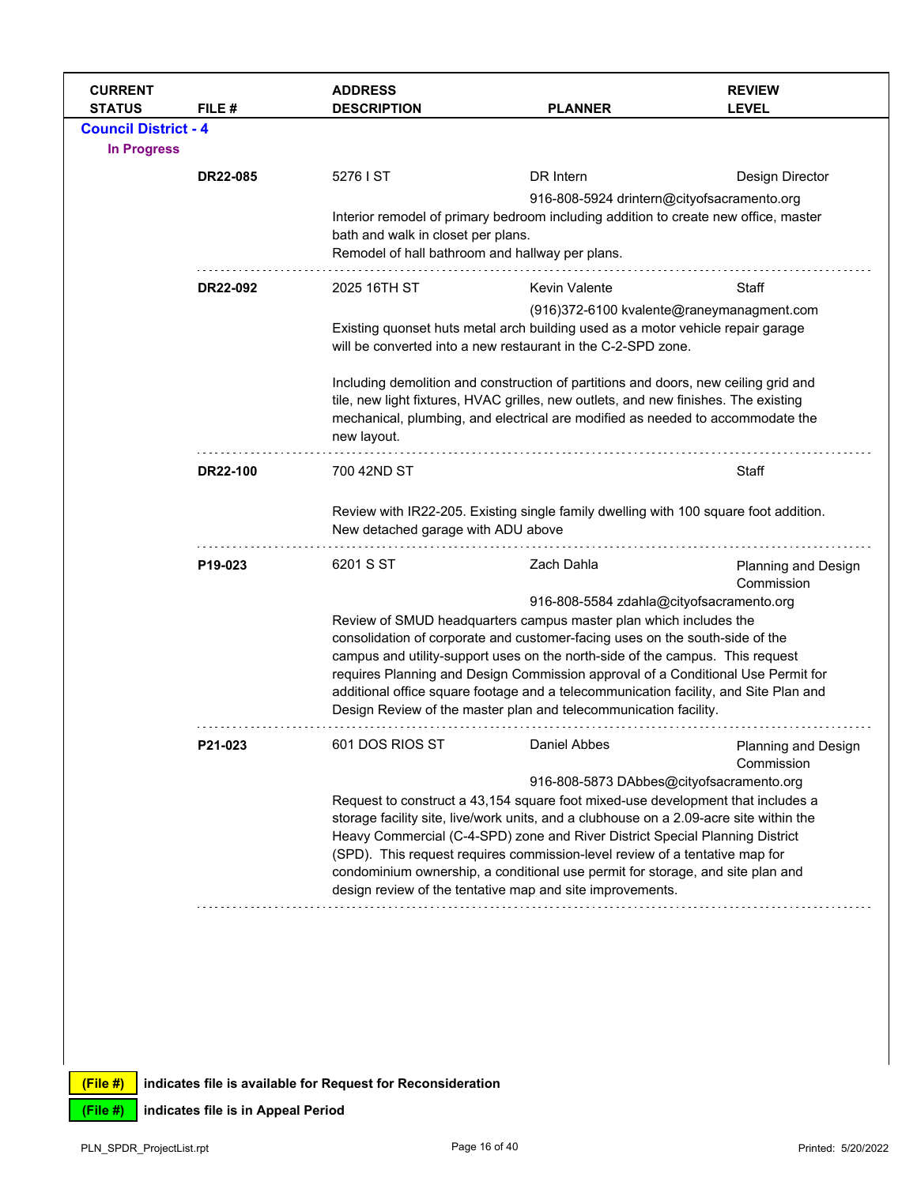| CURRENT STATUS | FILE # | ADDRESS DESCRIPTION | PLANNER | REVIEW LEVEL |
|---|---|---|---|---|

## Council District - 4

### In Progress

| CURRENT STATUS | FILE # | ADDRESS DESCRIPTION | PLANNER | REVIEW LEVEL |
|---|---|---|---|---|
| | **DR22-085** | 5276 I ST<br>Interior remodel of primary bedroom including addition to create new office, master bath and walk in closet per plans.<br>Remodel of hall bathroom and hallway per plans. | DR Intern<br>916-808-5924 drintern@cityofsacramento.org | Design Director |
| | **DR22-092** | 2025 16TH ST<br>Existing quonset huts metal arch building used as a motor vehicle repair garage will be converted into a new restaurant in the C-2-SPD zone.<br><br>Including demolition and construction of partitions and doors, new ceiling grid and tile, new light fixtures, HVAC grilles, new outlets, and new finishes. The existing mechanical, plumbing, and electrical are modified as needed to accommodate the new layout. | Kevin Valente<br>(916)372-6100 kvalente@raneymanagment.com | Staff |
| | **DR22-100** | 700 42ND ST<br>Review with IR22-205. Existing single family dwelling with 100 square foot addition. New detached garage with ADU above | | Staff |
| | **P19-023** | 6201 S ST<br>Review of SMUD headquarters campus master plan which includes the consolidation of corporate and customer-facing uses on the south-side of the campus and utility-support uses on the north-side of the campus. This request requires Planning and Design Commission approval of a Conditional Use Permit for additional office square footage and a telecommunication facility, and Site Plan and Design Review of the master plan and telecommunication facility. | Zach Dahla<br>916-808-5584 zdahla@cityofsacramento.org | Planning and Design Commission |
| | **P21-023** | 601 DOS RIOS ST<br>Request to construct a 43,154 square foot mixed-use development that includes a storage facility site, live/work units, and a clubhouse on a 2.09-acre site within the Heavy Commercial (C-4-SPD) zone and River District Special Planning District (SPD). This request requires commission-level review of a tentative map for condominium ownership, a conditional use permit for storage, and site plan and design review of the tentative map and site improvements. | Daniel Abbes<br>916-808-5873 DAbbes@cityofsacramento.org | Planning and Design Commission |

**(File #)** indicates file is available for Request for Reconsideration

**(File #)** indicates file is in Appeal Period

PLN_SPDR_ProjectList.rpt — Printed: 5/20/2022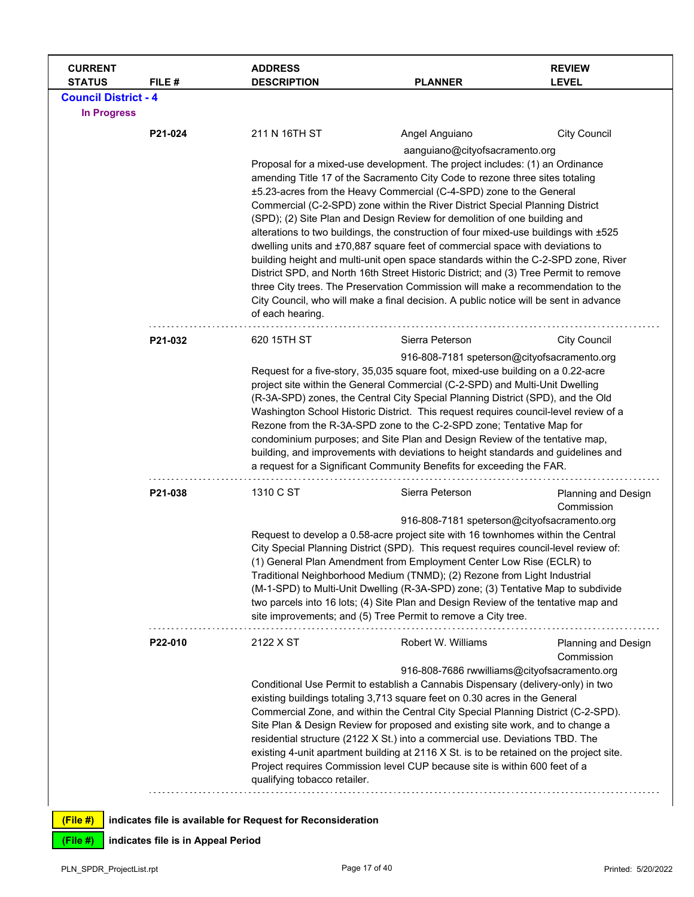| CURRENT STATUS | FILE # | ADDRESS DESCRIPTION | PLANNER | REVIEW LEVEL |
|---|---|---|---|---|

**Council District - 4**

**In Progress**

| | FILE # | ADDRESS | PLANNER | REVIEW LEVEL |
|---|---|---|---|---|
| | **P21-024** | 211 N 16TH ST | Angel Anguiano<br>aanguiano@cityofsacramento.org | City Council |

Proposal for a mixed-use development. The project includes: (1) an Ordinance amending Title 17 of the Sacramento City Code to rezone three sites totaling ±5.23-acres from the Heavy Commercial (C-4-SPD) zone to the General Commercial (C-2-SPD) zone within the River District Special Planning District (SPD); (2) Site Plan and Design Review for demolition of one building and alterations to two buildings, the construction of four mixed-use buildings with ±525 dwelling units and ±70,887 square feet of commercial space with deviations to building height and multi-unit open space standards within the C-2-SPD zone, River District SPD, and North 16th Street Historic District; and (3) Tree Permit to remove three City trees. The Preservation Commission will make a recommendation to the City Council, who will make a final decision. A public notice will be sent in advance of each hearing.

| | FILE # | ADDRESS | PLANNER | REVIEW LEVEL |
|---|---|---|---|---|
| | **P21-032** | 620 15TH ST | Sierra Peterson<br>916-808-7181 speterson@cityofsacramento.org | City Council |

Request for a five-story, 35,035 square foot, mixed-use building on a 0.22-acre project site within the General Commercial (C-2-SPD) and Multi-Unit Dwelling (R-3A-SPD) zones, the Central City Special Planning District (SPD), and the Old Washington School Historic District. This request requires council-level review of a Rezone from the R-3A-SPD zone to the C-2-SPD zone; Tentative Map for condominium purposes; and Site Plan and Design Review of the tentative map, building, and improvements with deviations to height standards and guidelines and a request for a Significant Community Benefits for exceeding the FAR.

| | FILE # | ADDRESS | PLANNER | REVIEW LEVEL |
|---|---|---|---|---|
| | **P21-038** | 1310 C ST | Sierra Peterson<br>916-808-7181 speterson@cityofsacramento.org | Planning and Design Commission |

Request to develop a 0.58-acre project site with 16 townhomes within the Central City Special Planning District (SPD). This request requires council-level review of: (1) General Plan Amendment from Employment Center Low Rise (ECLR) to Traditional Neighborhood Medium (TNMD); (2) Rezone from Light Industrial (M-1-SPD) to Multi-Unit Dwelling (R-3A-SPD) zone; (3) Tentative Map to subdivide two parcels into 16 lots; (4) Site Plan and Design Review of the tentative map and site improvements; and (5) Tree Permit to remove a City tree.

| | FILE # | ADDRESS | PLANNER | REVIEW LEVEL |
|---|---|---|---|---|
| | **P22-010** | 2122 X ST | Robert W. Williams<br>916-808-7686 rwwilliams@cityofsacramento.org | Planning and Design Commission |

Conditional Use Permit to establish a Cannabis Dispensary (delivery-only) in two existing buildings totaling 3,713 square feet on 0.30 acres in the General Commercial Zone, and within the Central City Special Planning District (C-2-SPD). Site Plan & Design Review for proposed and existing site work, and to change a residential structure (2122 X St.) into a commercial use. Deviations TBD. The existing 4-unit apartment building at 2116 X St. is to be retained on the project site. Project requires Commission level CUP because site is within 600 feet of a qualifying tobacco retailer.

**(File #)** indicates file is available for Request for Reconsideration

**(File #)** indicates file is in Appeal Period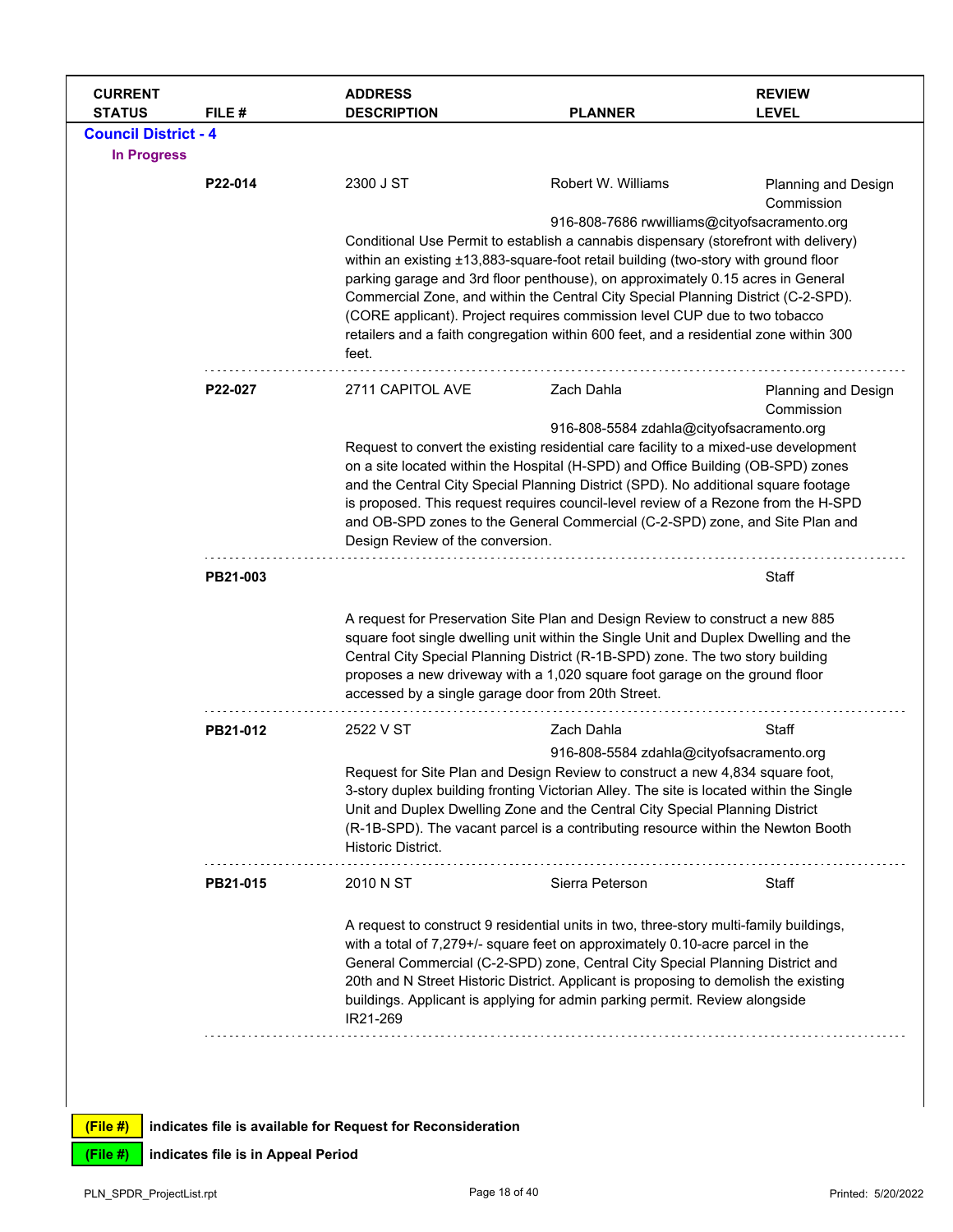| CURRENT STATUS | FILE # | ADDRESS DESCRIPTION | PLANNER | REVIEW LEVEL |
|---|---|---|---|---|

**Council District - 4**

**In Progress**

| | FILE # | ADDRESS | PLANNER | REVIEW LEVEL |
|---|---|---|---|---|
| | **P22-014** | 2300 J ST | Robert W. Williams<br>916-808-7686 rwwilliams@cityofsacramento.org | Planning and Design Commission |

Conditional Use Permit to establish a cannabis dispensary (storefront with delivery) within an existing ±13,883-square-foot retail building (two-story with ground floor parking garage and 3rd floor penthouse), on approximately 0.15 acres in General Commercial Zone, and within the Central City Special Planning District (C-2-SPD). (CORE applicant). Project requires commission level CUP due to two tobacco retailers and a faith congregation within 600 feet, and a residential zone within 300 feet.

| | FILE # | ADDRESS | PLANNER | REVIEW LEVEL |
|---|---|---|---|---|
| | **P22-027** | 2711 CAPITOL AVE | Zach Dahla<br>916-808-5584 zdahla@cityofsacramento.org | Planning and Design Commission |

Request to convert the existing residential care facility to a mixed-use development on a site located within the Hospital (H-SPD) and Office Building (OB-SPD) zones and the Central City Special Planning District (SPD). No additional square footage is proposed. This request requires council-level review of a Rezone from the H-SPD and OB-SPD zones to the General Commercial (C-2-SPD) zone, and Site Plan and Design Review of the conversion.

| | FILE # | ADDRESS | PLANNER | REVIEW LEVEL |
|---|---|---|---|---|
| | **PB21-003** | | | Staff |

A request for Preservation Site Plan and Design Review to construct a new 885 square foot single dwelling unit within the Single Unit and Duplex Dwelling and the Central City Special Planning District (R-1B-SPD) zone. The two story building proposes a new driveway with a 1,020 square foot garage on the ground floor accessed by a single garage door from 20th Street.

| | FILE # | ADDRESS | PLANNER | REVIEW LEVEL |
|---|---|---|---|---|
| | **PB21-012** | 2522 V ST | Zach Dahla<br>916-808-5584 zdahla@cityofsacramento.org | Staff |

Request for Site Plan and Design Review to construct a new 4,834 square foot, 3-story duplex building fronting Victorian Alley. The site is located within the Single Unit and Duplex Dwelling Zone and the Central City Special Planning District (R-1B-SPD). The vacant parcel is a contributing resource within the Newton Booth Historic District.

| | FILE # | ADDRESS | PLANNER | REVIEW LEVEL |
|---|---|---|---|---|
| | **PB21-015** | 2010 N ST | Sierra Peterson | Staff |

A request to construct 9 residential units in two, three-story multi-family buildings, with a total of 7,279+/- square feet on approximately 0.10-acre parcel in the General Commercial (C-2-SPD) zone, Central City Special Planning District and 20th and N Street Historic District. Applicant is proposing to demolish the existing buildings. Applicant is applying for admin parking permit. Review alongside IR21-269

**(File #)** indicates file is available for Request for Reconsideration

**(File #)** indicates file is in Appeal Period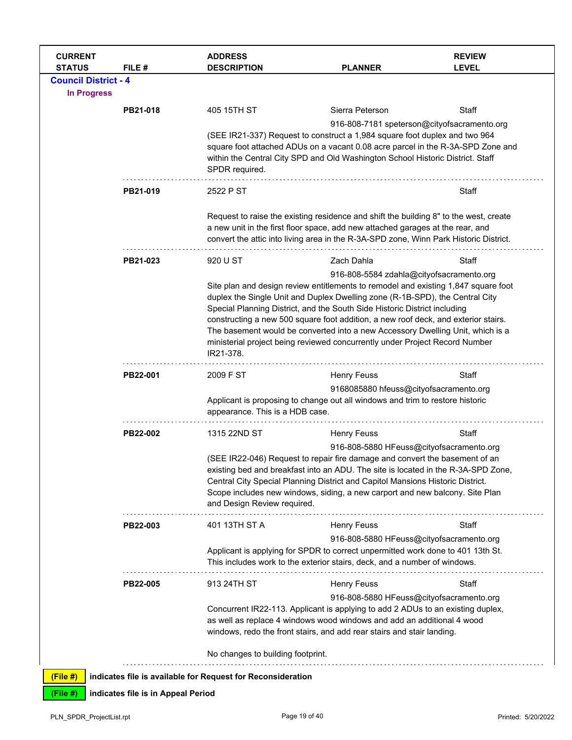| CURRENT STATUS | FILE # | ADDRESS DESCRIPTION | PLANNER | REVIEW LEVEL |
|---|---|---|---|---|

## Council District - 4

### In Progress

| CURRENT STATUS | FILE # | ADDRESS DESCRIPTION | PLANNER | REVIEW LEVEL |
|---|---|---|---|---|
| | **PB21-018** | 405 15TH ST<br>(SEE IR21-337) Request to construct a 1,984 square foot duplex and two 964 square foot attached ADUs on a vacant 0.08 acre parcel in the R-3A-SPD Zone and within the Central City SPD and Old Washington School Historic District. Staff SPDR required. | Sierra Peterson<br>916-808-7181 speterson@cityofsacramento.org | Staff |
| | **PB21-019** | 2522 P ST<br>Request to raise the existing residence and shift the building 8" to the west, create a new unit in the first floor space, add new attached garages at the rear, and convert the attic into living area in the R-3A-SPD zone, Winn Park Historic District. | | Staff |
| | **PB21-023** | 920 U ST<br>Site plan and design review entitlements to remodel and existing 1,847 square foot duplex the Single Unit and Duplex Dwelling zone (R-1B-SPD), the Central City Special Planning District, and the South Side Historic District including constructing a new 500 square foot addition, a new roof deck, and exterior stairs. The basement would be converted into a new Accessory Dwelling Unit, which is a ministerial project being reviewed concurrently under Project Record Number IR21-378. | Zach Dahla<br>916-808-5584 zdahla@cityofsacramento.org | Staff |
| | **PB22-001** | 2009 F ST<br>Applicant is proposing to change out all windows and trim to restore historic appearance. This is a HDB case. | Henry Feuss<br>9168085880 hfeuss@cityofsacramento.org | Staff |
| | **PB22-002** | 1315 22ND ST<br>(SEE IR22-046) Request to repair fire damage and convert the basement of an existing bed and breakfast into an ADU. The site is located in the R-3A-SPD Zone, Central City Special Planning District and Capitol Mansions Historic District. Scope includes new windows, siding, a new carport and new balcony. Site Plan and Design Review required. | Henry Feuss<br>916-808-5880 HFeuss@cityofsacramento.org | Staff |
| | **PB22-003** | 401 13TH ST A<br>Applicant is applying for SPDR to correct unpermitted work done to 401 13th St. This includes work to the exterior stairs, deck, and a number of windows. | Henry Feuss<br>916-808-5880 HFeuss@cityofsacramento.org | Staff |
| | **PB22-005** | 913 24TH ST<br>Concurrent IR22-113. Applicant is applying to add 2 ADUs to an existing duplex, as well as replace 4 windows wood windows and add an additional 4 wood windows, redo the front stairs, and add rear stairs and stair landing.<br><br>No changes to building footprint. | Henry Feuss<br>916-808-5880 HFeuss@cityofsacramento.org | Staff |

**(File #)** indicates file is available for Request for Reconsideration

**(File #)** indicates file is in Appeal Period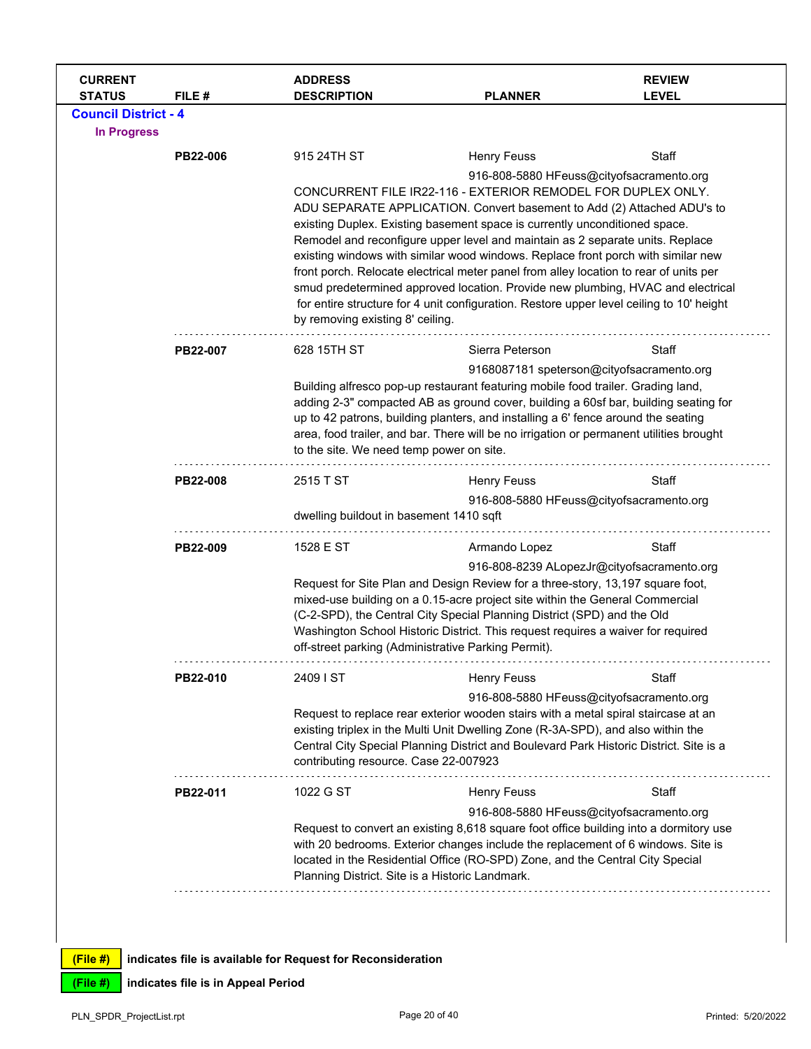| CURRENT STATUS | FILE # | ADDRESS DESCRIPTION | PLANNER | REVIEW LEVEL |
|---|---|---|---|---|

**Council District - 4**

**In Progress**

| | FILE # | ADDRESS / DESCRIPTION | PLANNER | REVIEW LEVEL |
|---|---|---|---|---|
| | **PB22-006** | 915 24TH ST | Henry Feuss<br>916-808-5880 HFeuss@cityofsacramento.org | Staff |
| | | CONCURRENT FILE IR22-116 - EXTERIOR REMODEL FOR DUPLEX ONLY. ADU SEPARATE APPLICATION. Convert basement to Add (2) Attached ADU's to existing Duplex. Existing basement space is currently unconditioned space. Remodel and reconfigure upper level and maintain as 2 separate units. Replace existing windows with similar wood windows. Replace front porch with similar new front porch. Relocate electrical meter panel from alley location to rear of units per smud predetermined approved location. Provide new plumbing, HVAC and electrical for entire structure for 4 unit configuration. Restore upper level ceiling to 10' height by removing existing 8' ceiling. | | |
| | **PB22-007** | 628 15TH ST | Sierra Peterson<br>9168087181 speterson@cityofsacramento.org | Staff |
| | | Building alfresco pop-up restaurant featuring mobile food trailer. Grading land, adding 2-3" compacted AB as ground cover, building a 60sf bar, building seating for up to 42 patrons, building planters, and installing a 6' fence around the seating area, food trailer, and bar. There will be no irrigation or permanent utilities brought to the site. We need temp power on site. | | |
| | **PB22-008** | 2515 T ST | Henry Feuss<br>916-808-5880 HFeuss@cityofsacramento.org | Staff |
| | | dwelling buildout in basement 1410 sqft | | |
| | **PB22-009** | 1528 E ST | Armando Lopez<br>916-808-8239 ALopezJr@cityofsacramento.org | Staff |
| | | Request for Site Plan and Design Review for a three-story, 13,197 square foot, mixed-use building on a 0.15-acre project site within the General Commercial (C-2-SPD), the Central City Special Planning District (SPD) and the Old Washington School Historic District. This request requires a waiver for required off-street parking (Administrative Parking Permit). | | |
| | **PB22-010** | 2409 I ST | Henry Feuss<br>916-808-5880 HFeuss@cityofsacramento.org | Staff |
| | | Request to replace rear exterior wooden stairs with a metal spiral staircase at an existing triplex in the Multi Unit Dwelling Zone (R-3A-SPD), and also within the Central City Special Planning District and Boulevard Park Historic District. Site is a contributing resource. Case 22-007923 | | |
| | **PB22-011** | 1022 G ST | Henry Feuss<br>916-808-5880 HFeuss@cityofsacramento.org | Staff |
| | | Request to convert an existing 8,618 square foot office building into a dormitory use with 20 bedrooms. Exterior changes include the replacement of 6 windows. Site is located in the Residential Office (RO-SPD) Zone, and the Central City Special Planning District. Site is a Historic Landmark. | | |

**(File #)** indicates file is available for Request for Reconsideration

**(File #)** indicates file is in Appeal Period

PLN_SPDR_ProjectList.rpt — Printed: 5/20/2022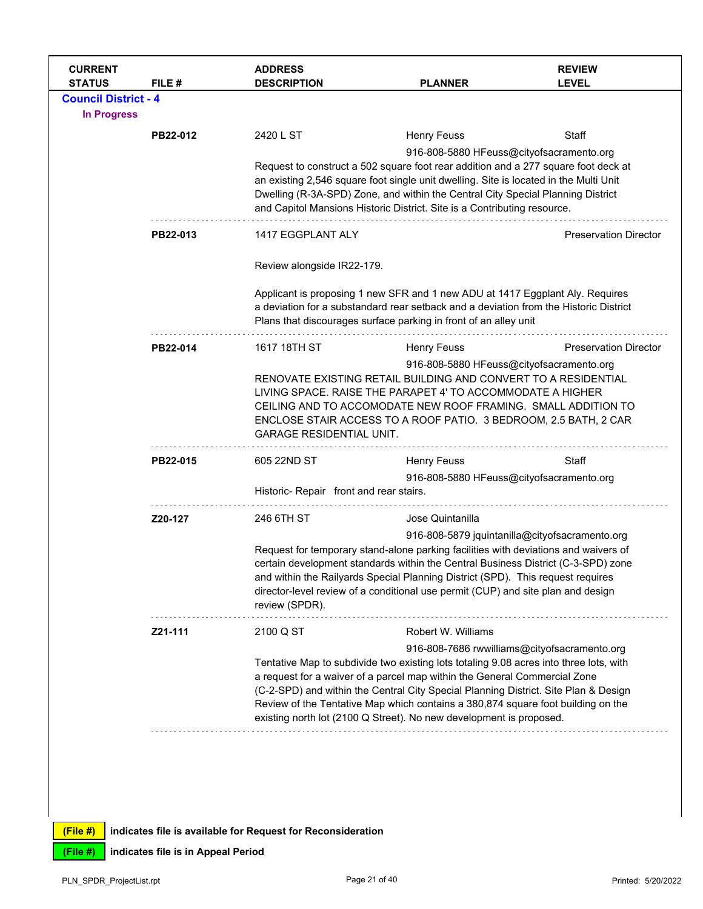| CURRENT STATUS | FILE # | ADDRESS DESCRIPTION | PLANNER | REVIEW LEVEL |
|---|---|---|---|---|

**Council District - 4**

**In Progress**

| | FILE # | ADDRESS / DESCRIPTION | PLANNER | REVIEW LEVEL |
|---|---|---|---|---|
| | **PB22-012** | 2420 L ST<br>Request to construct a 502 square foot rear addition and a 277 square foot deck at an existing 2,546 square foot single unit dwelling. Site is located in the Multi Unit Dwelling (R-3A-SPD) Zone, and within the Central City Special Planning District and Capitol Mansions Historic District. Site is a Contributing resource. | Henry Feuss<br>916-808-5880 HFeuss@cityofsacramento.org | Staff |
| | **PB22-013** | 1417 EGGPLANT ALY<br>Review alongside IR22-179.<br>Applicant is proposing 1 new SFR and 1 new ADU at 1417 Eggplant Aly. Requires a deviation for a substandard rear setback and a deviation from the Historic District Plans that discourages surface parking in front of an alley unit | | Preservation Director |
| | **PB22-014** | 1617 18TH ST<br>RENOVATE EXISTING RETAIL BUILDING AND CONVERT TO A RESIDENTIAL LIVING SPACE. RAISE THE PARAPET 4' TO ACCOMMODATE A HIGHER CEILING AND TO ACCOMODATE NEW ROOF FRAMING. SMALL ADDITION TO ENCLOSE STAIR ACCESS TO A ROOF PATIO. 3 BEDROOM, 2.5 BATH, 2 CAR GARAGE RESIDENTIAL UNIT. | Henry Feuss<br>916-808-5880 HFeuss@cityofsacramento.org | Preservation Director |
| | **PB22-015** | 605 22ND ST<br>Historic- Repair front and rear stairs. | Henry Feuss<br>916-808-5880 HFeuss@cityofsacramento.org | Staff |
| | **Z20-127** | 246 6TH ST<br>Request for temporary stand-alone parking facilities with deviations and waivers of certain development standards within the Central Business District (C-3-SPD) zone and within the Railyards Special Planning District (SPD). This request requires director-level review of a conditional use permit (CUP) and site plan and design review (SPDR). | Jose Quintanilla<br>916-808-5879 jquintanilla@cityofsacramento.org | |
| | **Z21-111** | 2100 Q ST<br>Tentative Map to subdivide two existing lots totaling 9.08 acres into three lots, with a request for a waiver of a parcel map within the General Commercial Zone (C-2-SPD) and within the Central City Special Planning District. Site Plan & Design Review of the Tentative Map which contains a 380,874 square foot building on the existing north lot (2100 Q Street). No new development is proposed. | Robert W. Williams<br>916-808-7686 rwwilliams@cityofsacramento.org | |

**(File #)** indicates file is available for Request for Reconsideration

**(File #)** indicates file is in Appeal Period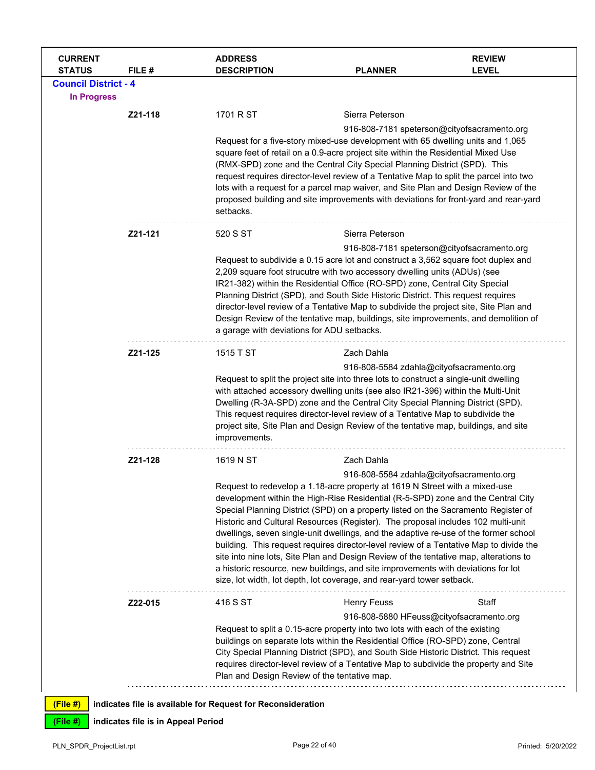| CURRENT STATUS | FILE # | ADDRESS DESCRIPTION | PLANNER | REVIEW LEVEL |
|---|---|---|---|---|

**Council District - 4**

**In Progress**

| CURRENT STATUS | FILE # | ADDRESS DESCRIPTION | PLANNER | REVIEW LEVEL |
|---|---|---|---|---|
| | **Z21-118** | 1701 R ST | Sierra Peterson 916-808-7181 speterson@cityofsacramento.org | |
| | | Request for a five-story mixed-use development with 65 dwelling units and 1,065 square feet of retail on a 0.9-acre project site within the Residential Mixed Use (RMX-SPD) zone and the Central City Special Planning District (SPD). This request requires director-level review of a Tentative Map to split the parcel into two lots with a request for a parcel map waiver, and Site Plan and Design Review of the proposed building and site improvements with deviations for front-yard and rear-yard setbacks. | | |
| | **Z21-121** | 520 S ST | Sierra Peterson 916-808-7181 speterson@cityofsacramento.org | |
| | | Request to subdivide a 0.15 acre lot and construct a 3,562 square foot duplex and 2,209 square foot strucutre with two accessory dwelling units (ADUs) (see IR21-382) within the Residential Office (RO-SPD) zone, Central City Special Planning District (SPD), and South Side Historic District. This request requires director-level review of a Tentative Map to subdivide the project site, Site Plan and Design Review of the tentative map, buildings, site improvements, and demolition of a garage with deviations for ADU setbacks. | | |
| | **Z21-125** | 1515 T ST | Zach Dahla 916-808-5584 zdahla@cityofsacramento.org | |
| | | Request to split the project site into three lots to construct a single-unit dwelling with attached accessory dwelling units (see also IR21-396) within the Multi-Unit Dwelling (R-3A-SPD) zone and the Central City Special Planning District (SPD). This request requires director-level review of a Tentative Map to subdivide the project site, Site Plan and Design Review of the tentative map, buildings, and site improvements. | | |
| | **Z21-128** | 1619 N ST | Zach Dahla 916-808-5584 zdahla@cityofsacramento.org | |
| | | Request to redevelop a 1.18-acre property at 1619 N Street with a mixed-use development within the High-Rise Residential (R-5-SPD) zone and the Central City Special Planning District (SPD) on a property listed on the Sacramento Register of Historic and Cultural Resources (Register). The proposal includes 102 multi-unit dwellings, seven single-unit dwellings, and the adaptive re-use of the former school building. This request requires director-level review of a Tentative Map to divide the site into nine lots, Site Plan and Design Review of the tentative map, alterations to a historic resource, new buildings, and site improvements with deviations for lot size, lot width, lot depth, lot coverage, and rear-yard tower setback. | | |
| | **Z22-015** | 416 S ST | Henry Feuss 916-808-5880 HFeuss@cityofsacramento.org | Staff |
| | | Request to split a 0.15-acre property into two lots with each of the existing buildings on separate lots within the Residential Office (RO-SPD) zone, Central City Special Planning District (SPD), and South Side Historic District. This request requires director-level review of a Tentative Map to subdivide the property and Site Plan and Design Review of the tentative map. | | |

**(File #)** indicates file is available for Request for Reconsideration

**(File #)** indicates file is in Appeal Period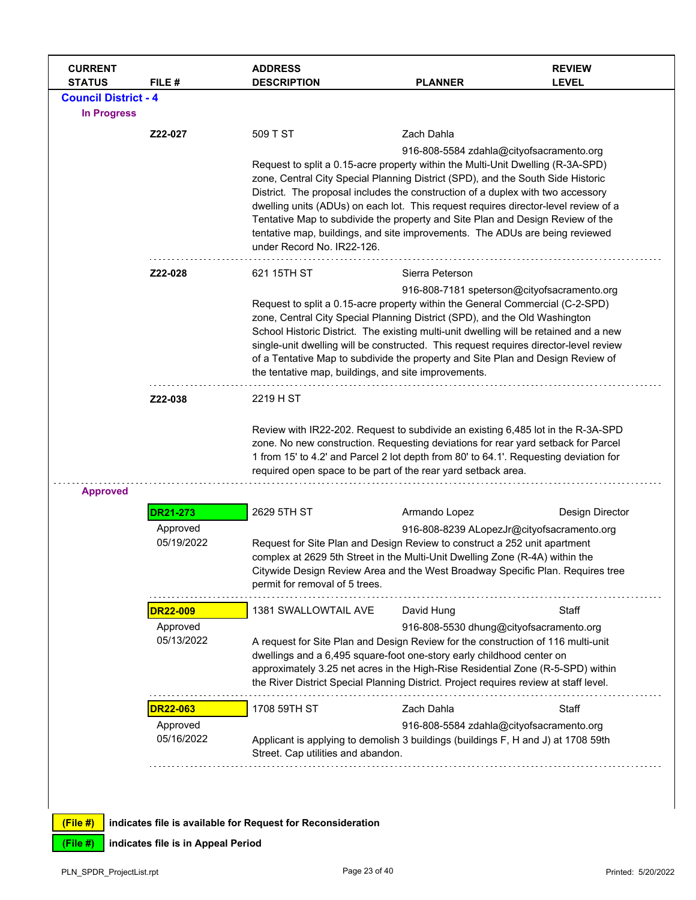| CURRENT STATUS | FILE # | ADDRESS DESCRIPTION | PLANNER | REVIEW LEVEL |
|---|---|---|---|---|

## Council District - 4

### In Progress

| CURRENT STATUS | FILE # | ADDRESS DESCRIPTION | PLANNER | REVIEW LEVEL |
|---|---|---|---|---|
| | **Z22-027** | 509 T ST<br>Request to split a 0.15-acre property within the Multi-Unit Dwelling (R-3A-SPD) zone, Central City Special Planning District (SPD), and the South Side Historic District. The proposal includes the construction of a duplex with two accessory dwelling units (ADUs) on each lot. This request requires director-level review of a Tentative Map to subdivide the property and Site Plan and Design Review of the tentative map, buildings, and site improvements. The ADUs are being reviewed under Record No. IR22-126. | Zach Dahla<br>916-808-5584 zdahla@cityofsacramento.org | |
| | **Z22-028** | 621 15TH ST<br>Request to split a 0.15-acre property within the General Commercial (C-2-SPD) zone, Central City Special Planning District (SPD), and the Old Washington School Historic District. The existing multi-unit dwelling will be retained and a new single-unit dwelling will be constructed. This request requires director-level review of a Tentative Map to subdivide the property and Site Plan and Design Review of the tentative map, buildings, and site improvements. | Sierra Peterson<br>916-808-7181 speterson@cityofsacramento.org | |
| | **Z22-038** | 2219 H ST<br>Review with IR22-202. Request to subdivide an existing 6,485 lot in the R-3A-SPD zone. No new construction. Requesting deviations for rear yard setback for Parcel 1 from 15' to 4.2' and Parcel 2 lot depth from 80' to 64.1'. Requesting deviation for required open space to be part of the rear yard setback area. | | |

### Approved

| CURRENT STATUS | FILE # | ADDRESS DESCRIPTION | PLANNER | REVIEW LEVEL |
|---|---|---|---|---|
| Approved 05/19/2022 | **DR21-273** | 2629 5TH ST<br>Request for Site Plan and Design Review to construct a 252 unit apartment complex at 2629 5th Street in the Multi-Unit Dwelling Zone (R-4A) within the Citywide Design Review Area and the West Broadway Specific Plan. Requires tree permit for removal of 5 trees. | Armando Lopez<br>916-808-8239 ALopezJr@cityofsacramento.org | Design Director |
| Approved 05/13/2022 | **DR22-009** | 1381 SWALLOWTAIL AVE<br>A request for Site Plan and Design Review for the construction of 116 multi-unit dwellings and a 6,495 square-foot one-story early childhood center on approximately 3.25 net acres in the High-Rise Residential Zone (R-5-SPD) within the River District Special Planning District. Project requires review at staff level. | David Hung<br>916-808-5530 dhung@cityofsacramento.org | Staff |
| Approved 05/16/2022 | **DR22-063** | 1708 59TH ST<br>Applicant is applying to demolish 3 buildings (buildings F, H and J) at 1708 59th Street. Cap utilities and abandon. | Zach Dahla<br>916-808-5584 zdahla@cityofsacramento.org | Staff |

(File #) indicates file is available for Request for Reconsideration

(File #) indicates file is in Appeal Period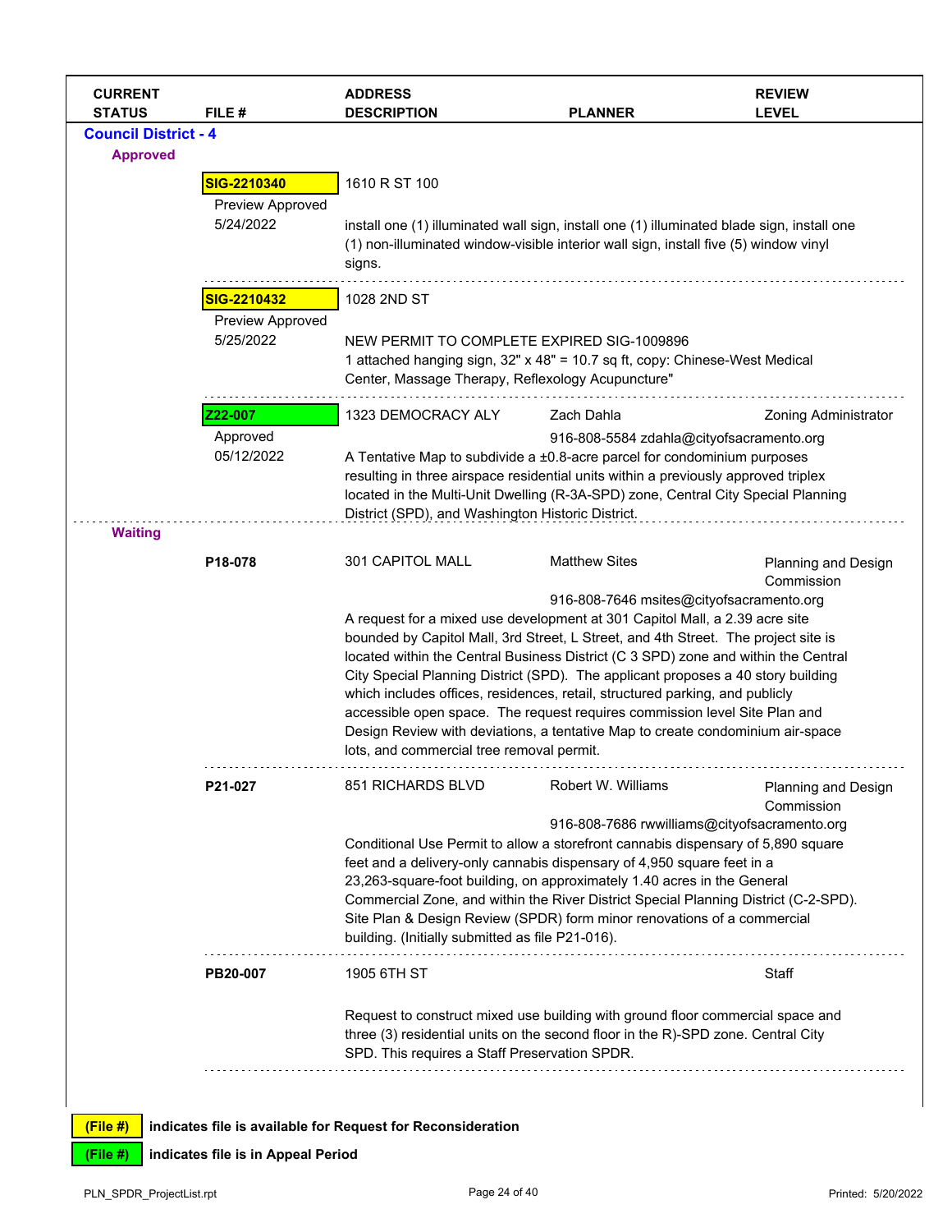| CURRENT STATUS | FILE # | ADDRESS DESCRIPTION | PLANNER | REVIEW LEVEL |
|---|---|---|---|---|

## Council District - 4

### Approved

| CURRENT STATUS | FILE # | ADDRESS DESCRIPTION | PLANNER | REVIEW LEVEL |
|---|---|---|---|---|
| | **SIG-2210340**<br>Preview Approved<br>5/24/2022 | 1610 R ST 100<br>install one (1) illuminated wall sign, install one (1) illuminated blade sign, install one (1) non-illuminated window-visible interior wall sign, install five (5) window vinyl signs. | | |
| | **SIG-2210432**<br>Preview Approved<br>5/25/2022 | 1028 2ND ST<br>NEW PERMIT TO COMPLETE EXPIRED SIG-1009896<br>1 attached hanging sign, 32" x 48" = 10.7 sq ft, copy: Chinese-West Medical Center, Massage Therapy, Reflexology Acupuncture" | | |
| | **Z22-007**<br>Approved<br>05/12/2022 | 1323 DEMOCRACY ALY<br>A Tentative Map to subdivide a ±0.8-acre parcel for condominium purposes resulting in three airspace residential units within a previously approved triplex located in the Multi-Unit Dwelling (R-3A-SPD) zone, Central City Special Planning District (SPD), and Washington Historic District. | Zach Dahla<br>916-808-5584 zdahla@cityofsacramento.org | Zoning Administrator |

### Waiting

| CURRENT STATUS | FILE # | ADDRESS DESCRIPTION | PLANNER | REVIEW LEVEL |
|---|---|---|---|---|
| | **P18-078** | 301 CAPITOL MALL<br>A request for a mixed use development at 301 Capitol Mall, a 2.39 acre site bounded by Capitol Mall, 3rd Street, L Street, and 4th Street. The project site is located within the Central Business District (C 3 SPD) zone and within the Central City Special Planning District (SPD). The applicant proposes a 40 story building which includes offices, residences, retail, structured parking, and publicly accessible open space. The request requires commission level Site Plan and Design Review with deviations, a tentative Map to create condominium air-space lots, and commercial tree removal permit. | Matthew Sites<br>916-808-7646 msites@cityofsacramento.org | Planning and Design Commission |
| | **P21-027** | 851 RICHARDS BLVD<br>Conditional Use Permit to allow a storefront cannabis dispensary of 5,890 square feet and a delivery-only cannabis dispensary of 4,950 square feet in a 23,263-square-foot building, on approximately 1.40 acres in the General Commercial Zone, and within the River District Special Planning District (C-2-SPD). Site Plan & Design Review (SPDR) form minor renovations of a commercial building. (Initially submitted as file P21-016). | Robert W. Williams<br>916-808-7686 rwwilliams@cityofsacramento.org | Planning and Design Commission |
| | **PB20-007** | 1905 6TH ST<br>Request to construct mixed use building with ground floor commercial space and three (3) residential units on the second floor in the R)-SPD zone. Central City SPD. This requires a Staff Preservation SPDR. | | Staff |

**(File #)** indicates file is available for Request for Reconsideration

**(File #)** indicates file is in Appeal Period

PLN_SPDR_ProjectList.rpt    Printed: 5/20/2022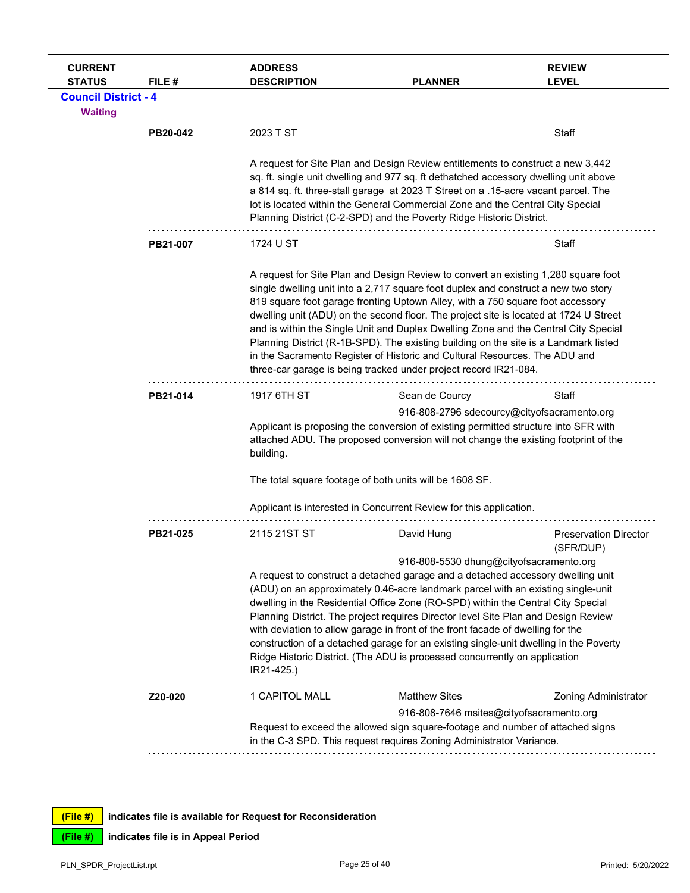| CURRENT STATUS | FILE # | ADDRESS DESCRIPTION | PLANNER | REVIEW LEVEL |
|---|---|---|---|---|

**Council District - 4**

**Waiting**

| CURRENT STATUS | FILE # | ADDRESS DESCRIPTION | PLANNER | REVIEW LEVEL |
|---|---|---|---|---|
| | **PB20-042** | 2023 T ST | | Staff |
| | | A request for Site Plan and Design Review entitlements to construct a new 3,442 sq. ft. single unit dwelling and 977 sq. ft dethatched accessory dwelling unit above a 814 sq. ft. three-stall garage at 2023 T Street on a .15-acre vacant parcel. The lot is located within the General Commercial Zone and the Central City Special Planning District (C-2-SPD) and the Poverty Ridge Historic District. | | |
| | **PB21-007** | 1724 U ST | | Staff |
| | | A request for Site Plan and Design Review to convert an existing 1,280 square foot single dwelling unit into a 2,717 square foot duplex and construct a new two story 819 square foot garage fronting Uptown Alley, with a 750 square foot accessory dwelling unit (ADU) on the second floor. The project site is located at 1724 U Street and is within the Single Unit and Duplex Dwelling Zone and the Central City Special Planning District (R-1B-SPD). The existing building on the site is a Landmark listed in the Sacramento Register of Historic and Cultural Resources. The ADU and three-car garage is being tracked under project record IR21-084. | | |
| | **PB21-014** | 1917 6TH ST | Sean de Courcy<br>916-808-2796 sdecourcy@cityofsacramento.org | Staff |
| | | Applicant is proposing the conversion of existing permitted structure into SFR with attached ADU. The proposed conversion will not change the existing footprint of the building.<br><br>The total square footage of both units will be 1608 SF.<br><br>Applicant is interested in Concurrent Review for this application. | | |
| | **PB21-025** | 2115 21ST ST | David Hung<br>916-808-5530 dhung@cityofsacramento.org | Preservation Director (SFR/DUP) |
| | | A request to construct a detached garage and a detached accessory dwelling unit (ADU) on an approximately 0.46-acre landmark parcel with an existing single-unit dwelling in the Residential Office Zone (RO-SPD) within the Central City Special Planning District. The project requires Director level Site Plan and Design Review with deviation to allow garage in front of the front facade of dwelling for the construction of a detached garage for an existing single-unit dwelling in the Poverty Ridge Historic District. (The ADU is processed concurrently on application IR21-425.) | | |
| | **Z20-020** | 1 CAPITOL MALL | Matthew Sites<br>916-808-7646 msites@cityofsacramento.org | Zoning Administrator |
| | | Request to exceed the allowed sign square-footage and number of attached signs in the C-3 SPD. This request requires Zoning Administrator Variance. | | |

**(File #)** indicates file is available for Request for Reconsideration

**(File #)** indicates file is in Appeal Period

PLN_SPDR_ProjectList.rpt    Printed: 5/20/2022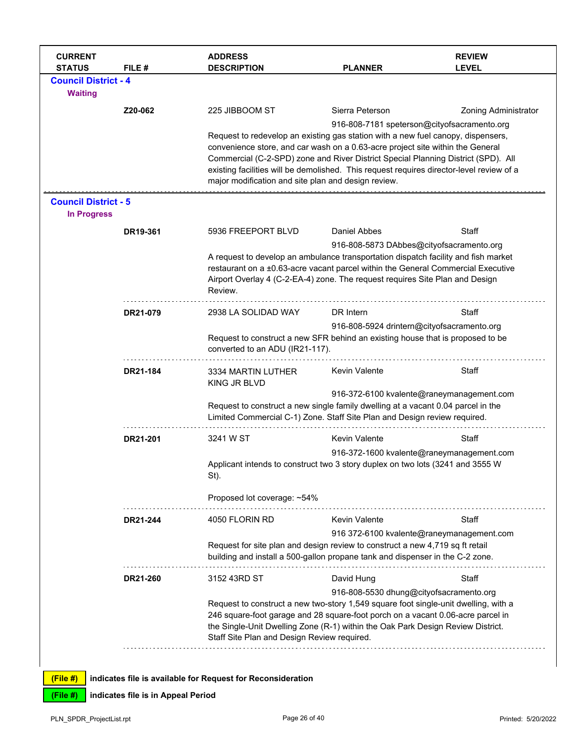| CURRENT STATUS | FILE # | ADDRESS DESCRIPTION | PLANNER | REVIEW LEVEL |
|---|---|---|---|---|

**Council District - 4**

**Waiting**

| | FILE # | ADDRESS | PLANNER | REVIEW LEVEL |
|---|---|---|---|---|
| | **Z20-062** | 225 JIBBOOM ST | Sierra Peterson<br>916-808-7181 speterson@cityofsacramento.org | Zoning Administrator |

Request to redevelop an existing gas station with a new fuel canopy, dispensers, convenience store, and car wash on a 0.63-acre project site within the General Commercial (C-2-SPD) zone and River District Special Planning District (SPD). All existing facilities will be demolished. This request requires director-level review of a major modification and site plan and design review.

---

**Council District - 5**

**In Progress**

| | FILE # | ADDRESS | PLANNER | REVIEW LEVEL |
|---|---|---|---|---|
| | **DR19-361** | 5936 FREEPORT BLVD | Daniel Abbes<br>916-808-5873 DAbbes@cityofsacramento.org | Staff |

A request to develop an ambulance transportation dispatch facility and fish market restaurant on a ±0.63-acre vacant parcel within the General Commercial Executive Airport Overlay 4 (C-2-EA-4) zone. The request requires Site Plan and Design Review.

| | FILE # | ADDRESS | PLANNER | REVIEW LEVEL |
|---|---|---|---|---|
| | **DR21-079** | 2938 LA SOLIDAD WAY | DR Intern<br>916-808-5924 drintern@cityofsacramento.org | Staff |

Request to construct a new SFR behind an existing house that is proposed to be converted to an ADU (IR21-117).

| | FILE # | ADDRESS | PLANNER | REVIEW LEVEL |
|---|---|---|---|---|
| | **DR21-184** | 3334 MARTIN LUTHER KING JR BLVD | Kevin Valente<br>916-372-6100 kvalente@raneymanagement.com | Staff |

Request to construct a new single family dwelling at a vacant 0.04 parcel in the Limited Commercial C-1) Zone. Staff Site Plan and Design review required.

| | FILE # | ADDRESS | PLANNER | REVIEW LEVEL |
|---|---|---|---|---|
| | **DR21-201** | 3241 W ST | Kevin Valente<br>916-372-1600 kvalente@raneymanagement.com | Staff |

Applicant intends to construct two 3 story duplex on two lots (3241 and 3555 W St).

Proposed lot coverage: ~54%

| | FILE # | ADDRESS | PLANNER | REVIEW LEVEL |
|---|---|---|---|---|
| | **DR21-244** | 4050 FLORIN RD | Kevin Valente<br>916 372-6100 kvalente@raneymanagement.com | Staff |

Request for site plan and design review to construct a new 4,719 sq ft retail building and install a 500-gallon propane tank and dispenser in the C-2 zone.

| | FILE # | ADDRESS | PLANNER | REVIEW LEVEL |
|---|---|---|---|---|
| | **DR21-260** | 3152 43RD ST | David Hung<br>916-808-5530 dhung@cityofsacramento.org | Staff |

Request to construct a new two-story 1,549 square foot single-unit dwelling, with a 246 square-foot garage and 28 square-foot porch on a vacant 0.06-acre parcel in the Single-Unit Dwelling Zone (R-1) within the Oak Park Design Review District. Staff Site Plan and Design Review required.

---

**(File #)** indicates file is available for Request for Reconsideration

**(File #)** indicates file is in Appeal Period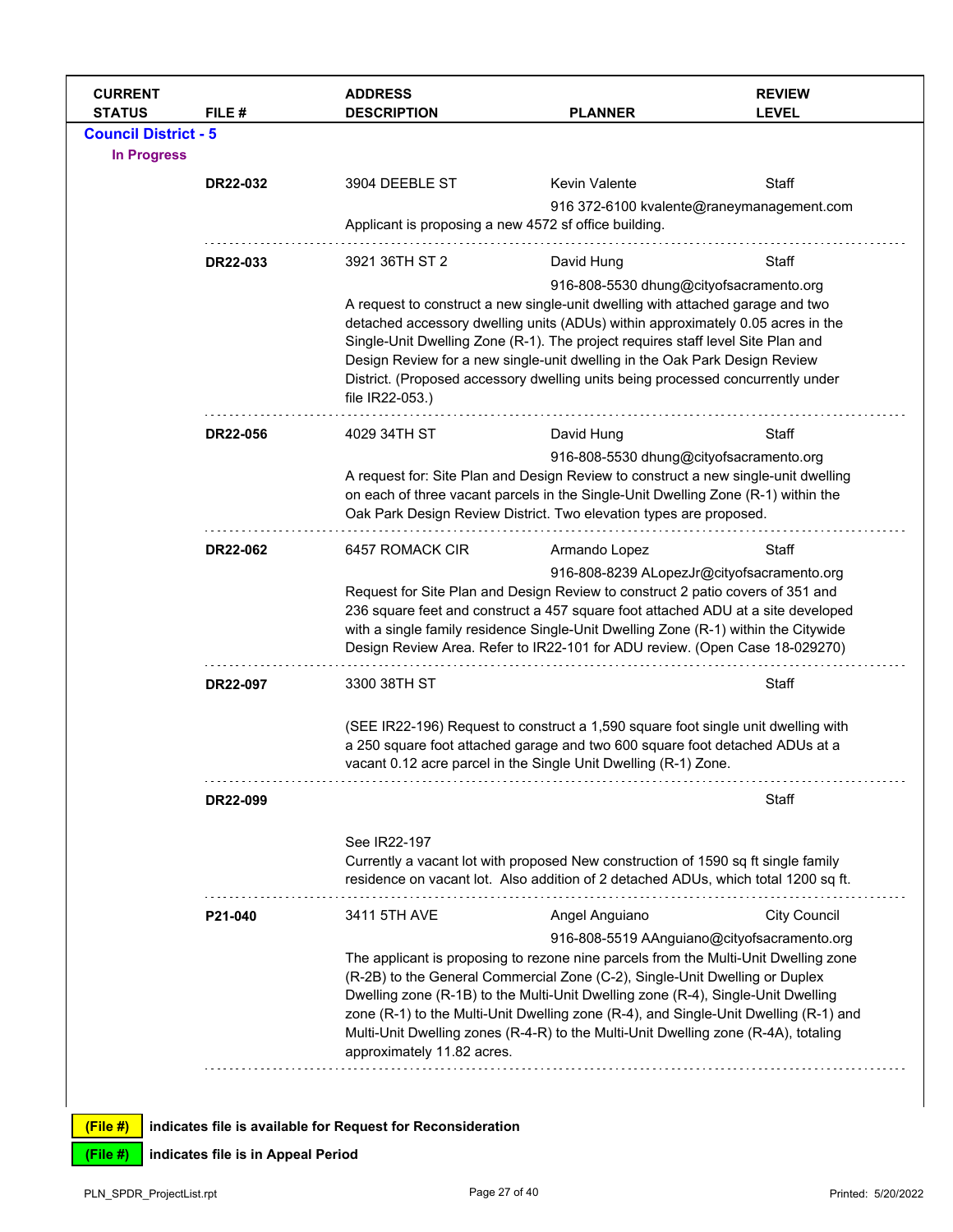| CURRENT STATUS | FILE # | ADDRESS DESCRIPTION | PLANNER | REVIEW LEVEL |
|---|---|---|---|---|

## Council District - 5

### In Progress

| CURRENT STATUS | FILE # | ADDRESS DESCRIPTION | PLANNER | REVIEW LEVEL |
|---|---|---|---|---|
| | **DR22-032** | 3904 DEEBLE ST | Kevin Valente<br>916 372-6100 kvalente@raneymanagement.com | Staff |
| | | Applicant is proposing a new 4572 sf office building. | | |
| | **DR22-033** | 3921 36TH ST 2 | David Hung<br>916-808-5530 dhung@cityofsacramento.org | Staff |
| | | A request to construct a new single-unit dwelling with attached garage and two detached accessory dwelling units (ADUs) within approximately 0.05 acres in the Single-Unit Dwelling Zone (R-1). The project requires staff level Site Plan and Design Review for a new single-unit dwelling in the Oak Park Design Review District. (Proposed accessory dwelling units being processed concurrently under file IR22-053.) | | |
| | **DR22-056** | 4029 34TH ST | David Hung<br>916-808-5530 dhung@cityofsacramento.org | Staff |
| | | A request for: Site Plan and Design Review to construct a new single-unit dwelling on each of three vacant parcels in the Single-Unit Dwelling Zone (R-1) within the Oak Park Design Review District. Two elevation types are proposed. | | |
| | **DR22-062** | 6457 ROMACK CIR | Armando Lopez<br>916-808-8239 ALopezJr@cityofsacramento.org | Staff |
| | | Request for Site Plan and Design Review to construct 2 patio covers of 351 and 236 square feet and construct a 457 square foot attached ADU at a site developed with a single family residence Single-Unit Dwelling Zone (R-1) within the Citywide Design Review Area. Refer to IR22-101 for ADU review. (Open Case 18-029270) | | |
| | **DR22-097** | 3300 38TH ST | | Staff |
| | | (SEE IR22-196) Request to construct a 1,590 square foot single unit dwelling with a 250 square foot attached garage and two 600 square foot detached ADUs at a vacant 0.12 acre parcel in the Single Unit Dwelling (R-1) Zone. | | |
| | **DR22-099** | | | Staff |
| | | See IR22-197<br>Currently a vacant lot with proposed New construction of 1590 sq ft single family residence on vacant lot. Also addition of 2 detached ADUs, which total 1200 sq ft. | | |
| | **P21-040** | 3411 5TH AVE | Angel Anguiano<br>916-808-5519 AAnguiano@cityofsacramento.org | City Council |
| | | The applicant is proposing to rezone nine parcels from the Multi-Unit Dwelling zone (R-2B) to the General Commercial Zone (C-2), Single-Unit Dwelling or Duplex Dwelling zone (R-1B) to the Multi-Unit Dwelling zone (R-4), Single-Unit Dwelling zone (R-1) to the Multi-Unit Dwelling zone (R-4), and Single-Unit Dwelling (R-1) and Multi-Unit Dwelling zones (R-4-R) to the Multi-Unit Dwelling zone (R-4A), totaling approximately 11.82 acres. | | |

**(File #)** indicates file is available for Request for Reconsideration

**(File #)** indicates file is in Appeal Period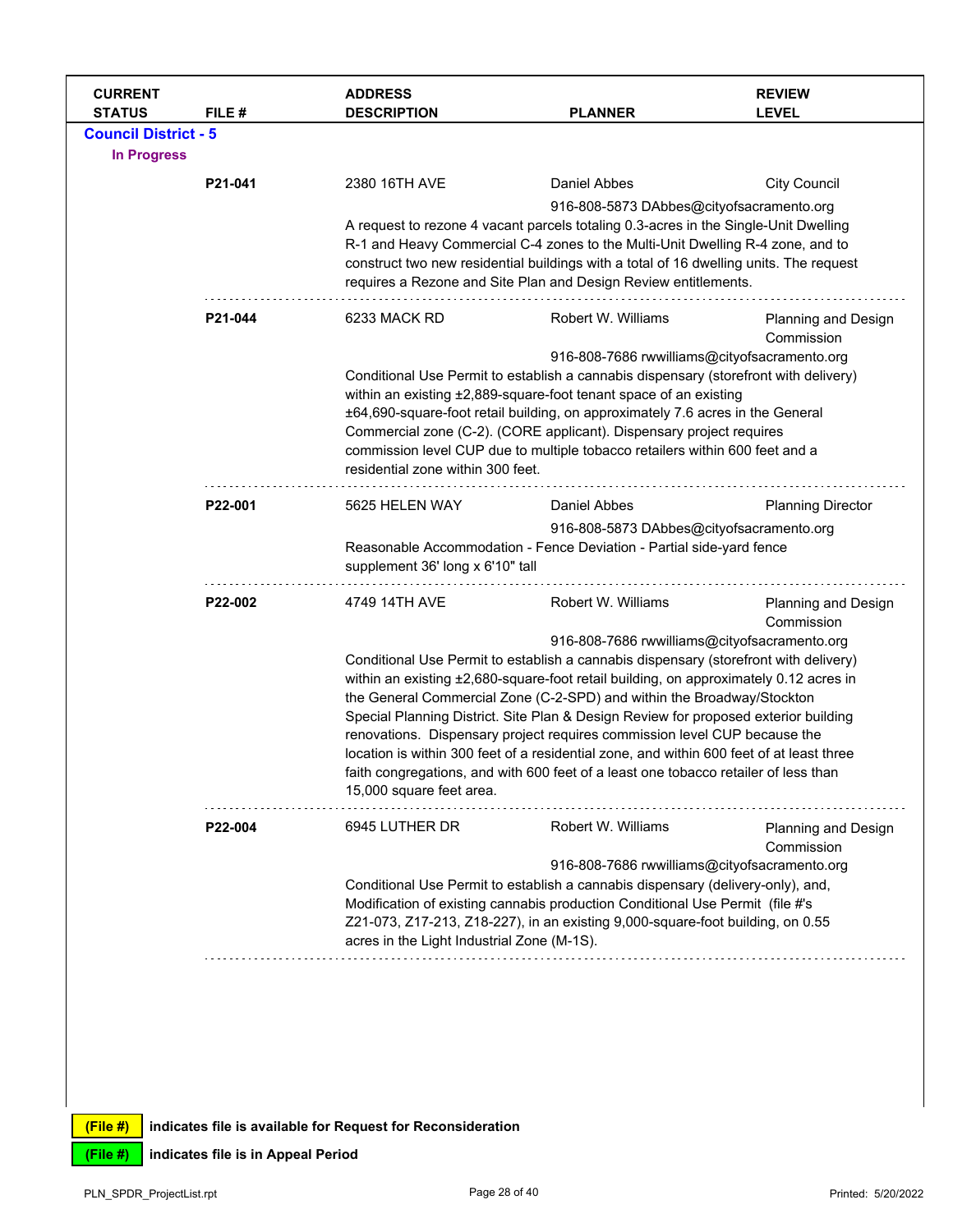| CURRENT STATUS | FILE # | ADDRESS DESCRIPTION | PLANNER | REVIEW LEVEL |
|---|---|---|---|---|

**Council District - 5**

**In Progress**

| CURRENT STATUS | FILE # | ADDRESS DESCRIPTION | PLANNER | REVIEW LEVEL |
|---|---|---|---|---|
| | **P21-041** | 2380 16TH AVE | Daniel Abbes<br>916-808-5873 DAbbes@cityofsacramento.org | City Council |
| | | A request to rezone 4 vacant parcels totaling 0.3-acres in the Single-Unit Dwelling R-1 and Heavy Commercial C-4 zones to the Multi-Unit Dwelling R-4 zone, and to construct two new residential buildings with a total of 16 dwelling units. The request requires a Rezone and Site Plan and Design Review entitlements. | | |
| | **P21-044** | 6233 MACK RD | Robert W. Williams<br>916-808-7686 rwwilliams@cityofsacramento.org | Planning and Design Commission |
| | | Conditional Use Permit to establish a cannabis dispensary (storefront with delivery) within an existing ±2,889-square-foot tenant space of an existing ±64,690-square-foot retail building, on approximately 7.6 acres in the General Commercial zone (C-2). (CORE applicant). Dispensary project requires commission level CUP due to multiple tobacco retailers within 600 feet and a residential zone within 300 feet. | | |
| | **P22-001** | 5625 HELEN WAY | Daniel Abbes<br>916-808-5873 DAbbes@cityofsacramento.org | Planning Director |
| | | Reasonable Accommodation - Fence Deviation - Partial side-yard fence supplement 36' long x 6'10" tall | | |
| | **P22-002** | 4749 14TH AVE | Robert W. Williams<br>916-808-7686 rwwilliams@cityofsacramento.org | Planning and Design Commission |
| | | Conditional Use Permit to establish a cannabis dispensary (storefront with delivery) within an existing ±2,680-square-foot retail building, on approximately 0.12 acres in the General Commercial Zone (C-2-SPD) and within the Broadway/Stockton Special Planning District. Site Plan & Design Review for proposed exterior building renovations. Dispensary project requires commission level CUP because the location is within 300 feet of a residential zone, and within 600 feet of at least three faith congregations, and with 600 feet of a least one tobacco retailer of less than 15,000 square feet area. | | |
| | **P22-004** | 6945 LUTHER DR | Robert W. Williams<br>916-808-7686 rwwilliams@cityofsacramento.org | Planning and Design Commission |
| | | Conditional Use Permit to establish a cannabis dispensary (delivery-only), and, Modification of existing cannabis production Conditional Use Permit (file #'s Z21-073, Z17-213, Z18-227), in an existing 9,000-square-foot building, on 0.55 acres in the Light Industrial Zone (M-1S). | | |

**(File #)** indicates file is available for Request for Reconsideration

**(File #)** indicates file is in Appeal Period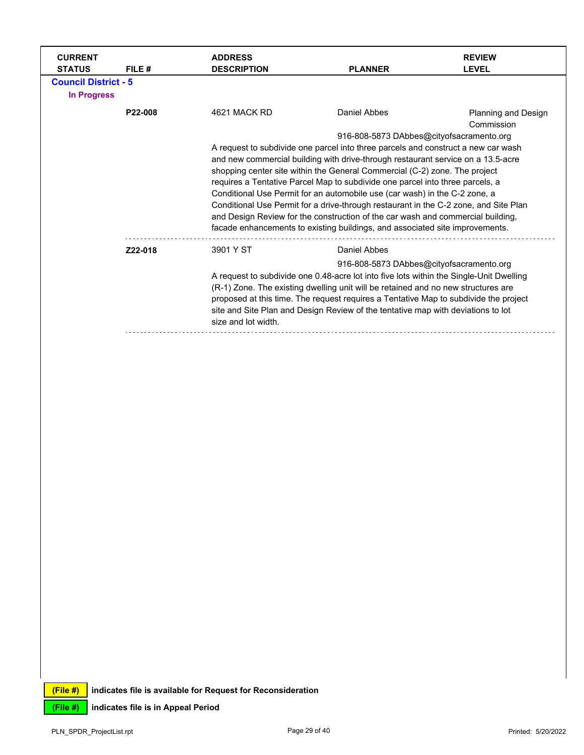| CURRENT STATUS | FILE # | ADDRESS DESCRIPTION | PLANNER | REVIEW LEVEL |
|---|---|---|---|---|

**Council District - 5**

**In Progress**

| CURRENT STATUS | FILE # | ADDRESS DESCRIPTION | PLANNER | REVIEW LEVEL |
|---|---|---|---|---|
| | **P22-008** | 4621 MACK RD | Daniel Abbes<br>916-808-5873 DAbbes@cityofsacramento.org | Planning and Design Commission |

A request to subdivide one parcel into three parcels and construct a new car wash and new commercial building with drive-through restaurant service on a 13.5-acre shopping center site within the General Commercial (C-2) zone. The project requires a Tentative Parcel Map to subdivide one parcel into three parcels, a Conditional Use Permit for an automobile use (car wash) in the C-2 zone, a Conditional Use Permit for a drive-through restaurant in the C-2 zone, and Site Plan and Design Review for the construction of the car wash and commercial building, facade enhancements to existing buildings, and associated site improvements.

| CURRENT STATUS | FILE # | ADDRESS DESCRIPTION | PLANNER | REVIEW LEVEL |
|---|---|---|---|---|
| | **Z22-018** | 3901 Y ST | Daniel Abbes<br>916-808-5873 DAbbes@cityofsacramento.org | |

A request to subdivide one 0.48-acre lot into five lots within the Single-Unit Dwelling (R-1) Zone. The existing dwelling unit will be retained and no new structures are proposed at this time. The request requires a Tentative Map to subdivide the project site and Site Plan and Design Review of the tentative map with deviations to lot size and lot width.

**(File #)** indicates file is available for Request for Reconsideration

**(File #)** indicates file is in Appeal Period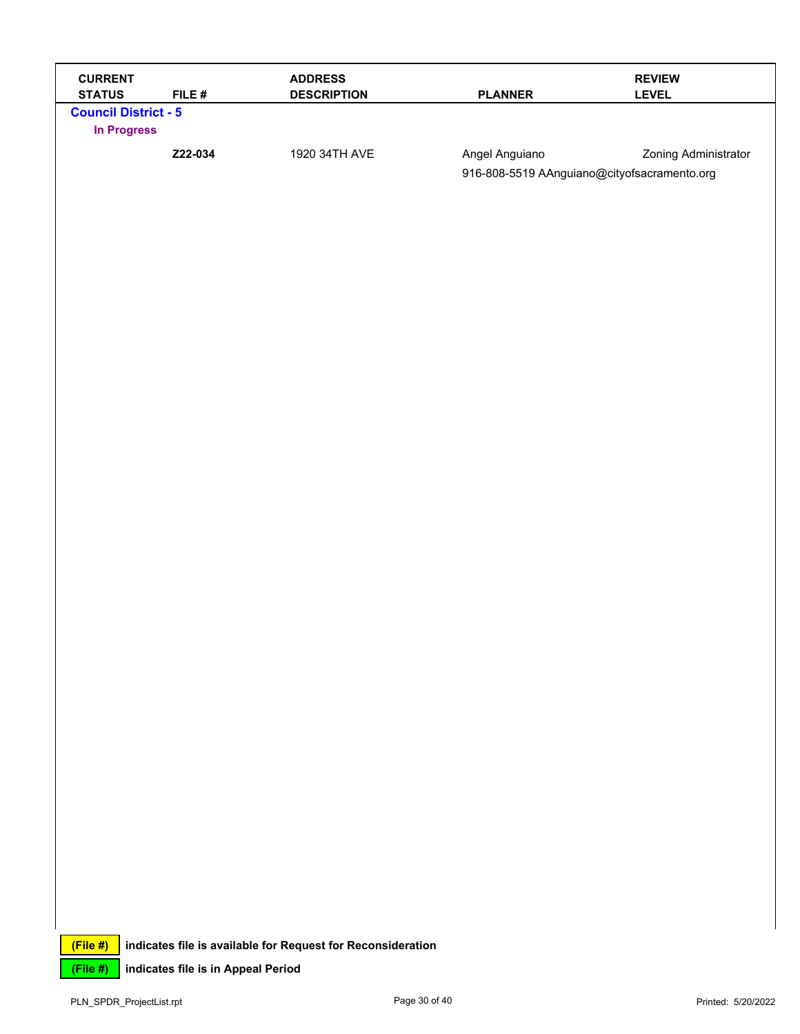| CURRENT STATUS | FILE # | ADDRESS DESCRIPTION | PLANNER | REVIEW LEVEL |
|---|---|---|---|---|
| **Council District - 5** | | | | |
| **In Progress** | | | | |
| | **Z22-034** | 1920 34TH AVE | Angel Anguiano<br>916-808-5519 AAnguiano@cityofsacramento.org | Zoning Administrator |

**(File #)** indicates file is available for Request for Reconsideration

**(File #)** indicates file is in Appeal Period

PLN_SPDR_ProjectList.rpt

Printed: 5/20/2022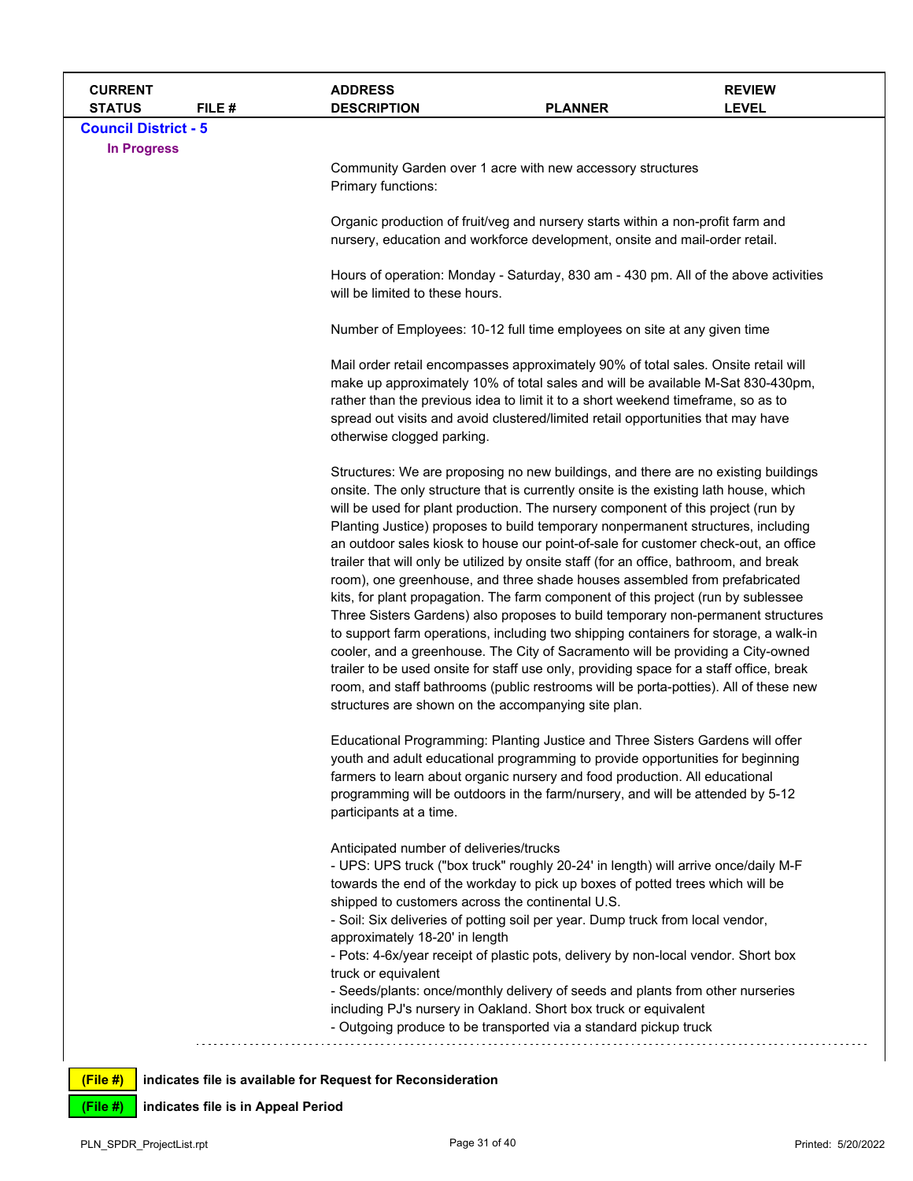| CURRENT STATUS | FILE # | ADDRESS DESCRIPTION | PLANNER | REVIEW LEVEL |
|---|---|---|---|---|

**Council District - 5**

**In Progress**

Community Garden over 1 acre with new accessory structures
Primary functions:

Organic production of fruit/veg and nursery starts within a non-profit farm and nursery, education and workforce development, onsite and mail-order retail.

Hours of operation: Monday - Saturday, 830 am - 430 pm. All of the above activities will be limited to these hours.

Number of Employees: 10-12 full time employees on site at any given time

Mail order retail encompasses approximately 90% of total sales. Onsite retail will make up approximately 10% of total sales and will be available M-Sat 830-430pm, rather than the previous idea to limit it to a short weekend timeframe, so as to spread out visits and avoid clustered/limited retail opportunities that may have otherwise clogged parking.

Structures: We are proposing no new buildings, and there are no existing buildings onsite. The only structure that is currently onsite is the existing lath house, which will be used for plant production. The nursery component of this project (run by Planting Justice) proposes to build temporary nonpermanent structures, including an outdoor sales kiosk to house our point-of-sale for customer check-out, an office trailer that will only be utilized by onsite staff (for an office, bathroom, and break room), one greenhouse, and three shade houses assembled from prefabricated kits, for plant propagation. The farm component of this project (run by sublessee Three Sisters Gardens) also proposes to build temporary non-permanent structures to support farm operations, including two shipping containers for storage, a walk-in cooler, and a greenhouse. The City of Sacramento will be providing a City-owned trailer to be used onsite for staff use only, providing space for a staff office, break room, and staff bathrooms (public restrooms will be porta-potties). All of these new structures are shown on the accompanying site plan.

Educational Programming: Planting Justice and Three Sisters Gardens will offer youth and adult educational programming to provide opportunities for beginning farmers to learn about organic nursery and food production. All educational programming will be outdoors in the farm/nursery, and will be attended by 5-12 participants at a time.

Anticipated number of deliveries/trucks
- UPS: UPS truck ("box truck" roughly 20-24' in length) will arrive once/daily M-F towards the end of the workday to pick up boxes of potted trees which will be shipped to customers across the continental U.S.
- Soil: Six deliveries of potting soil per year. Dump truck from local vendor, approximately 18-20' in length
- Pots: 4-6x/year receipt of plastic pots, delivery by non-local vendor. Short box truck or equivalent
- Seeds/plants: once/monthly delivery of seeds and plants from other nurseries including PJ's nursery in Oakland. Short box truck or equivalent
- Outgoing produce to be transported via a standard pickup truck

**(File #)** indicates file is available for Request for Reconsideration

**(File #)** indicates file is in Appeal Period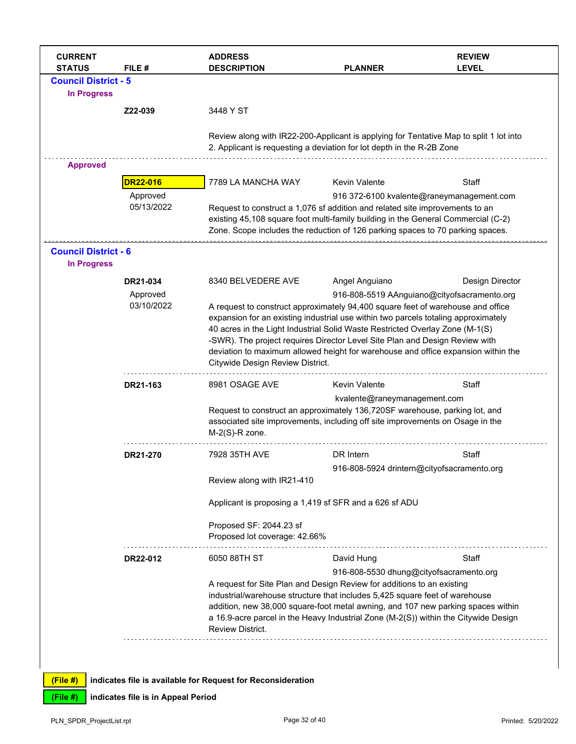| CURRENT STATUS | FILE # | ADDRESS DESCRIPTION | PLANNER | REVIEW LEVEL |
|---|---|---|---|---|

## Council District - 5

### In Progress

| | | | | |
|---|---|---|---|---|
| | **Z22-039** | 3448 Y ST | | |
| | | Review along with IR22-200-Applicant is applying for Tentative Map to split 1 lot into 2. Applicant is requesting a deviation for lot depth in the R-2B Zone | | |

### Approved

| | | | | |
|---|---|---|---|---|
| | **DR22-016** | 7789 LA MANCHA WAY | Kevin Valente | Staff |
| | Approved 05/13/2022 | | 916 372-6100 kvalente@raneymanagement.com | |
| | | Request to construct a 1,076 sf addition and related site improvements to an existing 45,108 square foot multi-family building in the General Commercial (C-2) Zone. Scope includes the reduction of 126 parking spaces to 70 parking spaces. | | |

## Council District - 6

### In Progress

| | | | | |
|---|---|---|---|---|
| | **DR21-034** | 8340 BELVEDERE AVE | Angel Anguiano | Design Director |
| | Approved 03/10/2022 | | 916-808-5519 AAnguiano@cityofsacramento.org | |
| | | A request to construct approximately 94,400 square feet of warehouse and office expansion for an existing industrial use within two parcels totaling approximately 40 acres in the Light Industrial Solid Waste Restricted Overlay Zone (M-1(S)-SWR). The project requires Director Level Site Plan and Design Review with deviation to maximum allowed height for warehouse and office expansion within the Citywide Design Review District. | | |
| | **DR21-163** | 8981 OSAGE AVE | Kevin Valente | Staff |
| | | | kvalente@raneymanagement.com | |
| | | Request to construct an approximately 136,720SF warehouse, parking lot, and associated site improvements, including off site improvements on Osage in the M-2(S)-R zone. | | |
| | **DR21-270** | 7928 35TH AVE | DR Intern | Staff |
| | | | 916-808-5924 drintern@cityofsacramento.org | |
| | | Review along with IR21-410<br><br>Applicant is proposing a 1,419 sf SFR and a 626 sf ADU<br><br>Proposed SF: 2044.23 sf<br>Proposed lot coverage: 42.66% | | |
| | **DR22-012** | 6050 88TH ST | David Hung | Staff |
| | | | 916-808-5530 dhung@cityofsacramento.org | |
| | | A request for Site Plan and Design Review for additions to an existing industrial/warehouse structure that includes 5,425 square feet of warehouse addition, new 38,000 square-foot metal awning, and 107 new parking spaces within a 16.9-acre parcel in the Heavy Industrial Zone (M-2(S)) within the Citywide Design Review District. | | |

**(File #)** indicates file is available for Request for Reconsideration

**(File #)** indicates file is in Appeal Period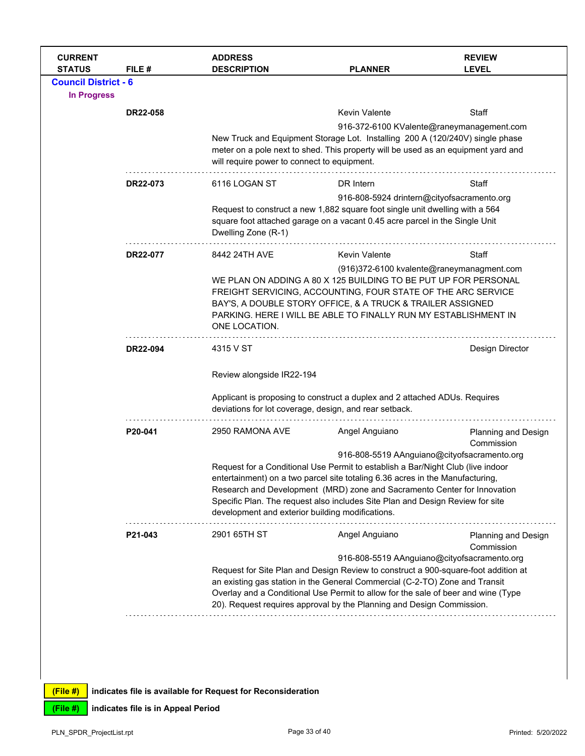| CURRENT STATUS | FILE # | ADDRESS DESCRIPTION | PLANNER | REVIEW LEVEL |
|---|---|---|---|---|

**Council District - 6**

**In Progress**

| CURRENT STATUS | FILE # | ADDRESS DESCRIPTION | PLANNER | REVIEW LEVEL |
|---|---|---|---|---|
| | **DR22-058** | | Kevin Valente<br>916-372-6100 KValente@raneymanagement.com | Staff |
| | | New Truck and Equipment Storage Lot. Installing 200 A (120/240V) single phase meter on a pole next to shed. This property will be used as an equipment yard and will require power to connect to equipment. | | |
| | **DR22-073** | 6116 LOGAN ST | DR Intern<br>916-808-5924 drintern@cityofsacramento.org | Staff |
| | | Request to construct a new 1,882 square foot single unit dwelling with a 564 square foot attached garage on a vacant 0.45 acre parcel in the Single Unit Dwelling Zone (R-1) | | |
| | **DR22-077** | 8442 24TH AVE | Kevin Valente<br>(916)372-6100 kvalente@raneymanagment.com | Staff |
| | | WE PLAN ON ADDING A 80 X 125 BUILDING TO BE PUT UP FOR PERSONAL FREIGHT SERVICING, ACCOUNTING, FOUR STATE OF THE ARC SERVICE BAY'S, A DOUBLE STORY OFFICE, & A TRUCK & TRAILER ASSIGNED PARKING. HERE I WILL BE ABLE TO FINALLY RUN MY ESTABLISHMENT IN ONE LOCATION. | | |
| | **DR22-094** | 4315 V ST | | Design Director |
| | | Review alongside IR22-194<br><br>Applicant is proposing to construct a duplex and 2 attached ADUs. Requires deviations for lot coverage, design, and rear setback. | | |
| | **P20-041** | 2950 RAMONA AVE | Angel Anguiano<br>916-808-5519 AAnguiano@cityofsacramento.org | Planning and Design Commission |
| | | Request for a Conditional Use Permit to establish a Bar/Night Club (live indoor entertainment) on a two parcel site totaling 6.36 acres in the Manufacturing, Research and Development (MRD) zone and Sacramento Center for Innovation Specific Plan. The request also includes Site Plan and Design Review for site development and exterior building modifications. | | |
| | **P21-043** | 2901 65TH ST | Angel Anguiano<br>916-808-5519 AAnguiano@cityofsacramento.org | Planning and Design Commission |
| | | Request for Site Plan and Design Review to construct a 900-square-foot addition at an existing gas station in the General Commercial (C-2-TO) Zone and Transit Overlay and a Conditional Use Permit to allow for the sale of beer and wine (Type 20). Request requires approval by the Planning and Design Commission. | | |

**(File #)** indicates file is available for Request for Reconsideration

**(File #)** indicates file is in Appeal Period

PLN_SPDR_ProjectList.rpt — Printed: 5/20/2022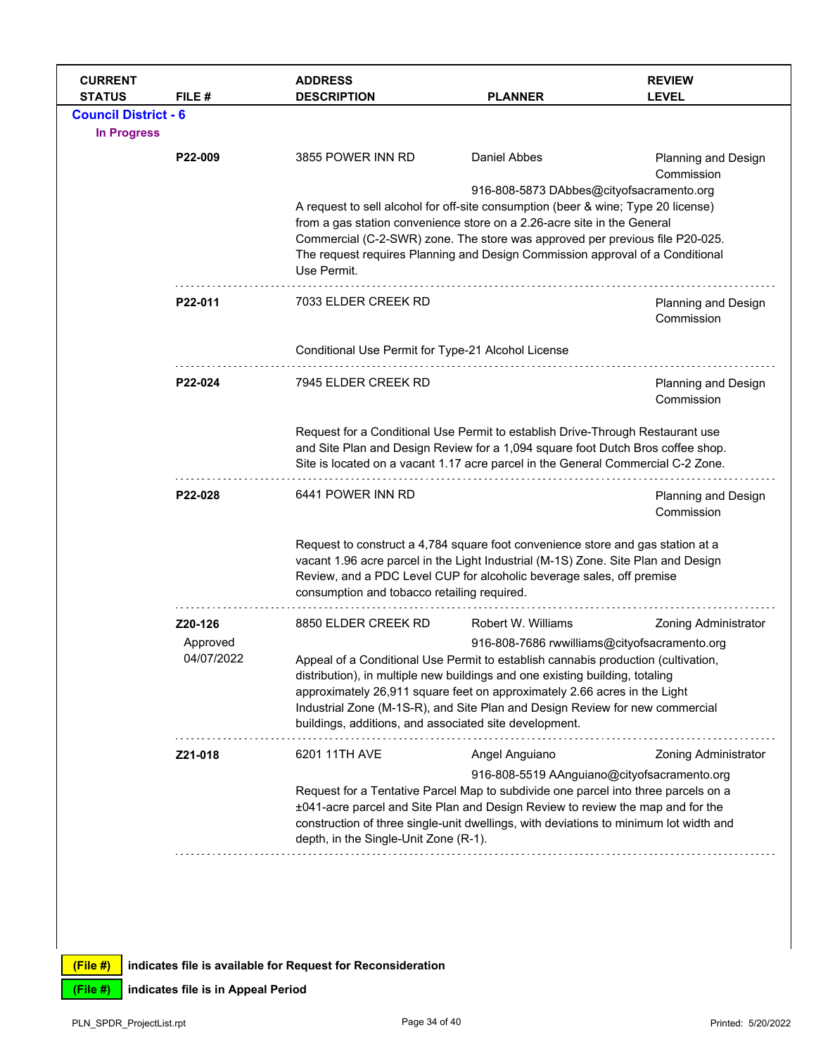| CURRENT STATUS | FILE # | ADDRESS DESCRIPTION | PLANNER | REVIEW LEVEL |
|---|---|---|---|---|

**Council District - 6**

**In Progress**

| CURRENT STATUS | FILE # | ADDRESS DESCRIPTION | PLANNER | REVIEW LEVEL |
|---|---|---|---|---|
| | **P22-009** | 3855 POWER INN RD | Daniel Abbes<br>916-808-5873 DAbbes@cityofsacramento.org | Planning and Design Commission |
| | | A request to sell alcohol for off-site consumption (beer & wine; Type 20 license) from a gas station convenience store on a 2.26-acre site in the General Commercial (C-2-SWR) zone. The store was approved per previous file P20-025. The request requires Planning and Design Commission approval of a Conditional Use Permit. | | |
| | **P22-011** | 7033 ELDER CREEK RD | | Planning and Design Commission |
| | | Conditional Use Permit for Type-21 Alcohol License | | |
| | **P22-024** | 7945 ELDER CREEK RD | | Planning and Design Commission |
| | | Request for a Conditional Use Permit to establish Drive-Through Restaurant use and Site Plan and Design Review for a 1,094 square foot Dutch Bros coffee shop. Site is located on a vacant 1.17 acre parcel in the General Commercial C-2 Zone. | | |
| | **P22-028** | 6441 POWER INN RD | | Planning and Design Commission |
| | | Request to construct a 4,784 square foot convenience store and gas station at a vacant 1.96 acre parcel in the Light Industrial (M-1S) Zone. Site Plan and Design Review, and a PDC Level CUP for alcoholic beverage sales, off premise consumption and tobacco retailing required. | | |
| | **Z20-126**<br>Approved<br>04/07/2022 | 8850 ELDER CREEK RD | Robert W. Williams<br>916-808-7686 rwwilliams@cityofsacramento.org | Zoning Administrator |
| | | Appeal of a Conditional Use Permit to establish cannabis production (cultivation, distribution), in multiple new buildings and one existing building, totaling approximately 26,911 square feet on approximately 2.66 acres in the Light Industrial Zone (M-1S-R), and Site Plan and Design Review for new commercial buildings, additions, and associated site development. | | |
| | **Z21-018** | 6201 11TH AVE | Angel Anguiano<br>916-808-5519 AAnguiano@cityofsacramento.org | Zoning Administrator |
| | | Request for a Tentative Parcel Map to subdivide one parcel into three parcels on a ±041-acre parcel and Site Plan and Design Review to review the map and for the construction of three single-unit dwellings, with deviations to minimum lot width and depth, in the Single-Unit Zone (R-1). | | |

**(File #)** indicates file is available for Request for Reconsideration

**(File #)** indicates file is in Appeal Period

PLN_SPDR_ProjectList.rpt Printed: 5/20/2022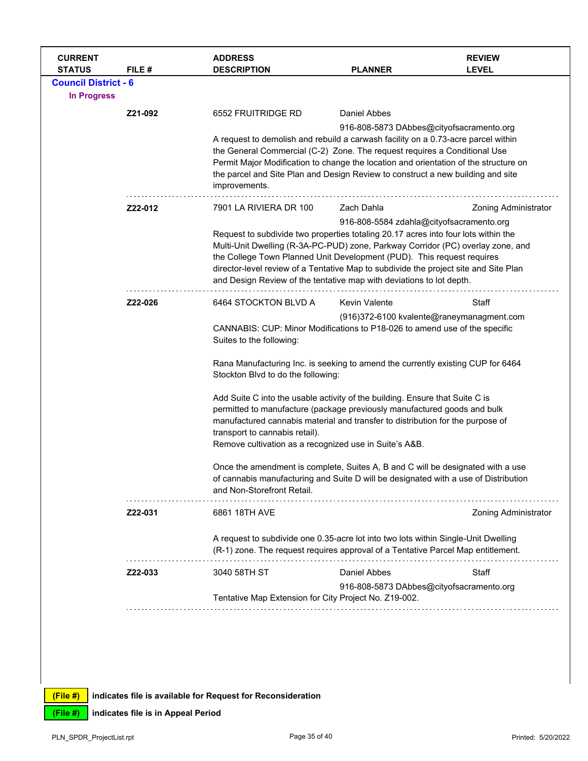| CURRENT STATUS | FILE # | ADDRESS DESCRIPTION | PLANNER | REVIEW LEVEL |
|---|---|---|---|---|

**Council District - 6**

**In Progress**

| | FILE # | ADDRESS | PLANNER | REVIEW LEVEL |
|---|---|---|---|---|
| | **Z21-092** | 6552 FRUITRIDGE RD | Daniel Abbes<br>916-808-5873 DAbbes@cityofsacramento.org | |

A request to demolish and rebuild a carwash facility on a 0.73-acre parcel within the General Commercial (C-2) Zone. The request requires a Conditional Use Permit Major Modification to change the location and orientation of the structure on the parcel and Site Plan and Design Review to construct a new building and site improvements.

| | FILE # | ADDRESS | PLANNER | REVIEW LEVEL |
|---|---|---|---|---|
| | **Z22-012** | 7901 LA RIVIERA DR 100 | Zach Dahla<br>916-808-5584 zdahla@cityofsacramento.org | Zoning Administrator |

Request to subdivide two properties totaling 20.17 acres into four lots within the Multi-Unit Dwelling (R-3A-PC-PUD) zone, Parkway Corridor (PC) overlay zone, and the College Town Planned Unit Development (PUD). This request requires director-level review of a Tentative Map to subdivide the project site and Site Plan and Design Review of the tentative map with deviations to lot depth.

| | FILE # | ADDRESS | PLANNER | REVIEW LEVEL |
|---|---|---|---|---|
| | **Z22-026** | 6464 STOCKTON BLVD A | Kevin Valente<br>(916)372-6100 kvalente@raneymanagment.com | Staff |

CANNABIS: CUP: Minor Modifications to P18-026 to amend use of the specific Suites to the following:

Rana Manufacturing Inc. is seeking to amend the currently existing CUP for 6464 Stockton Blvd to do the following:

Add Suite C into the usable activity of the building. Ensure that Suite C is permitted to manufacture (package previously manufactured goods and bulk manufactured cannabis material and transfer to distribution for the purpose of transport to cannabis retail).
Remove cultivation as a recognized use in Suite's A&B.

Once the amendment is complete, Suites A, B and C will be designated with a use of cannabis manufacturing and Suite D will be designated with a use of Distribution and Non-Storefront Retail.

| | FILE # | ADDRESS | PLANNER | REVIEW LEVEL |
|---|---|---|---|---|
| | **Z22-031** | 6861 18TH AVE | | Zoning Administrator |

A request to subdivide one 0.35-acre lot into two lots within Single-Unit Dwelling (R-1) zone. The request requires approval of a Tentative Parcel Map entitlement.

| | FILE # | ADDRESS | PLANNER | REVIEW LEVEL |
|---|---|---|---|---|
| | **Z22-033** | 3040 58TH ST | Daniel Abbes<br>916-808-5873 DAbbes@cityofsacramento.org | Staff |

Tentative Map Extension for City Project No. Z19-002.

**(File #)** indicates file is available for Request for Reconsideration

**(File #)** indicates file is in Appeal Period

PLN_SPDR_ProjectList.rpt — Printed: 5/20/2022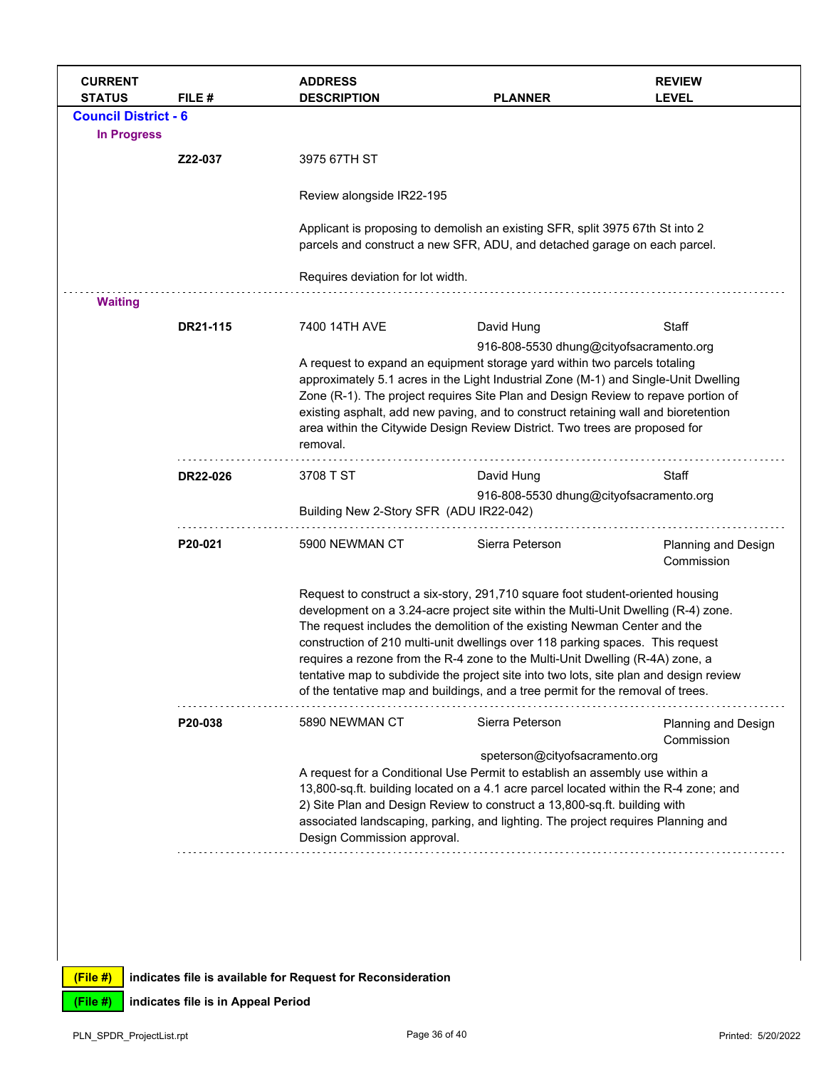| CURRENT STATUS | FILE # | ADDRESS DESCRIPTION | PLANNER | REVIEW LEVEL |
|---|---|---|---|---|
| **Council District - 6** | | | | |
| **In Progress** | | | | |
| | **Z22-037** | 3975 67TH ST<br><br>Review alongside IR22-195<br><br>Applicant is proposing to demolish an existing SFR, split 3975 67th St into 2 parcels and construct a new SFR, ADU, and detached garage on each parcel.<br><br>Requires deviation for lot width. | | |
| **Waiting** | | | | |
| | **DR21-115** | 7400 14TH AVE<br><br>A request to expand an equipment storage yard within two parcels totaling approximately 5.1 acres in the Light Industrial Zone (M-1) and Single-Unit Dwelling Zone (R-1). The project requires Site Plan and Design Review to repave portion of existing asphalt, add new paving, and to construct retaining wall and bioretention area within the Citywide Design Review District. Two trees are proposed for removal. | David Hung<br>916-808-5530 dhung@cityofsacramento.org | Staff |
| | **DR22-026** | 3708 T ST<br><br>Building New 2-Story SFR (ADU IR22-042) | David Hung<br>916-808-5530 dhung@cityofsacramento.org | Staff |
| | **P20-021** | 5900 NEWMAN CT<br><br>Request to construct a six-story, 291,710 square foot student-oriented housing development on a 3.24-acre project site within the Multi-Unit Dwelling (R-4) zone. The request includes the demolition of the existing Newman Center and the construction of 210 multi-unit dwellings over 118 parking spaces. This request requires a rezone from the R-4 zone to the Multi-Unit Dwelling (R-4A) zone, a tentative map to subdivide the project site into two lots, site plan and design review of the tentative map and buildings, and a tree permit for the removal of trees. | Sierra Peterson | Planning and Design Commission |
| | **P20-038** | 5890 NEWMAN CT<br><br>A request for a Conditional Use Permit to establish an assembly use within a 13,800-sq.ft. building located on a 4.1 acre parcel located within the R-4 zone; and 2) Site Plan and Design Review to construct a 13,800-sq.ft. building with associated landscaping, parking, and lighting. The project requires Planning and Design Commission approval. | Sierra Peterson<br>speterson@cityofsacramento.org | Planning and Design Commission |

**(File #)** indicates file is available for Request for Reconsideration

**(File #)** indicates file is in Appeal Period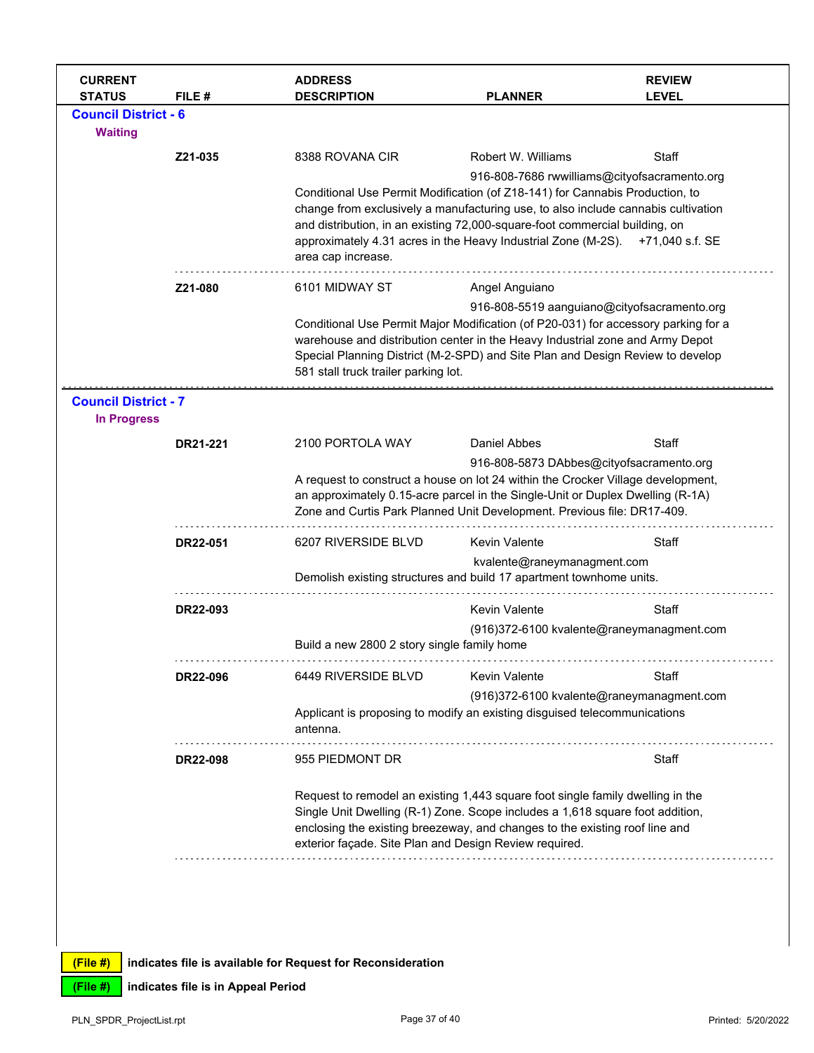| CURRENT STATUS | FILE # | ADDRESS DESCRIPTION | PLANNER | REVIEW LEVEL |
|---|---|---|---|---|

## Council District - 6

### Waiting

| | FILE # | ADDRESS / DESCRIPTION | PLANNER | REVIEW LEVEL |
|---|---|---|---|---|
| | **Z21-035** | 8388 ROVANA CIR | Robert W. Williams<br>916-808-7686 rwwilliams@cityofsacramento.org | Staff |
| | | Conditional Use Permit Modification (of Z18-141) for Cannabis Production, to change from exclusively a manufacturing use, to also include cannabis cultivation and distribution, in an existing 72,000-square-foot commercial building, on approximately 4.31 acres in the Heavy Industrial Zone (M-2S). +71,040 s.f. SE area cap increase. | | |
| | **Z21-080** | 6101 MIDWAY ST | Angel Anguiano<br>916-808-5519 aanguiano@cityofsacramento.org | |
| | | Conditional Use Permit Major Modification (of P20-031) for accessory parking for a warehouse and distribution center in the Heavy Industrial zone and Army Depot Special Planning District (M-2-SPD) and Site Plan and Design Review to develop 581 stall truck trailer parking lot. | | |

## Council District - 7

### In Progress

| | FILE # | ADDRESS / DESCRIPTION | PLANNER | REVIEW LEVEL |
|---|---|---|---|---|
| | **DR21-221** | 2100 PORTOLA WAY | Daniel Abbes<br>916-808-5873 DAbbes@cityofsacramento.org | Staff |
| | | A request to construct a house on lot 24 within the Crocker Village development, an approximately 0.15-acre parcel in the Single-Unit or Duplex Dwelling (R-1A) Zone and Curtis Park Planned Unit Development. Previous file: DR17-409. | | |
| | **DR22-051** | 6207 RIVERSIDE BLVD | Kevin Valente<br>kvalente@raneymanagment.com | Staff |
| | | Demolish existing structures and build 17 apartment townhome units. | | |
| | **DR22-093** | | Kevin Valente<br>(916)372-6100 kvalente@raneymanagment.com | Staff |
| | | Build a new 2800 2 story single family home | | |
| | **DR22-096** | 6449 RIVERSIDE BLVD | Kevin Valente<br>(916)372-6100 kvalente@raneymanagment.com | Staff |
| | | Applicant is proposing to modify an existing disguised telecommunications antenna. | | |
| | **DR22-098** | 955 PIEDMONT DR | | Staff |
| | | Request to remodel an existing 1,443 square foot single family dwelling in the Single Unit Dwelling (R-1) Zone. Scope includes a 1,618 square foot addition, enclosing the existing breezeway, and changes to the existing roof line and exterior façade. Site Plan and Design Review required. | | |

(File #) indicates file is available for Request for Reconsideration

(File #) indicates file is in Appeal Period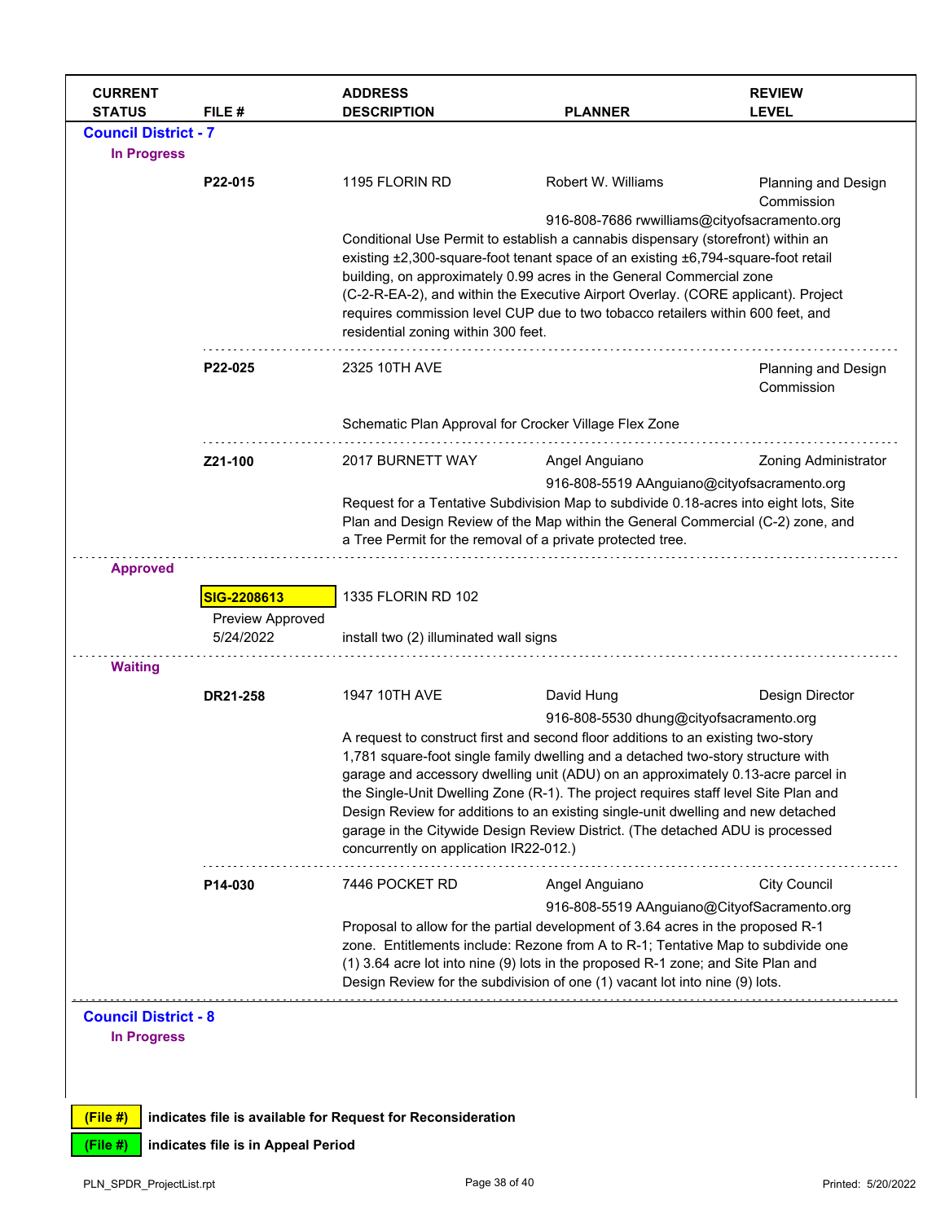| CURRENT STATUS | FILE # | ADDRESS DESCRIPTION | PLANNER | REVIEW LEVEL |
|---|---|---|---|---|

## Council District - 7

### In Progress

| | FILE # | ADDRESS / DESCRIPTION | PLANNER | REVIEW LEVEL |
|---|---|---|---|---|
| | **P22-015** | 1195 FLORIN RD | Robert W. Williams<br>916-808-7686 rwwilliams@cityofsacramento.org | Planning and Design Commission |
| | | Conditional Use Permit to establish a cannabis dispensary (storefront) within an existing ±2,300-square-foot tenant space of an existing ±6,794-square-foot retail building, on approximately 0.99 acres in the General Commercial zone (C-2-R-EA-2), and within the Executive Airport Overlay. (CORE applicant). Project requires commission level CUP due to two tobacco retailers within 600 feet, and residential zoning within 300 feet. | | |
| | **P22-025** | 2325 10TH AVE | | Planning and Design Commission |
| | | Schematic Plan Approval for Crocker Village Flex Zone | | |
| | **Z21-100** | 2017 BURNETT WAY | Angel Anguiano<br>916-808-5519 AAnguiano@cityofsacramento.org | Zoning Administrator |
| | | Request for a Tentative Subdivision Map to subdivide 0.18-acres into eight lots, Site Plan and Design Review of the Map within the General Commercial (C-2) zone, and a Tree Permit for the removal of a private protected tree. | | |

### Approved

| | FILE # | ADDRESS / DESCRIPTION | PLANNER | REVIEW LEVEL |
|---|---|---|---|---|
| | **SIG-2208613**<br>Preview Approved<br>5/24/2022 | 1335 FLORIN RD 102<br>install two (2) illuminated wall signs | | |

### Waiting

| | FILE # | ADDRESS / DESCRIPTION | PLANNER | REVIEW LEVEL |
|---|---|---|---|---|
| | **DR21-258** | 1947 10TH AVE | David Hung<br>916-808-5530 dhung@cityofsacramento.org | Design Director |
| | | A request to construct first and second floor additions to an existing two-story 1,781 square-foot single family dwelling and a detached two-story structure with garage and accessory dwelling unit (ADU) on an approximately 0.13-acre parcel in the Single-Unit Dwelling Zone (R-1). The project requires staff level Site Plan and Design Review for additions to an existing single-unit dwelling and new detached garage in the Citywide Design Review District. (The detached ADU is processed concurrently on application IR22-012.) | | |
| | **P14-030** | 7446 POCKET RD | Angel Anguiano<br>916-808-5519 AAnguiano@CityofSacramento.org | City Council |
| | | Proposal to allow for the partial development of 3.64 acres in the proposed R-1 zone. Entitlements include: Rezone from A to R-1; Tentative Map to subdivide one (1) 3.64 acre lot into nine (9) lots in the proposed R-1 zone; and Site Plan and Design Review for the subdivision of one (1) vacant lot into nine (9) lots. | | |

## Council District - 8

### In Progress

**(File #)** indicates file is available for Request for Reconsideration

**(File #)** indicates file is in Appeal Period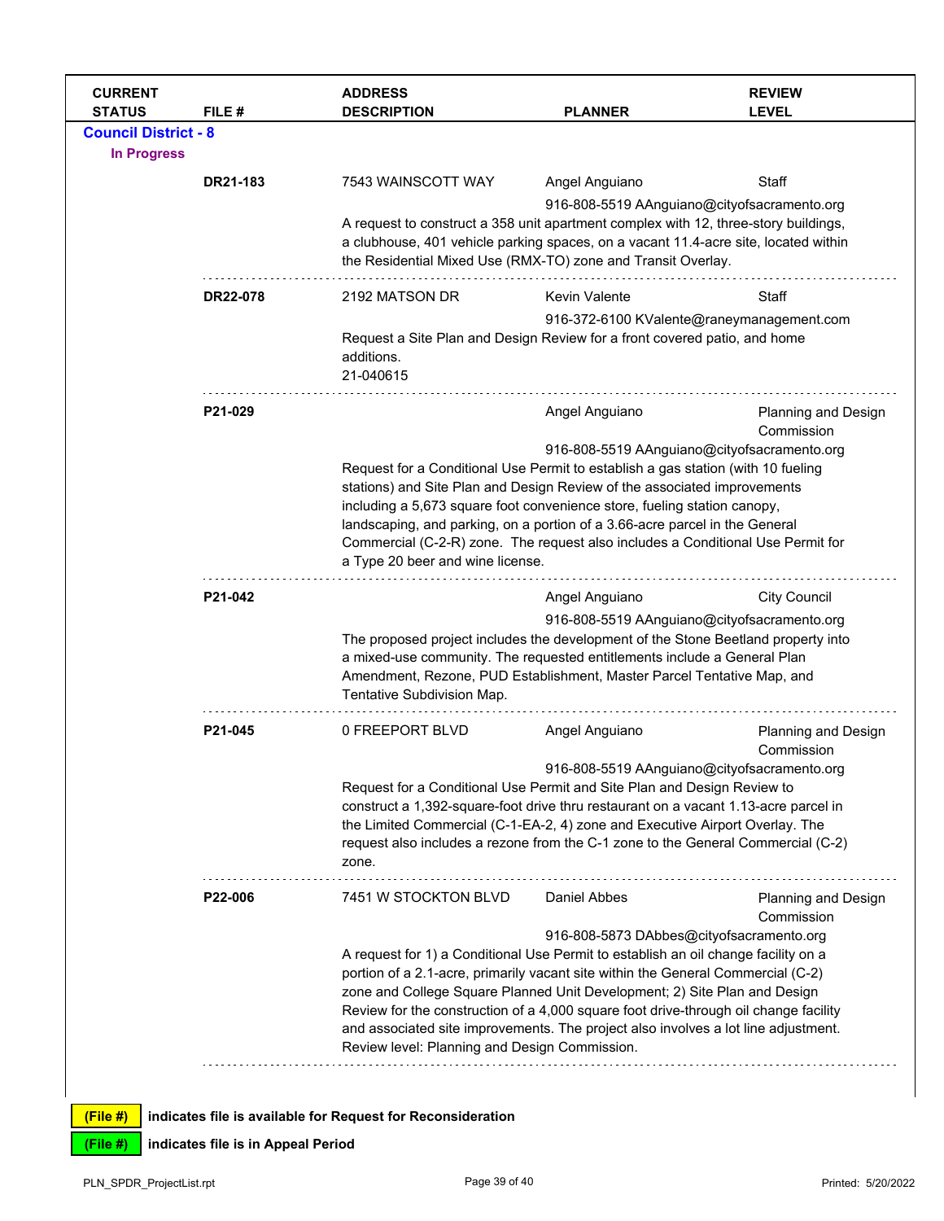| CURRENT STATUS | FILE # | ADDRESS DESCRIPTION | PLANNER | REVIEW LEVEL |
|---|---|---|---|---|

**Council District - 8**

**In Progress**

| CURRENT STATUS | FILE # | ADDRESS DESCRIPTION | PLANNER | REVIEW LEVEL |
|---|---|---|---|---|
| | **DR21-183** | 7543 WAINSCOTT WAY | Angel Anguiano<br>916-808-5519 AAnguiano@cityofsacramento.org | Staff |
| | | A request to construct a 358 unit apartment complex with 12, three-story buildings, a clubhouse, 401 vehicle parking spaces, on a vacant 11.4-acre site, located within the Residential Mixed Use (RMX-TO) zone and Transit Overlay. | | |
| | **DR22-078** | 2192 MATSON DR | Kevin Valente<br>916-372-6100 KValente@raneymanagement.com | Staff |
| | | Request a Site Plan and Design Review for a front covered patio, and home additions.<br>21-040615 | | |
| | **P21-029** | | Angel Anguiano<br>916-808-5519 AAnguiano@cityofsacramento.org | Planning and Design Commission |
| | | Request for a Conditional Use Permit to establish a gas station (with 10 fueling stations) and Site Plan and Design Review of the associated improvements including a 5,673 square foot convenience store, fueling station canopy, landscaping, and parking, on a portion of a 3.66-acre parcel in the General Commercial (C-2-R) zone. The request also includes a Conditional Use Permit for a Type 20 beer and wine license. | | |
| | **P21-042** | | Angel Anguiano<br>916-808-5519 AAnguiano@cityofsacramento.org | City Council |
| | | The proposed project includes the development of the Stone Beetland property into a mixed-use community. The requested entitlements include a General Plan Amendment, Rezone, PUD Establishment, Master Parcel Tentative Map, and Tentative Subdivision Map. | | |
| | **P21-045** | 0 FREEPORT BLVD | Angel Anguiano<br>916-808-5519 AAnguiano@cityofsacramento.org | Planning and Design Commission |
| | | Request for a Conditional Use Permit and Site Plan and Design Review to construct a 1,392-square-foot drive thru restaurant on a vacant 1.13-acre parcel in the Limited Commercial (C-1-EA-2, 4) zone and Executive Airport Overlay. The request also includes a rezone from the C-1 zone to the General Commercial (C-2) zone. | | |
| | **P22-006** | 7451 W STOCKTON BLVD | Daniel Abbes<br>916-808-5873 DAbbes@cityofsacramento.org | Planning and Design Commission |
| | | A request for 1) a Conditional Use Permit to establish an oil change facility on a portion of a 2.1-acre, primarily vacant site within the General Commercial (C-2) zone and College Square Planned Unit Development; 2) Site Plan and Design Review for the construction of a 4,000 square foot drive-through oil change facility and associated site improvements. The project also involves a lot line adjustment. Review level: Planning and Design Commission. | | |

**(File #)** indicates file is available for Request for Reconsideration

**(File #)** indicates file is in Appeal Period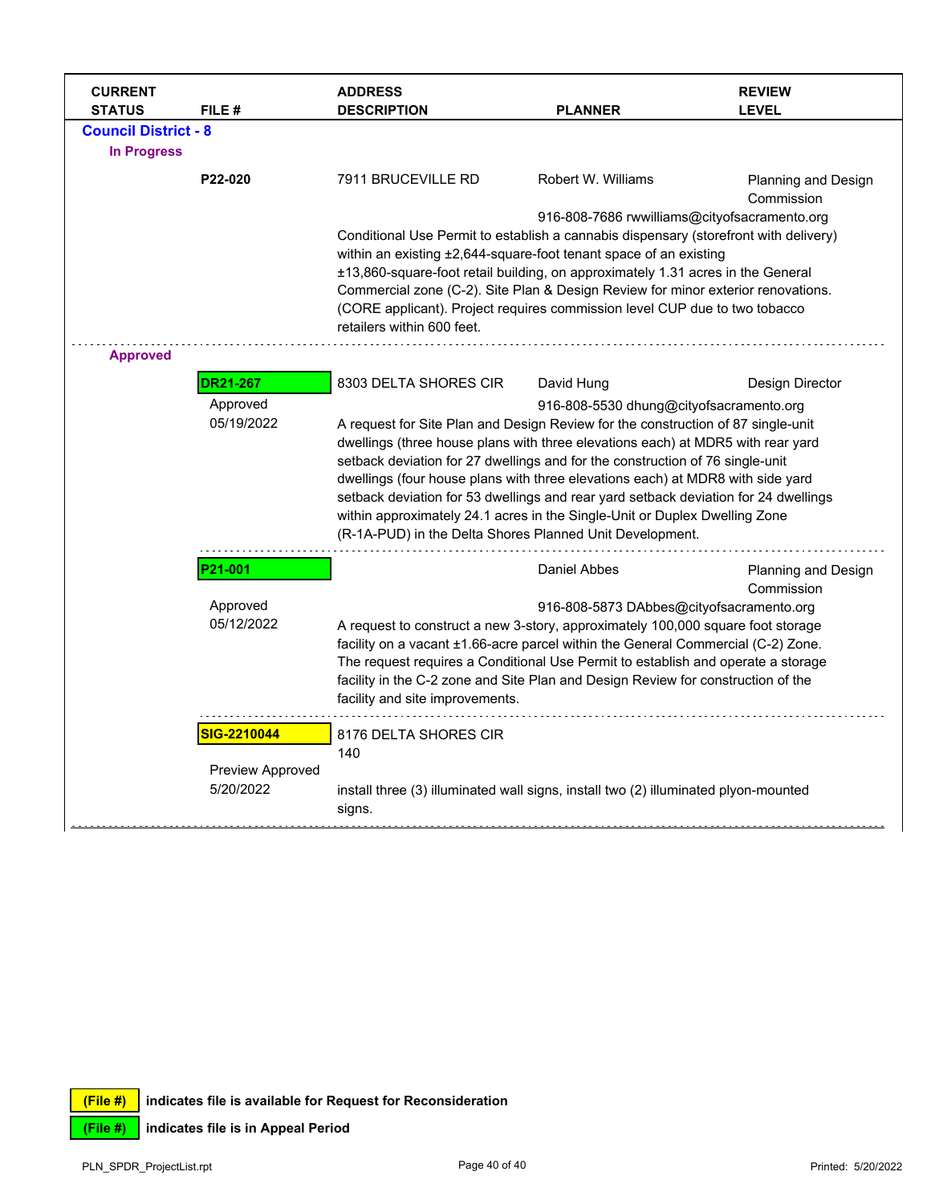| CURRENT STATUS | FILE # | ADDRESS DESCRIPTION | PLANNER | REVIEW LEVEL |
|---|---|---|---|---|

## Council District - 8

### In Progress

| | | | | |
|---|---|---|---|---|
| | **P22-020** | 7911 BRUCEVILLE RD | Robert W. Williams<br>916-808-7686 rwwilliams@cityofsacramento.org | Planning and Design Commission |

Conditional Use Permit to establish a cannabis dispensary (storefront with delivery) within an existing ±2,644-square-foot tenant space of an existing ±13,860-square-foot retail building, on approximately 1.31 acres in the General Commercial zone (C-2). Site Plan & Design Review for minor exterior renovations. (CORE applicant). Project requires commission level CUP due to two tobacco retailers within 600 feet.

### Approved

| | | | | |
|---|---|---|---|---|
| | **DR21-267**<br>Approved<br>05/19/2022 | 8303 DELTA SHORES CIR | David Hung<br>916-808-5530 dhung@cityofsacramento.org | Design Director |

A request for Site Plan and Design Review for the construction of 87 single-unit dwellings (three house plans with three elevations each) at MDR5 with rear yard setback deviation for 27 dwellings and for the construction of 76 single-unit dwellings (four house plans with three elevations each) at MDR8 with side yard setback deviation for 53 dwellings and rear yard setback deviation for 24 dwellings within approximately 24.1 acres in the Single-Unit or Duplex Dwelling Zone (R-1A-PUD) in the Delta Shores Planned Unit Development.

| | | | | |
|---|---|---|---|---|
| | **P21-001**<br>Approved<br>05/12/2022 | | Daniel Abbes<br>916-808-5873 DAbbes@cityofsacramento.org | Planning and Design Commission |

A request to construct a new 3-story, approximately 100,000 square foot storage facility on a vacant ±1.66-acre parcel within the General Commercial (C-2) Zone. The request requires a Conditional Use Permit to establish and operate a storage facility in the C-2 zone and Site Plan and Design Review for construction of the facility and site improvements.

| | | | | |
|---|---|---|---|---|
| | **SIG-2210044**<br>Preview Approved<br>5/20/2022 | 8176 DELTA SHORES CIR 140 | | |

install three (3) illuminated wall signs, install two (2) illuminated plyon-mounted signs.

**(File #)** indicates file is available for Request for Reconsideration

**(File #)** indicates file is in Appeal Period

PLN_SPDR_ProjectList.rpt

Printed: 5/20/2022